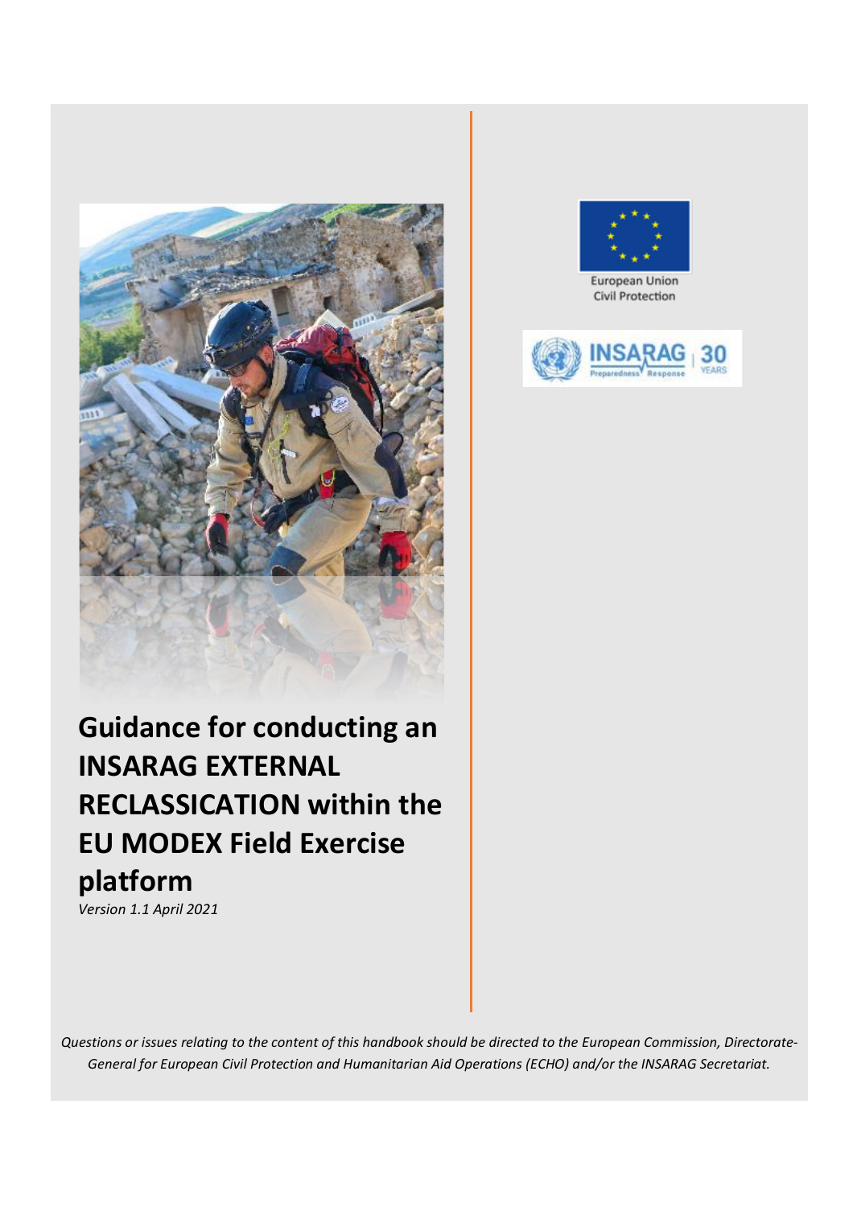European Union
Civil Protection

# Guidance for conducting an INSARAG EXTERNAL RECLASSICATION within the EU MODEX Field Exercise platform

*Version 1.1 April 2021*

*Questions or issues relating to the content of this handbook should be directed to the European Commission, Directorate-General for European Civil Protection and Humanitarian Aid Operations (ECHO) and/or the INSARAG Secretariat.*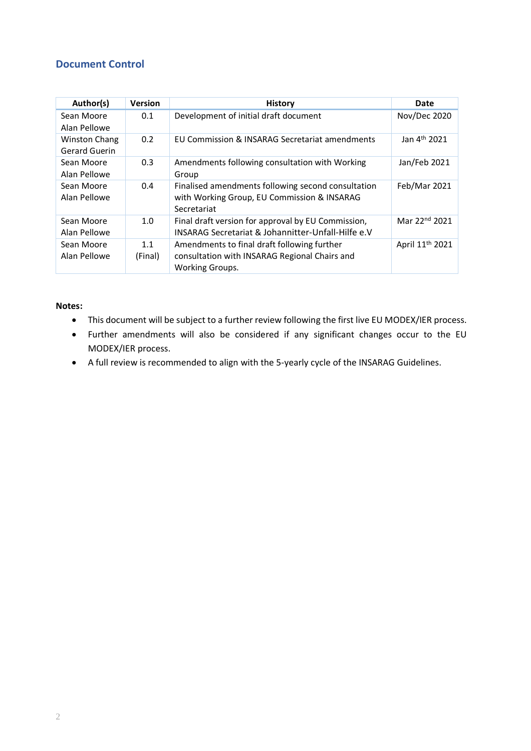## Document Control

| Author(s) | Version | History | Date |
|---|---|---|---|
| Sean Moore<br>Alan Pellowe | 0.1 | Development of initial draft document | Nov/Dec 2020 |
| Winston Chang<br>Gerard Guerin | 0.2 | EU Commission & INSARAG Secretariat amendments | Jan 4th 2021 |
| Sean Moore<br>Alan Pellowe | 0.3 | Amendments following consultation with Working Group | Jan/Feb 2021 |
| Sean Moore<br>Alan Pellowe | 0.4 | Finalised amendments following second consultation with Working Group, EU Commission & INSARAG Secretariat | Feb/Mar 2021 |
| Sean Moore<br>Alan Pellowe | 1.0 | Final draft version for approval by EU Commission, INSARAG Secretariat & Johannitter-Unfall-Hilfe e.V | Mar 22nd 2021 |
| Sean Moore<br>Alan Pellowe | 1.1<br>(Final) | Amendments to final draft following further consultation with INSARAG Regional Chairs and Working Groups. | April 11th 2021 |

**Notes:**

- This document will be subject to a further review following the first live EU MODEX/IER process.
- Further amendments will also be considered if any significant changes occur to the EU MODEX/IER process.
- A full review is recommended to align with the 5-yearly cycle of the INSARAG Guidelines.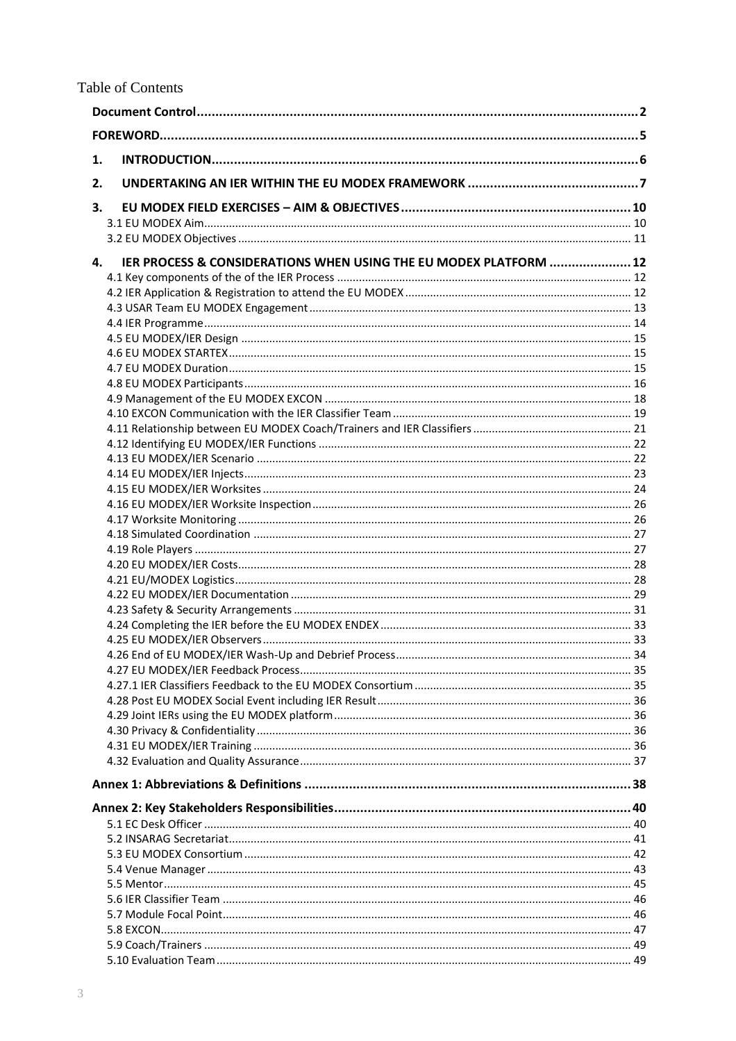Table of Contents

**Document Control** ..... 2

**FOREWORD** ..... 5

**1. INTRODUCTION** ..... 6

**2. UNDERTAKING AN IER WITHIN THE EU MODEX FRAMEWORK** ..... 7

**3. EU MODEX FIELD EXERCISES – AIM & OBJECTIVES** ..... 10

3.1 EU MODEX Aim ..... 10

3.2 EU MODEX Objectives ..... 11

**4. IER PROCESS & CONSIDERATIONS WHEN USING THE EU MODEX PLATFORM** ..... 12

4.1 Key components of the of the IER Process ..... 12

4.2 IER Application & Registration to attend the EU MODEX ..... 12

4.3 USAR Team EU MODEX Engagement ..... 13

4.4 IER Programme ..... 14

4.5 EU MODEX/IER Design ..... 15

4.6 EU MODEX STARTEX ..... 15

4.7 EU MODEX Duration ..... 15

4.8 EU MODEX Participants ..... 16

4.9 Management of the EU MODEX EXCON ..... 18

4.10 EXCON Communication with the IER Classifier Team ..... 19

4.11 Relationship between EU MODEX Coach/Trainers and IER Classifiers ..... 21

4.12 Identifying EU MODEX/IER Functions ..... 22

4.13 EU MODEX/IER Scenario ..... 22

4.14 EU MODEX/IER Injects ..... 23

4.15 EU MODEX/IER Worksites ..... 24

4.16 EU MODEX/IER Worksite Inspection ..... 26

4.17 Worksite Monitoring ..... 26

4.18 Simulated Coordination ..... 27

4.19 Role Players ..... 27

4.20 EU MODEX/IER Costs ..... 28

4.21 EU/MODEX Logistics ..... 28

4.22 EU MODEX/IER Documentation ..... 29

4.23 Safety & Security Arrangements ..... 31

4.24 Completing the IER before the EU MODEX ENDEX ..... 33

4.25 EU MODEX/IER Observers ..... 33

4.26 End of EU MODEX/IER Wash-Up and Debrief Process ..... 34

4.27 EU MODEX/IER Feedback Process ..... 35

4.27.1 IER Classifiers Feedback to the EU MODEX Consortium ..... 35

4.28 Post EU MODEX Social Event including IER Result ..... 36

4.29 Joint IERs using the EU MODEX platform ..... 36

4.30 Privacy & Confidentiality ..... 36

4.31 EU MODEX/IER Training ..... 36

4.32 Evaluation and Quality Assurance ..... 37

**Annex 1: Abbreviations & Definitions** ..... 38

**Annex 2: Key Stakeholders Responsibilities** ..... 40

5.1 EC Desk Officer ..... 40

5.2 INSARAG Secretariat ..... 41

5.3 EU MODEX Consortium ..... 42

5.4 Venue Manager ..... 43

5.5 Mentor ..... 45

5.6 IER Classifier Team ..... 46

5.7 Module Focal Point ..... 46

5.8 EXCON ..... 47

5.9 Coach/Trainers ..... 49

5.10 Evaluation Team ..... 49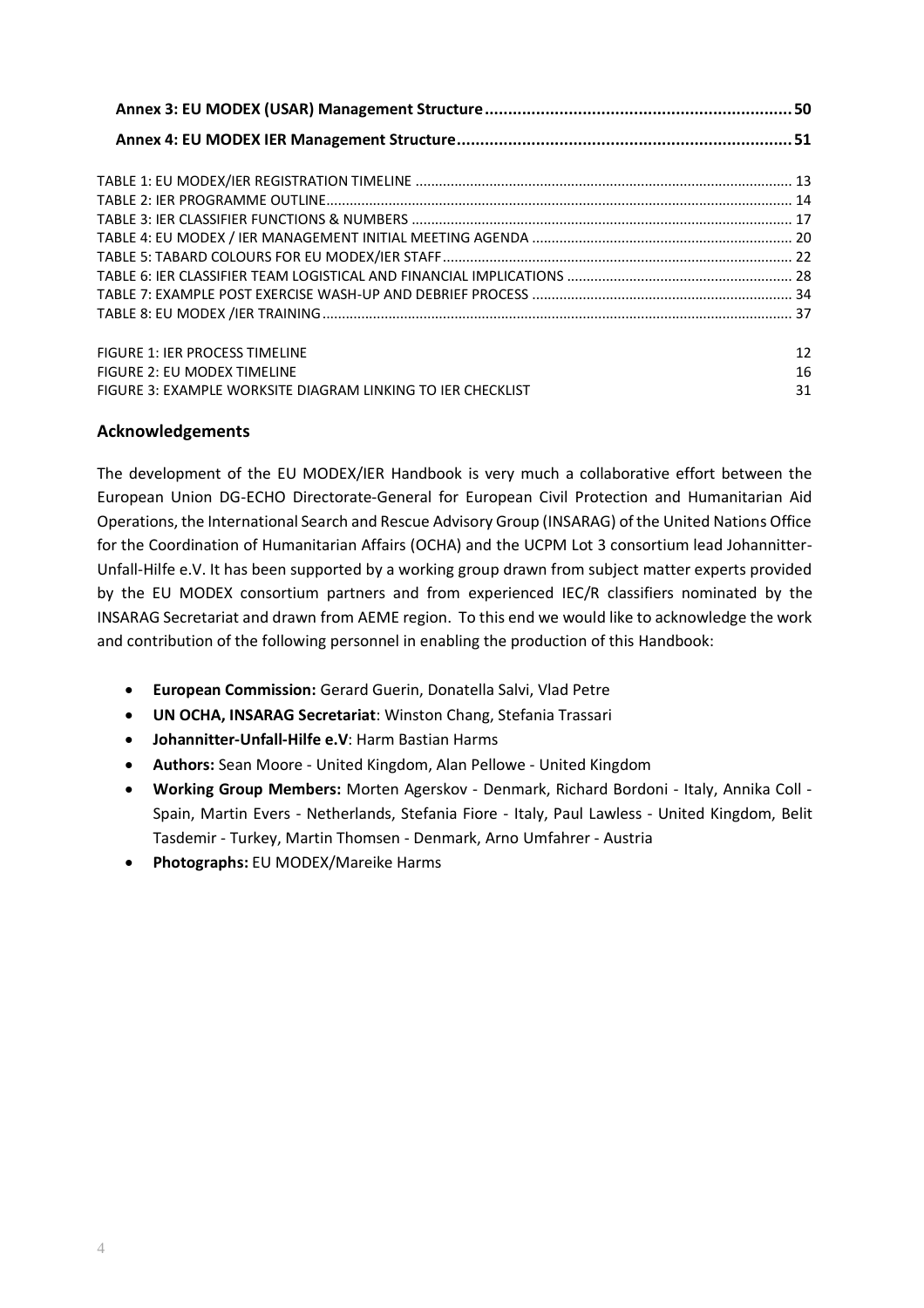**Annex 3: EU MODEX (USAR) Management Structure** .......... 50

**Annex 4: EU MODEX IER Management Structure** .......... 51

TABLE 1: EU MODEX/IER REGISTRATION TIMELINE .......... 13
TABLE 2: IER PROGRAMME OUTLINE .......... 14
TABLE 3: IER CLASSIFIER FUNCTIONS & NUMBERS .......... 17
TABLE 4: EU MODEX / IER MANAGEMENT INITIAL MEETING AGENDA .......... 20
TABLE 5: TABARD COLOURS FOR EU MODEX/IER STAFF .......... 22
TABLE 6: IER CLASSIFIER TEAM LOGISTICAL AND FINANCIAL IMPLICATIONS .......... 28
TABLE 7: EXAMPLE POST EXERCISE WASH-UP AND DEBRIEF PROCESS .......... 34
TABLE 8: EU MODEX /IER TRAINING .......... 37

FIGURE 1: IER PROCESS TIMELINE 12
FIGURE 2: EU MODEX TIMELINE 16
FIGURE 3: EXAMPLE WORKSITE DIAGRAM LINKING TO IER CHECKLIST 31

## Acknowledgements

The development of the EU MODEX/IER Handbook is very much a collaborative effort between the European Union DG-ECHO Directorate-General for European Civil Protection and Humanitarian Aid Operations, the International Search and Rescue Advisory Group (INSARAG) of the United Nations Office for the Coordination of Humanitarian Affairs (OCHA) and the UCPM Lot 3 consortium lead Johannitter-Unfall-Hilfe e.V. It has been supported by a working group drawn from subject matter experts provided by the EU MODEX consortium partners and from experienced IEC/R classifiers nominated by the INSARAG Secretariat and drawn from AEME region. To this end we would like to acknowledge the work and contribution of the following personnel in enabling the production of this Handbook:

- **European Commission:** Gerard Guerin, Donatella Salvi, Vlad Petre
- **UN OCHA, INSARAG Secretariat**: Winston Chang, Stefania Trassari
- **Johannitter-Unfall-Hilfe e.V**: Harm Bastian Harms
- **Authors:** Sean Moore - United Kingdom, Alan Pellowe - United Kingdom
- **Working Group Members:** Morten Agerskov - Denmark, Richard Bordoni - Italy, Annika Coll - Spain, Martin Evers - Netherlands, Stefania Fiore - Italy, Paul Lawless - United Kingdom, Belit Tasdemir - Turkey, Martin Thomsen - Denmark, Arno Umfahrer - Austria
- **Photographs:** EU MODEX/Mareike Harms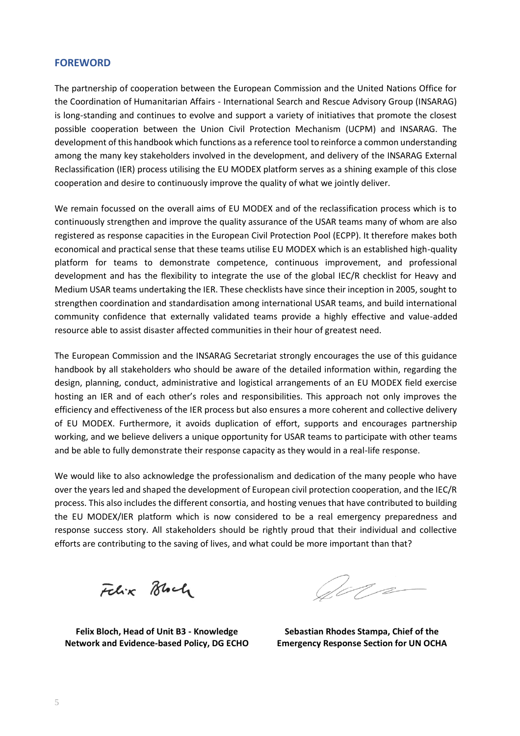## FOREWORD

The partnership of cooperation between the European Commission and the United Nations Office for the Coordination of Humanitarian Affairs - International Search and Rescue Advisory Group (INSARAG) is long-standing and continues to evolve and support a variety of initiatives that promote the closest possible cooperation between the Union Civil Protection Mechanism (UCPM) and INSARAG. The development of this handbook which functions as a reference tool to reinforce a common understanding among the many key stakeholders involved in the development, and delivery of the INSARAG External Reclassification (IER) process utilising the EU MODEX platform serves as a shining example of this close cooperation and desire to continuously improve the quality of what we jointly deliver.

We remain focussed on the overall aims of EU MODEX and of the reclassification process which is to continuously strengthen and improve the quality assurance of the USAR teams many of whom are also registered as response capacities in the European Civil Protection Pool (ECPP). It therefore makes both economical and practical sense that these teams utilise EU MODEX which is an established high-quality platform for teams to demonstrate competence, continuous improvement, and professional development and has the flexibility to integrate the use of the global IEC/R checklist for Heavy and Medium USAR teams undertaking the IER. These checklists have since their inception in 2005, sought to strengthen coordination and standardisation among international USAR teams, and build international community confidence that externally validated teams provide a highly effective and value-added resource able to assist disaster affected communities in their hour of greatest need.

The European Commission and the INSARAG Secretariat strongly encourages the use of this guidance handbook by all stakeholders who should be aware of the detailed information within, regarding the design, planning, conduct, administrative and logistical arrangements of an EU MODEX field exercise hosting an IER and of each other's roles and responsibilities. This approach not only improves the efficiency and effectiveness of the IER process but also ensures a more coherent and collective delivery of EU MODEX. Furthermore, it avoids duplication of effort, supports and encourages partnership working, and we believe delivers a unique opportunity for USAR teams to participate with other teams and be able to fully demonstrate their response capacity as they would in a real-life response.

We would like to also acknowledge the professionalism and dedication of the many people who have over the years led and shaped the development of European civil protection cooperation, and the IEC/R process. This also includes the different consortia, and hosting venues that have contributed to building the EU MODEX/IER platform which is now considered to be a real emergency preparedness and response success story. All stakeholders should be rightly proud that their individual and collective efforts are contributing to the saving of lives, and what could be more important than that?

**Felix Bloch, Head of Unit B3 - Knowledge Network and Evidence-based Policy, DG ECHO**

**Sebastian Rhodes Stampa, Chief of the Emergency Response Section for UN OCHA**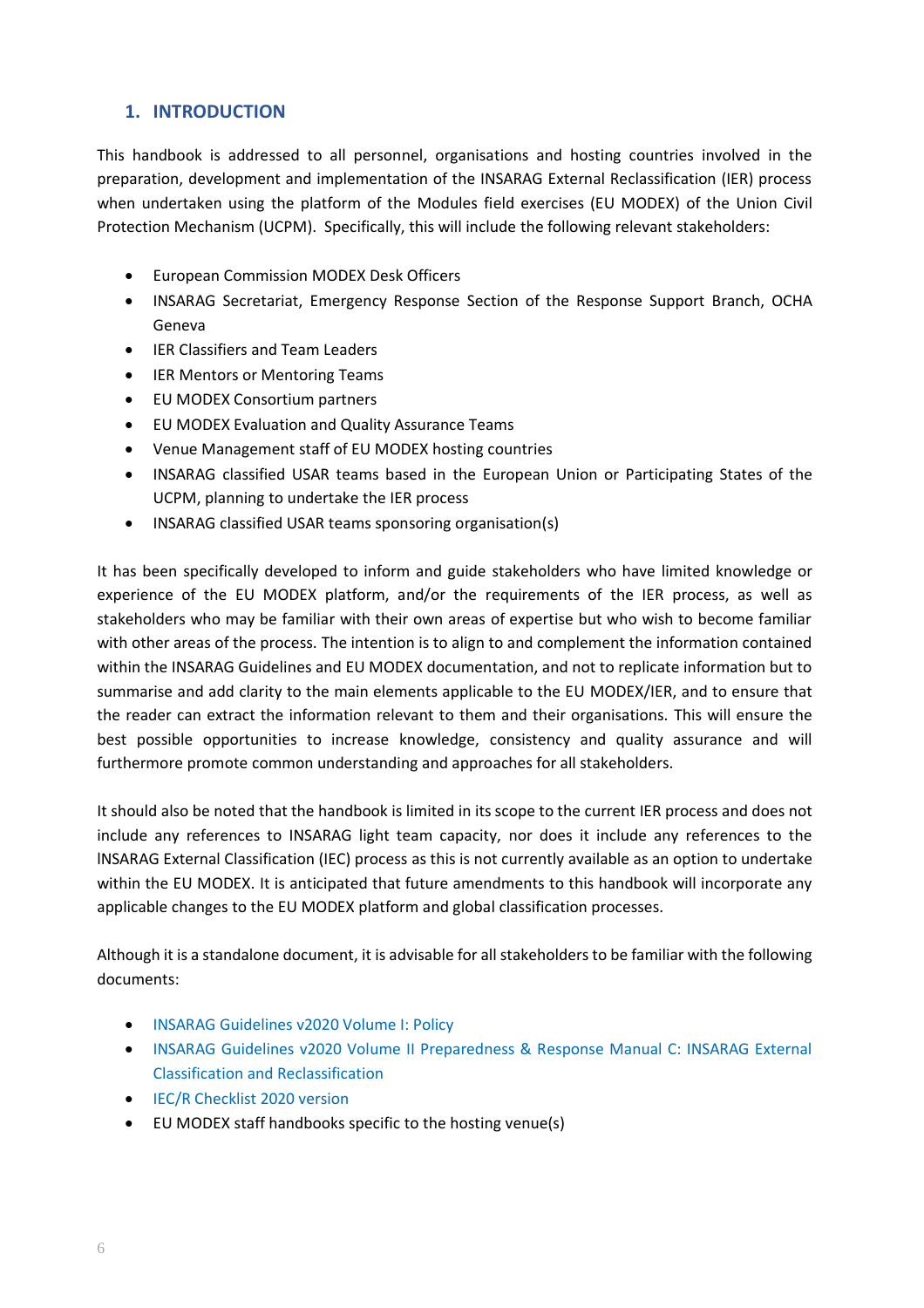## 1. INTRODUCTION

This handbook is addressed to all personnel, organisations and hosting countries involved in the preparation, development and implementation of the INSARAG External Reclassification (IER) process when undertaken using the platform of the Modules field exercises (EU MODEX) of the Union Civil Protection Mechanism (UCPM). Specifically, this will include the following relevant stakeholders:

- European Commission MODEX Desk Officers
- INSARAG Secretariat, Emergency Response Section of the Response Support Branch, OCHA Geneva
- IER Classifiers and Team Leaders
- IER Mentors or Mentoring Teams
- EU MODEX Consortium partners
- EU MODEX Evaluation and Quality Assurance Teams
- Venue Management staff of EU MODEX hosting countries
- INSARAG classified USAR teams based in the European Union or Participating States of the UCPM, planning to undertake the IER process
- INSARAG classified USAR teams sponsoring organisation(s)

It has been specifically developed to inform and guide stakeholders who have limited knowledge or experience of the EU MODEX platform, and/or the requirements of the IER process, as well as stakeholders who may be familiar with their own areas of expertise but who wish to become familiar with other areas of the process. The intention is to align to and complement the information contained within the INSARAG Guidelines and EU MODEX documentation, and not to replicate information but to summarise and add clarity to the main elements applicable to the EU MODEX/IER, and to ensure that the reader can extract the information relevant to them and their organisations. This will ensure the best possible opportunities to increase knowledge, consistency and quality assurance and will furthermore promote common understanding and approaches for all stakeholders.

It should also be noted that the handbook is limited in its scope to the current IER process and does not include any references to INSARAG light team capacity, nor does it include any references to the INSARAG External Classification (IEC) process as this is not currently available as an option to undertake within the EU MODEX. It is anticipated that future amendments to this handbook will incorporate any applicable changes to the EU MODEX platform and global classification processes.

Although it is a standalone document, it is advisable for all stakeholders to be familiar with the following documents:

- INSARAG Guidelines v2020 Volume I: Policy
- INSARAG Guidelines v2020 Volume II Preparedness & Response Manual C: INSARAG External Classification and Reclassification
- IEC/R Checklist 2020 version
- EU MODEX staff handbooks specific to the hosting venue(s)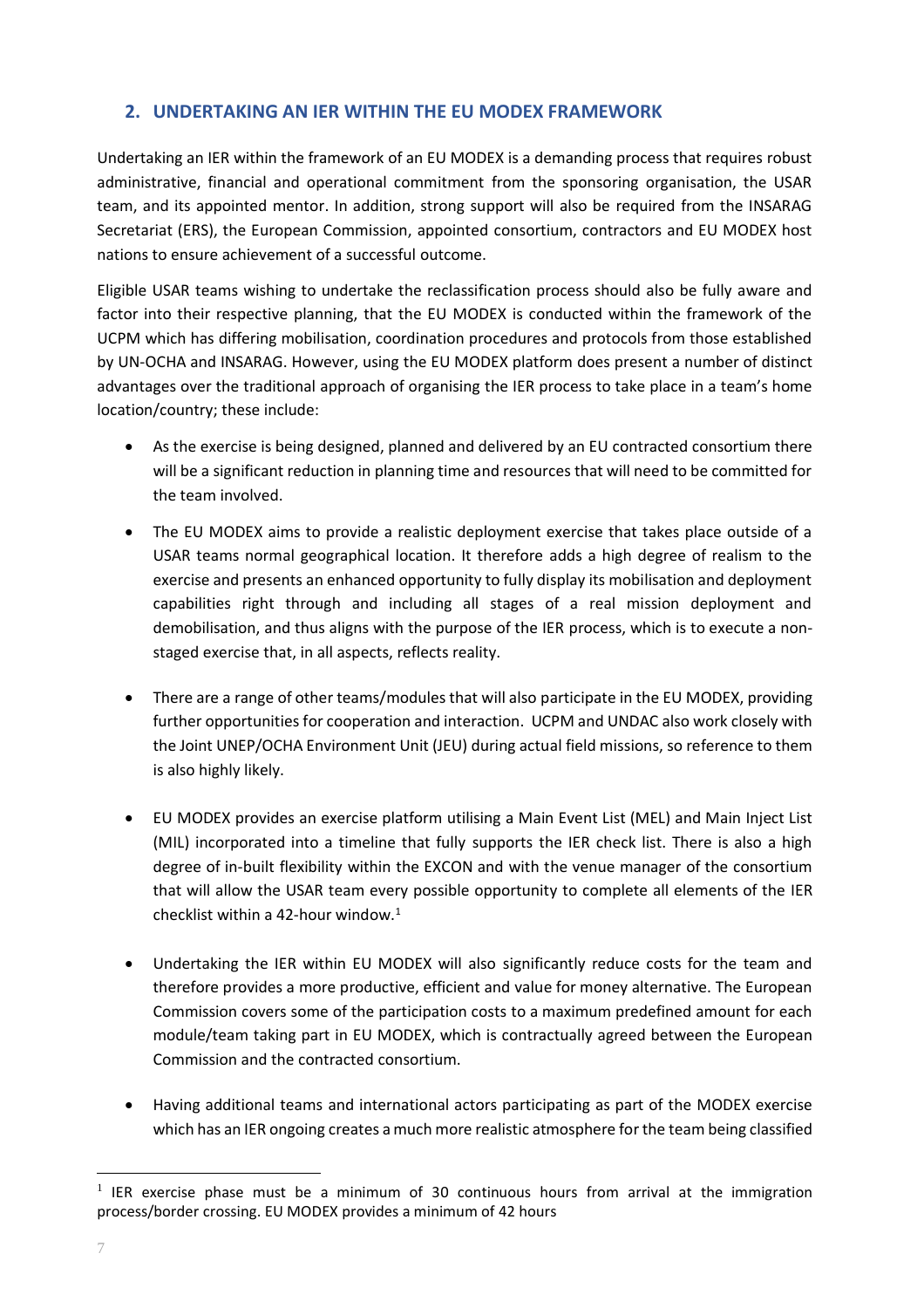## 2. UNDERTAKING AN IER WITHIN THE EU MODEX FRAMEWORK

Undertaking an IER within the framework of an EU MODEX is a demanding process that requires robust administrative, financial and operational commitment from the sponsoring organisation, the USAR team, and its appointed mentor. In addition, strong support will also be required from the INSARAG Secretariat (ERS), the European Commission, appointed consortium, contractors and EU MODEX host nations to ensure achievement of a successful outcome.

Eligible USAR teams wishing to undertake the reclassification process should also be fully aware and factor into their respective planning, that the EU MODEX is conducted within the framework of the UCPM which has differing mobilisation, coordination procedures and protocols from those established by UN-OCHA and INSARAG. However, using the EU MODEX platform does present a number of distinct advantages over the traditional approach of organising the IER process to take place in a team's home location/country; these include:

- As the exercise is being designed, planned and delivered by an EU contracted consortium there will be a significant reduction in planning time and resources that will need to be committed for the team involved.
- The EU MODEX aims to provide a realistic deployment exercise that takes place outside of a USAR teams normal geographical location. It therefore adds a high degree of realism to the exercise and presents an enhanced opportunity to fully display its mobilisation and deployment capabilities right through and including all stages of a real mission deployment and demobilisation, and thus aligns with the purpose of the IER process, which is to execute a non-staged exercise that, in all aspects, reflects reality.
- There are a range of other teams/modules that will also participate in the EU MODEX, providing further opportunities for cooperation and interaction. UCPM and UNDAC also work closely with the Joint UNEP/OCHA Environment Unit (JEU) during actual field missions, so reference to them is also highly likely.
- EU MODEX provides an exercise platform utilising a Main Event List (MEL) and Main Inject List (MIL) incorporated into a timeline that fully supports the IER check list. There is also a high degree of in-built flexibility within the EXCON and with the venue manager of the consortium that will allow the USAR team every possible opportunity to complete all elements of the IER checklist within a 42-hour window.[1]
- Undertaking the IER within EU MODEX will also significantly reduce costs for the team and therefore provides a more productive, efficient and value for money alternative. The European Commission covers some of the participation costs to a maximum predefined amount for each module/team taking part in EU MODEX, which is contractually agreed between the European Commission and the contracted consortium.
- Having additional teams and international actors participating as part of the MODEX exercise which has an IER ongoing creates a much more realistic atmosphere for the team being classified

[1] IER exercise phase must be a minimum of 30 continuous hours from arrival at the immigration process/border crossing. EU MODEX provides a minimum of 42 hours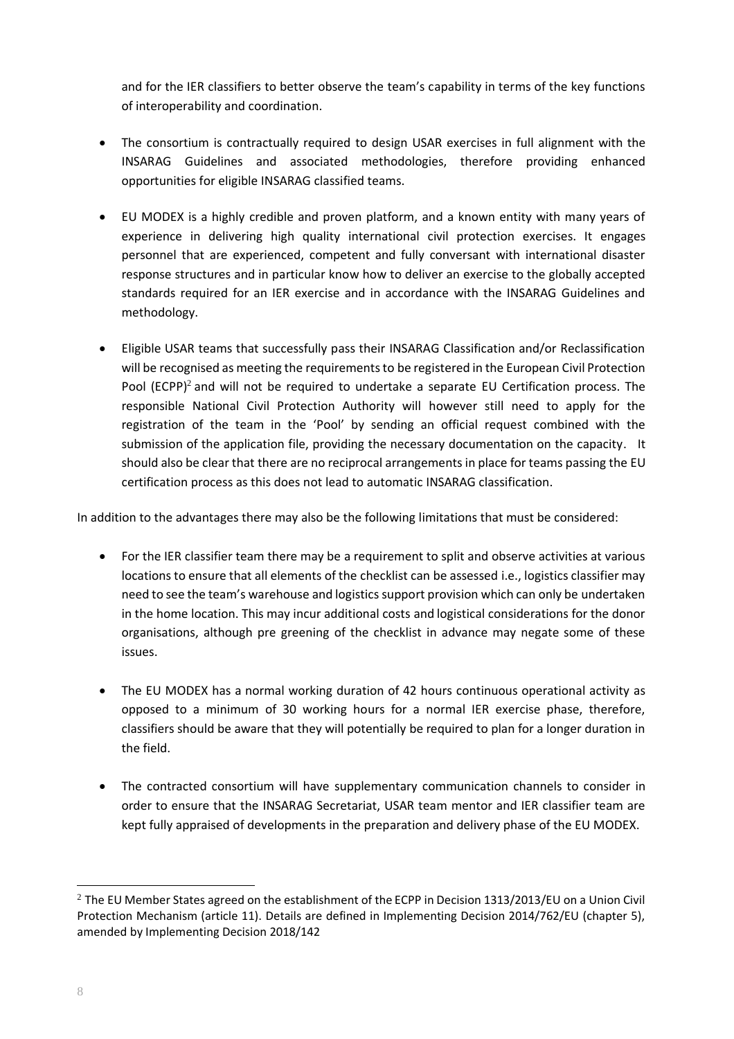and for the IER classifiers to better observe the team's capability in terms of the key functions of interoperability and coordination.

- The consortium is contractually required to design USAR exercises in full alignment with the INSARAG Guidelines and associated methodologies, therefore providing enhanced opportunities for eligible INSARAG classified teams.

- EU MODEX is a highly credible and proven platform, and a known entity with many years of experience in delivering high quality international civil protection exercises. It engages personnel that are experienced, competent and fully conversant with international disaster response structures and in particular know how to deliver an exercise to the globally accepted standards required for an IER exercise and in accordance with the INSARAG Guidelines and methodology.

- Eligible USAR teams that successfully pass their INSARAG Classification and/or Reclassification will be recognised as meeting the requirements to be registered in the European Civil Protection Pool (ECPP)[2] and will not be required to undertake a separate EU Certification process. The responsible National Civil Protection Authority will however still need to apply for the registration of the team in the 'Pool' by sending an official request combined with the submission of the application file, providing the necessary documentation on the capacity. It should also be clear that there are no reciprocal arrangements in place for teams passing the EU certification process as this does not lead to automatic INSARAG classification.

In addition to the advantages there may also be the following limitations that must be considered:

- For the IER classifier team there may be a requirement to split and observe activities at various locations to ensure that all elements of the checklist can be assessed i.e., logistics classifier may need to see the team's warehouse and logistics support provision which can only be undertaken in the home location. This may incur additional costs and logistical considerations for the donor organisations, although pre greening of the checklist in advance may negate some of these issues.

- The EU MODEX has a normal working duration of 42 hours continuous operational activity as opposed to a minimum of 30 working hours for a normal IER exercise phase, therefore, classifiers should be aware that they will potentially be required to plan for a longer duration in the field.

- The contracted consortium will have supplementary communication channels to consider in order to ensure that the INSARAG Secretariat, USAR team mentor and IER classifier team are kept fully appraised of developments in the preparation and delivery phase of the EU MODEX.

---

[2] The EU Member States agreed on the establishment of the ECPP in Decision 1313/2013/EU on a Union Civil Protection Mechanism (article 11). Details are defined in Implementing Decision 2014/762/EU (chapter 5), amended by Implementing Decision 2018/142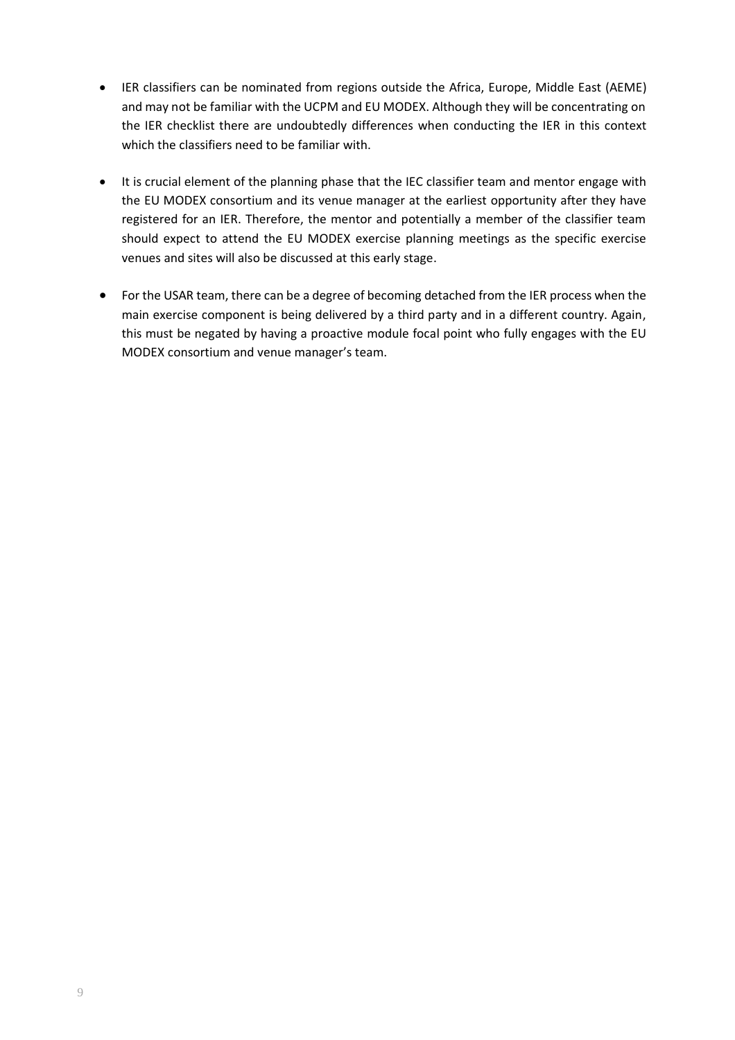- IER classifiers can be nominated from regions outside the Africa, Europe, Middle East (AEME) and may not be familiar with the UCPM and EU MODEX. Although they will be concentrating on the IER checklist there are undoubtedly differences when conducting the IER in this context which the classifiers need to be familiar with.

- It is crucial element of the planning phase that the IEC classifier team and mentor engage with the EU MODEX consortium and its venue manager at the earliest opportunity after they have registered for an IER. Therefore, the mentor and potentially a member of the classifier team should expect to attend the EU MODEX exercise planning meetings as the specific exercise venues and sites will also be discussed at this early stage.

- For the USAR team, there can be a degree of becoming detached from the IER process when the main exercise component is being delivered by a third party and in a different country. Again, this must be negated by having a proactive module focal point who fully engages with the EU MODEX consortium and venue manager's team.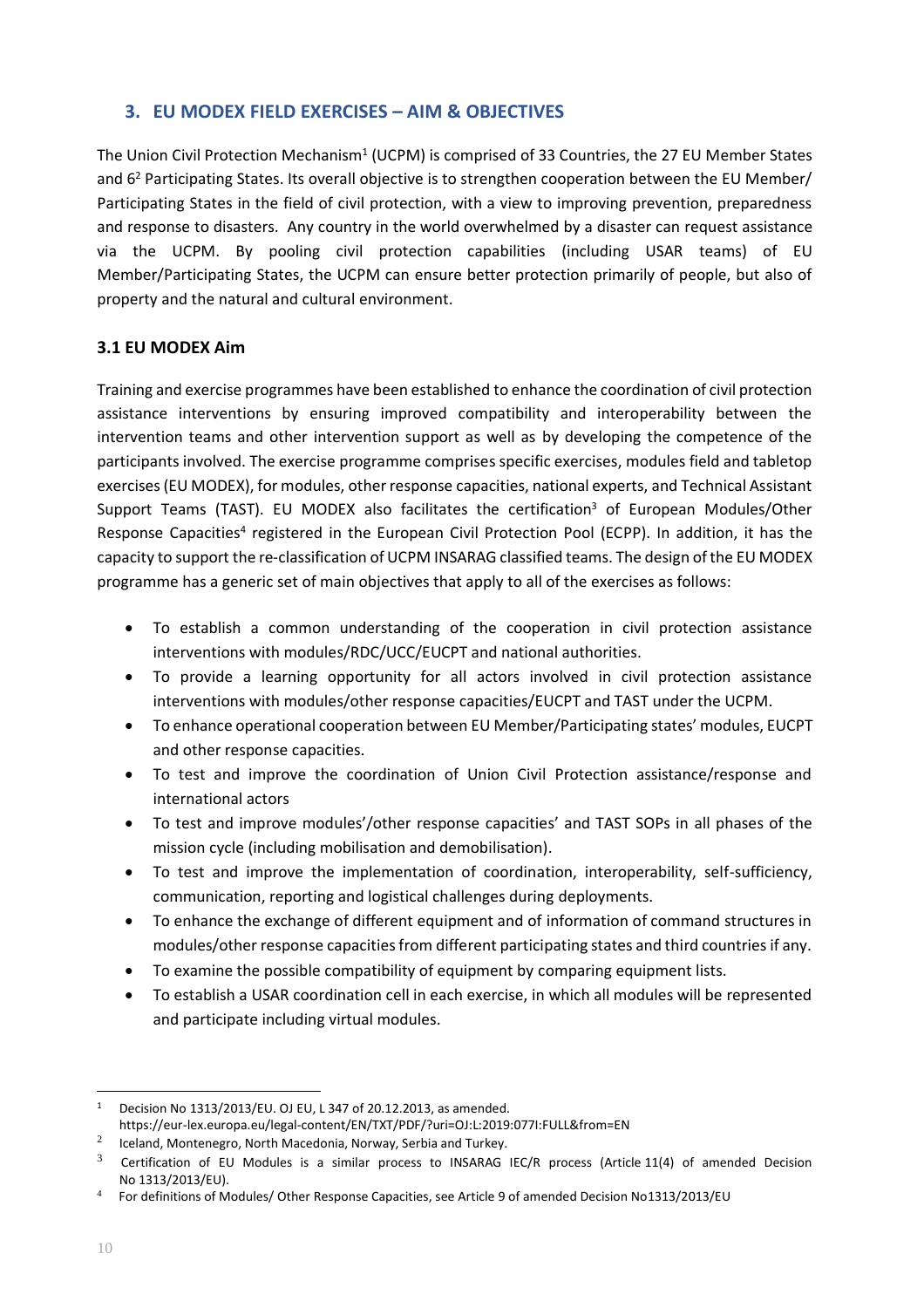## 3. EU MODEX FIELD EXERCISES – AIM & OBJECTIVES

The Union Civil Protection Mechanism[1] (UCPM) is comprised of 33 Countries, the 27 EU Member States and 6[2] Participating States. Its overall objective is to strengthen cooperation between the EU Member/ Participating States in the field of civil protection, with a view to improving prevention, preparedness and response to disasters. Any country in the world overwhelmed by a disaster can request assistance via the UCPM. By pooling civil protection capabilities (including USAR teams) of EU Member/Participating States, the UCPM can ensure better protection primarily of people, but also of property and the natural and cultural environment.

### 3.1 EU MODEX Aim

Training and exercise programmes have been established to enhance the coordination of civil protection assistance interventions by ensuring improved compatibility and interoperability between the intervention teams and other intervention support as well as by developing the competence of the participants involved. The exercise programme comprises specific exercises, modules field and tabletop exercises (EU MODEX), for modules, other response capacities, national experts, and Technical Assistant Support Teams (TAST). EU MODEX also facilitates the certification[3] of European Modules/Other Response Capacities[4] registered in the European Civil Protection Pool (ECPP). In addition, it has the capacity to support the re-classification of UCPM INSARAG classified teams. The design of the EU MODEX programme has a generic set of main objectives that apply to all of the exercises as follows:

- To establish a common understanding of the cooperation in civil protection assistance interventions with modules/RDC/UCC/EUCPT and national authorities.
- To provide a learning opportunity for all actors involved in civil protection assistance interventions with modules/other response capacities/EUCPT and TAST under the UCPM.
- To enhance operational cooperation between EU Member/Participating states' modules, EUCPT and other response capacities.
- To test and improve the coordination of Union Civil Protection assistance/response and international actors
- To test and improve modules'/other response capacities' and TAST SOPs in all phases of the mission cycle (including mobilisation and demobilisation).
- To test and improve the implementation of coordination, interoperability, self-sufficiency, communication, reporting and logistical challenges during deployments.
- To enhance the exchange of different equipment and of information of command structures in modules/other response capacities from different participating states and third countries if any.
- To examine the possible compatibility of equipment by comparing equipment lists.
- To establish a USAR coordination cell in each exercise, in which all modules will be represented and participate including virtual modules.

---

[1] Decision No 1313/2013/EU. OJ EU, L 347 of 20.12.2013, as amended. https://eur-lex.europa.eu/legal-content/EN/TXT/PDF/?uri=OJ:L:2019:077I:FULL&from=EN

[2] Iceland, Montenegro, North Macedonia, Norway, Serbia and Turkey.

[3] Certification of EU Modules is a similar process to INSARAG IEC/R process (Article 11(4) of amended Decision No 1313/2013/EU).

[4] For definitions of Modules/ Other Response Capacities, see Article 9 of amended Decision No1313/2013/EU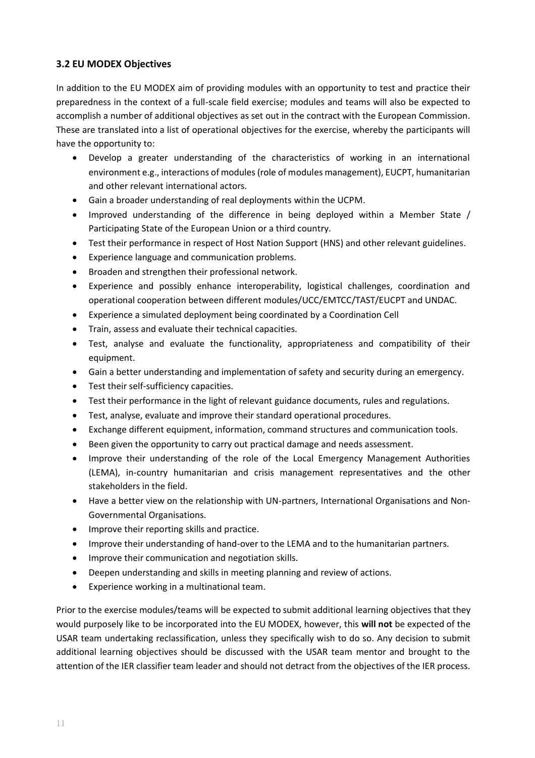### 3.2 EU MODEX Objectives

In addition to the EU MODEX aim of providing modules with an opportunity to test and practice their preparedness in the context of a full-scale field exercise; modules and teams will also be expected to accomplish a number of additional objectives as set out in the contract with the European Commission. These are translated into a list of operational objectives for the exercise, whereby the participants will have the opportunity to:

- Develop a greater understanding of the characteristics of working in an international environment e.g., interactions of modules (role of modules management), EUCPT, humanitarian and other relevant international actors.
- Gain a broader understanding of real deployments within the UCPM.
- Improved understanding of the difference in being deployed within a Member State / Participating State of the European Union or a third country.
- Test their performance in respect of Host Nation Support (HNS) and other relevant guidelines.
- Experience language and communication problems.
- Broaden and strengthen their professional network.
- Experience and possibly enhance interoperability, logistical challenges, coordination and operational cooperation between different modules/UCC/EMTCC/TAST/EUCPT and UNDAC.
- Experience a simulated deployment being coordinated by a Coordination Cell
- Train, assess and evaluate their technical capacities.
- Test, analyse and evaluate the functionality, appropriateness and compatibility of their equipment.
- Gain a better understanding and implementation of safety and security during an emergency.
- Test their self-sufficiency capacities.
- Test their performance in the light of relevant guidance documents, rules and regulations.
- Test, analyse, evaluate and improve their standard operational procedures.
- Exchange different equipment, information, command structures and communication tools.
- Been given the opportunity to carry out practical damage and needs assessment.
- Improve their understanding of the role of the Local Emergency Management Authorities (LEMA), in-country humanitarian and crisis management representatives and the other stakeholders in the field.
- Have a better view on the relationship with UN-partners, International Organisations and Non-Governmental Organisations.
- Improve their reporting skills and practice.
- Improve their understanding of hand-over to the LEMA and to the humanitarian partners.
- Improve their communication and negotiation skills.
- Deepen understanding and skills in meeting planning and review of actions.
- Experience working in a multinational team.

Prior to the exercise modules/teams will be expected to submit additional learning objectives that they would purposely like to be incorporated into the EU MODEX, however, this **will not** be expected of the USAR team undertaking reclassification, unless they specifically wish to do so. Any decision to submit additional learning objectives should be discussed with the USAR team mentor and brought to the attention of the IER classifier team leader and should not detract from the objectives of the IER process.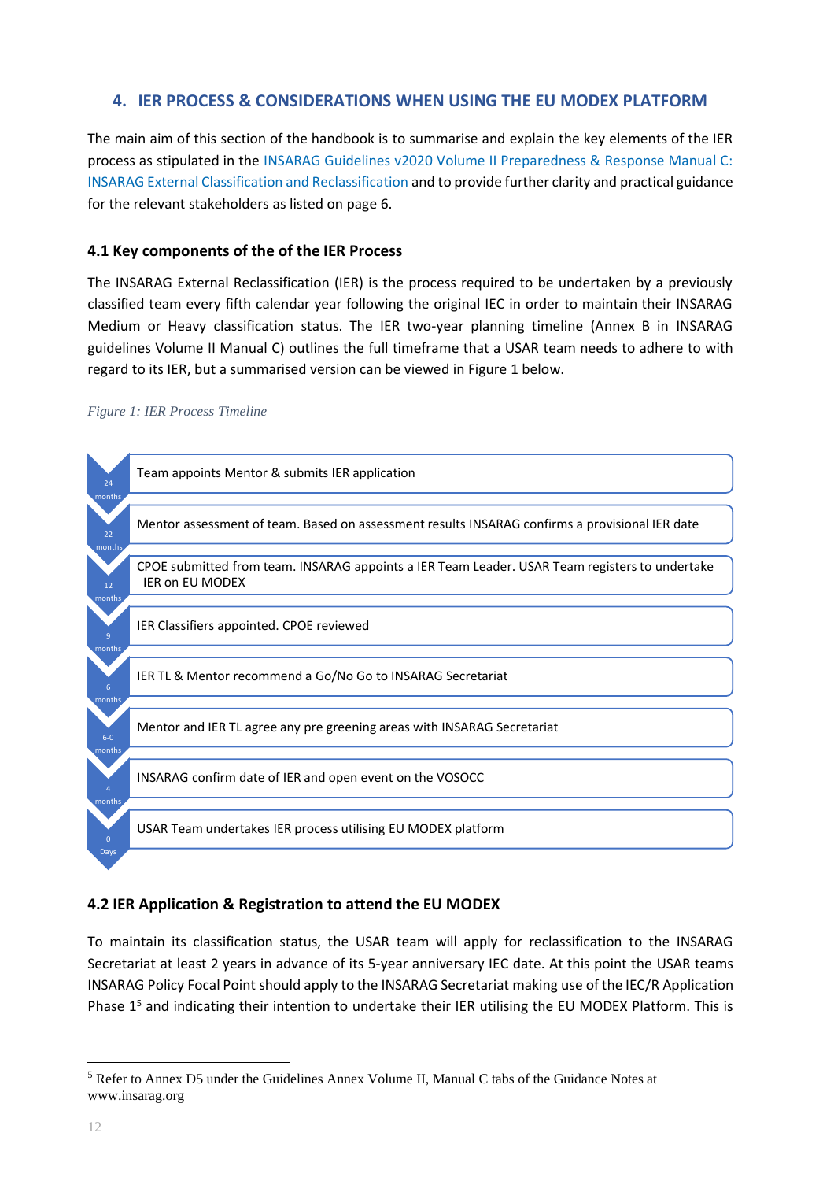## 4. IER PROCESS & CONSIDERATIONS WHEN USING THE EU MODEX PLATFORM

The main aim of this section of the handbook is to summarise and explain the key elements of the IER process as stipulated in the INSARAG Guidelines v2020 Volume II Preparedness & Response Manual C: INSARAG External Classification and Reclassification and to provide further clarity and practical guidance for the relevant stakeholders as listed on page 6.

### 4.1 Key components of the of the IER Process

The INSARAG External Reclassification (IER) is the process required to be undertaken by a previously classified team every fifth calendar year following the original IEC in order to maintain their INSARAG Medium or Heavy classification status. The IER two-year planning timeline (Annex B in INSARAG guidelines Volume II Manual C) outlines the full timeframe that a USAR team needs to adhere to with regard to its IER, but a summarised version can be viewed in Figure 1 below.

*Figure 1: IER Process Timeline*

| Time | Step |
| --- | --- |
| 24 months | Team appoints Mentor & submits IER application |
| 22 months | Mentor assessment of team. Based on assessment results INSARAG confirms a provisional IER date |
| 12 months | CPOE submitted from team. INSARAG appoints a IER Team Leader. USAR Team registers to undertake IER on EU MODEX |
| 9 months | IER Classifiers appointed. CPOE reviewed |
| 6 months | IER TL & Mentor recommend a Go/No Go to INSARAG Secretariat |
| 6-0 months | Mentor and IER TL agree any pre greening areas with INSARAG Secretariat |
| 4 months | INSARAG confirm date of IER and open event on the VOSOCC |
| 0 Days | USAR Team undertakes IER process utilising EU MODEX platform |

### 4.2 IER Application & Registration to attend the EU MODEX

To maintain its classification status, the USAR team will apply for reclassification to the INSARAG Secretariat at least 2 years in advance of its 5-year anniversary IEC date. At this point the USAR teams INSARAG Policy Focal Point should apply to the INSARAG Secretariat making use of the IEC/R Application Phase 1[5] and indicating their intention to undertake their IER utilising the EU MODEX Platform. This is

[5] Refer to Annex D5 under the Guidelines Annex Volume II, Manual C tabs of the Guidance Notes at www.insarag.org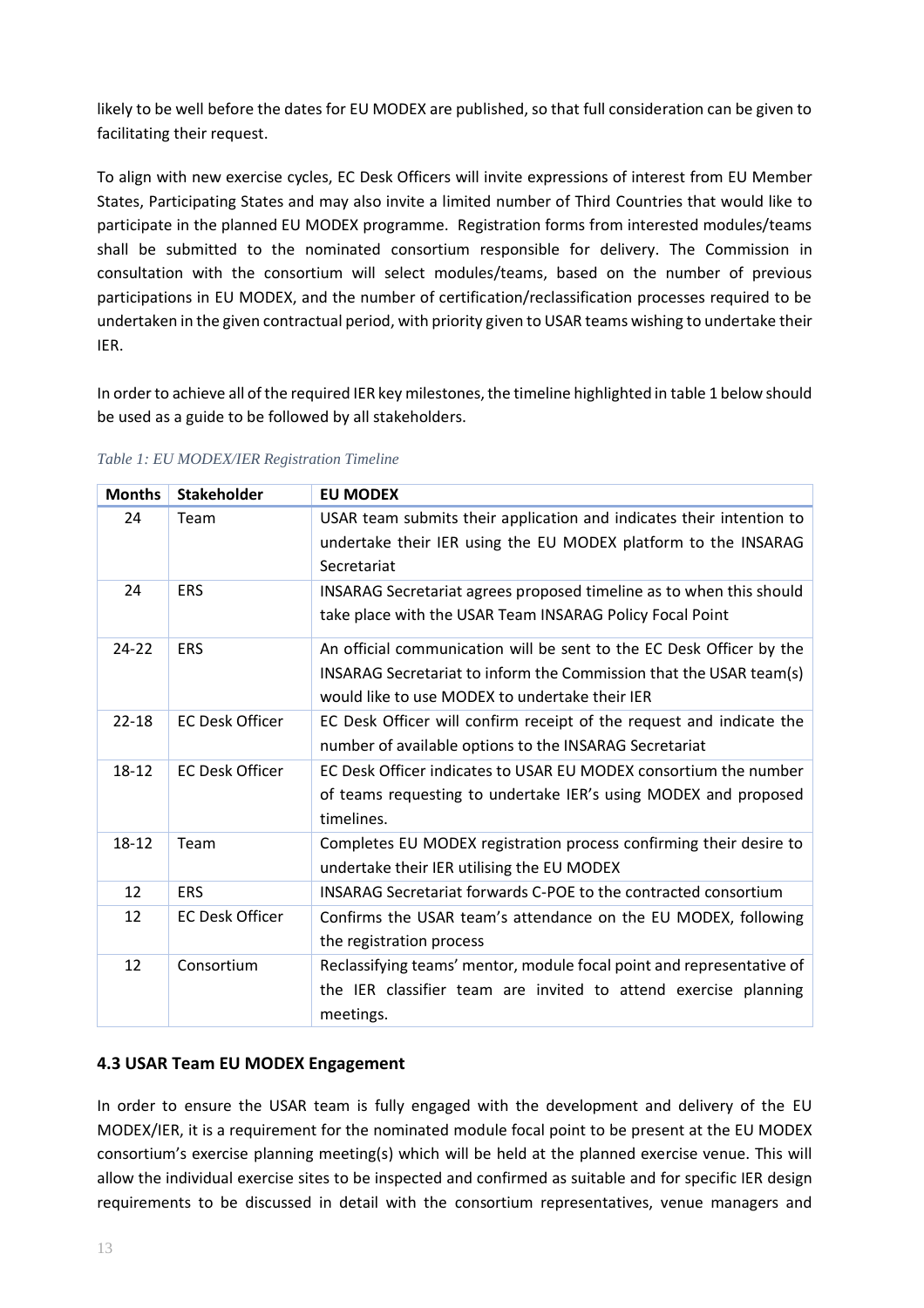likely to be well before the dates for EU MODEX are published, so that full consideration can be given to facilitating their request.

To align with new exercise cycles, EC Desk Officers will invite expressions of interest from EU Member States, Participating States and may also invite a limited number of Third Countries that would like to participate in the planned EU MODEX programme. Registration forms from interested modules/teams shall be submitted to the nominated consortium responsible for delivery. The Commission in consultation with the consortium will select modules/teams, based on the number of previous participations in EU MODEX, and the number of certification/reclassification processes required to be undertaken in the given contractual period, with priority given to USAR teams wishing to undertake their IER.

In order to achieve all of the required IER key milestones, the timeline highlighted in table 1 below should be used as a guide to be followed by all stakeholders.

*Table 1: EU MODEX/IER Registration Timeline*

| Months | Stakeholder | EU MODEX |
|---|---|---|
| 24 | Team | USAR team submits their application and indicates their intention to undertake their IER using the EU MODEX platform to the INSARAG Secretariat |
| 24 | ERS | INSARAG Secretariat agrees proposed timeline as to when this should take place with the USAR Team INSARAG Policy Focal Point |
| 24-22 | ERS | An official communication will be sent to the EC Desk Officer by the INSARAG Secretariat to inform the Commission that the USAR team(s) would like to use MODEX to undertake their IER |
| 22-18 | EC Desk Officer | EC Desk Officer will confirm receipt of the request and indicate the number of available options to the INSARAG Secretariat |
| 18-12 | EC Desk Officer | EC Desk Officer indicates to USAR EU MODEX consortium the number of teams requesting to undertake IER's using MODEX and proposed timelines. |
| 18-12 | Team | Completes EU MODEX registration process confirming their desire to undertake their IER utilising the EU MODEX |
| 12 | ERS | INSARAG Secretariat forwards C-POE to the contracted consortium |
| 12 | EC Desk Officer | Confirms the USAR team's attendance on the EU MODEX, following the registration process |
| 12 | Consortium | Reclassifying teams' mentor, module focal point and representative of the IER classifier team are invited to attend exercise planning meetings. |

### 4.3 USAR Team EU MODEX Engagement

In order to ensure the USAR team is fully engaged with the development and delivery of the EU MODEX/IER, it is a requirement for the nominated module focal point to be present at the EU MODEX consortium's exercise planning meeting(s) which will be held at the planned exercise venue. This will allow the individual exercise sites to be inspected and confirmed as suitable and for specific IER design requirements to be discussed in detail with the consortium representatives, venue managers and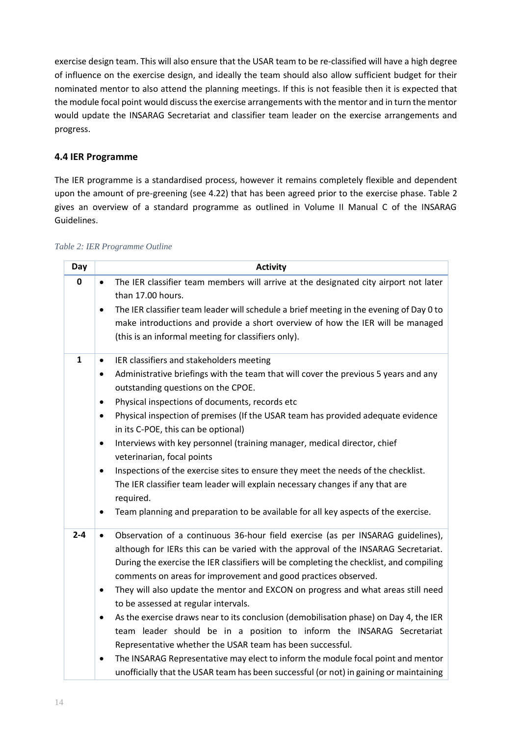exercise design team. This will also ensure that the USAR team to be re-classified will have a high degree of influence on the exercise design, and ideally the team should also allow sufficient budget for their nominated mentor to also attend the planning meetings. If this is not feasible then it is expected that the module focal point would discuss the exercise arrangements with the mentor and in turn the mentor would update the INSARAG Secretariat and classifier team leader on the exercise arrangements and progress.

### 4.4 IER Programme

The IER programme is a standardised process, however it remains completely flexible and dependent upon the amount of pre-greening (see 4.22) that has been agreed prior to the exercise phase. Table 2 gives an overview of a standard programme as outlined in Volume II Manual C of the INSARAG Guidelines.

*Table 2: IER Programme Outline*

| Day | Activity |
|---|---|
| **0** | • The IER classifier team members will arrive at the designated city airport not later than 17.00 hours.<br>• The IER classifier team leader will schedule a brief meeting in the evening of Day 0 to make introductions and provide a short overview of how the IER will be managed (this is an informal meeting for classifiers only). |
| **1** | • IER classifiers and stakeholders meeting<br>• Administrative briefings with the team that will cover the previous 5 years and any outstanding questions on the CPOE.<br>• Physical inspections of documents, records etc<br>• Physical inspection of premises (If the USAR team has provided adequate evidence in its C-POE, this can be optional)<br>• Interviews with key personnel (training manager, medical director, chief veterinarian, focal points<br>• Inspections of the exercise sites to ensure they meet the needs of the checklist. The IER classifier team leader will explain necessary changes if any that are required.<br>• Team planning and preparation to be available for all key aspects of the exercise. |
| **2-4** | • Observation of a continuous 36-hour field exercise (as per INSARAG guidelines), although for IERs this can be varied with the approval of the INSARAG Secretariat. During the exercise the IER classifiers will be completing the checklist, and compiling comments on areas for improvement and good practices observed.<br>• They will also update the mentor and EXCON on progress and what areas still need to be assessed at regular intervals.<br>• As the exercise draws near to its conclusion (demobilisation phase) on Day 4, the IER team leader should be in a position to inform the INSARAG Secretariat Representative whether the USAR team has been successful.<br>• The INSARAG Representative may elect to inform the module focal point and mentor unofficially that the USAR team has been successful (or not) in gaining or maintaining |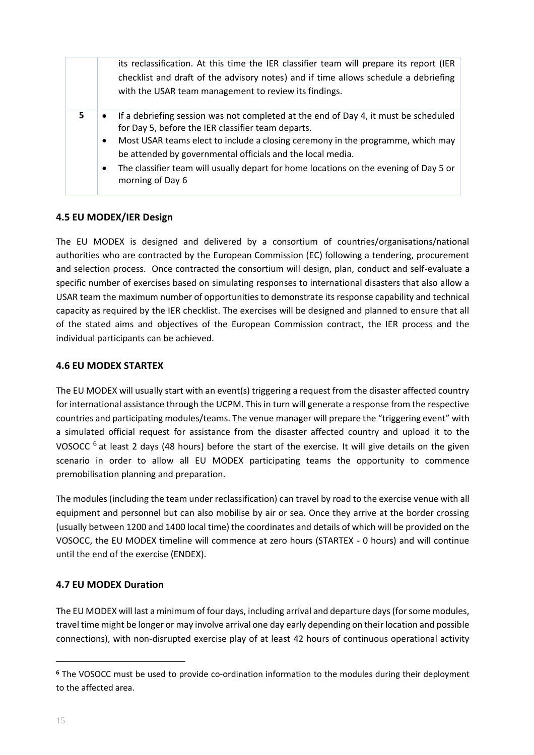| | |
|---|---|
| | its reclassification. At this time the IER classifier team will prepare its report (IER checklist and draft of the advisory notes) and if time allows schedule a debriefing with the USAR team management to review its findings. |
| 5 | • If a debriefing session was not completed at the end of Day 4, it must be scheduled for Day 5, before the IER classifier team departs.<br>• Most USAR teams elect to include a closing ceremony in the programme, which may be attended by governmental officials and the local media.<br>• The classifier team will usually depart for home locations on the evening of Day 5 or morning of Day 6 |

### 4.5 EU MODEX/IER Design

The EU MODEX is designed and delivered by a consortium of countries/organisations/national authorities who are contracted by the European Commission (EC) following a tendering, procurement and selection process. Once contracted the consortium will design, plan, conduct and self-evaluate a specific number of exercises based on simulating responses to international disasters that also allow a USAR team the maximum number of opportunities to demonstrate its response capability and technical capacity as required by the IER checklist. The exercises will be designed and planned to ensure that all of the stated aims and objectives of the European Commission contract, the IER process and the individual participants can be achieved.

### 4.6 EU MODEX STARTEX

The EU MODEX will usually start with an event(s) triggering a request from the disaster affected country for international assistance through the UCPM. This in turn will generate a response from the respective countries and participating modules/teams. The venue manager will prepare the "triggering event" with a simulated official request for assistance from the disaster affected country and upload it to the VOSOCC [6] at least 2 days (48 hours) before the start of the exercise. It will give details on the given scenario in order to allow all EU MODEX participating teams the opportunity to commence premobilisation planning and preparation.

The modules (including the team under reclassification) can travel by road to the exercise venue with all equipment and personnel but can also mobilise by air or sea. Once they arrive at the border crossing (usually between 1200 and 1400 local time) the coordinates and details of which will be provided on the VOSOCC, the EU MODEX timeline will commence at zero hours (STARTEX - 0 hours) and will continue until the end of the exercise (ENDEX).

### 4.7 EU MODEX Duration

The EU MODEX will last a minimum of four days, including arrival and departure days (for some modules, travel time might be longer or may involve arrival one day early depending on their location and possible connections), with non-disrupted exercise play of at least 42 hours of continuous operational activity

[6] The VOSOCC must be used to provide co-ordination information to the modules during their deployment to the affected area.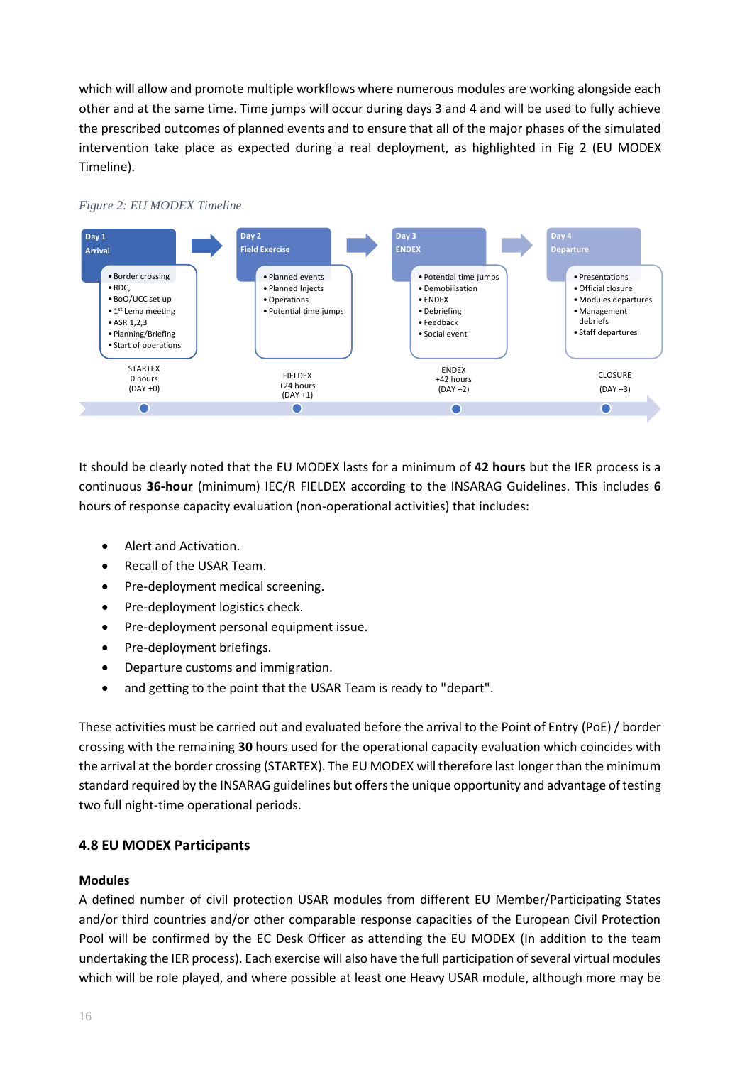which will allow and promote multiple workflows where numerous modules are working alongside each other and at the same time. Time jumps will occur during days 3 and 4 and will be used to fully achieve the prescribed outcomes of planned events and to ensure that all of the major phases of the simulated intervention take place as expected during a real deployment, as highlighted in Fig 2 (EU MODEX Timeline).

*Figure 2: EU MODEX Timeline*

**Day 1 – Arrival**
- Border crossing
- RDC,
- BoO/UCC set up
- 1st Lema meeting
- ASR 1,2,3
- Planning/Briefing
- Start of operations

STARTEX – 0 hours (DAY +0)

**Day 2 – Field Exercise**
- Planned events
- Planned Injects
- Operations
- Potential time jumps

FIELDEX – +24 hours (DAY +1)

**Day 3 – ENDEX**
- Potential time jumps
- Demobilisation
- ENDEX
- Debriefing
- Feedback
- Social event

ENDEX – +42 hours (DAY +2)

**Day 4 – Departure**
- Presentations
- Official closure
- Modules departures
- Management debriefs
- Staff departures

CLOSURE – (DAY +3)

It should be clearly noted that the EU MODEX lasts for a minimum of **42 hours** but the IER process is a continuous **36-hour** (minimum) IEC/R FIELDEX according to the INSARAG Guidelines. This includes **6** hours of response capacity evaluation (non-operational activities) that includes:

- Alert and Activation.
- Recall of the USAR Team.
- Pre-deployment medical screening.
- Pre-deployment logistics check.
- Pre-deployment personal equipment issue.
- Pre-deployment briefings.
- Departure customs and immigration.
- and getting to the point that the USAR Team is ready to "depart".

These activities must be carried out and evaluated before the arrival to the Point of Entry (PoE) / border crossing with the remaining **30** hours used for the operational capacity evaluation which coincides with the arrival at the border crossing (STARTEX). The EU MODEX will therefore last longer than the minimum standard required by the INSARAG guidelines but offers the unique opportunity and advantage of testing two full night-time operational periods.

### 4.8 EU MODEX Participants

#### Modules

A defined number of civil protection USAR modules from different EU Member/Participating States and/or third countries and/or other comparable response capacities of the European Civil Protection Pool will be confirmed by the EC Desk Officer as attending the EU MODEX (In addition to the team undertaking the IER process). Each exercise will also have the full participation of several virtual modules which will be role played, and where possible at least one Heavy USAR module, although more may be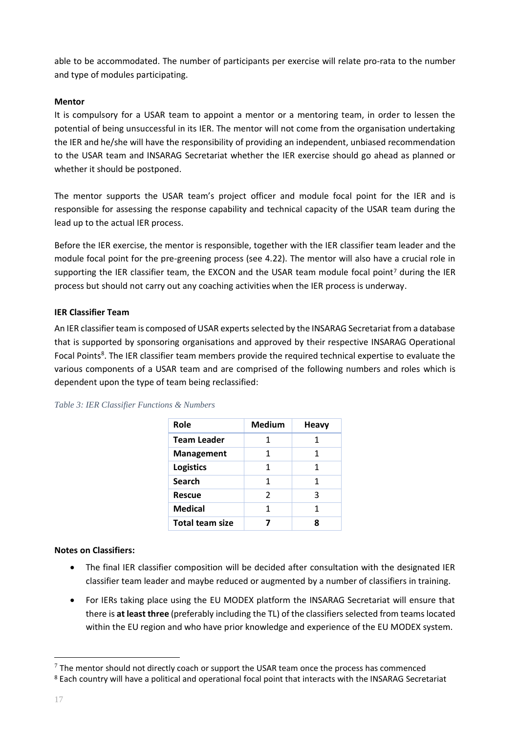able to be accommodated. The number of participants per exercise will relate pro-rata to the number and type of modules participating.

**Mentor**

It is compulsory for a USAR team to appoint a mentor or a mentoring team, in order to lessen the potential of being unsuccessful in its IER. The mentor will not come from the organisation undertaking the IER and he/she will have the responsibility of providing an independent, unbiased recommendation to the USAR team and INSARAG Secretariat whether the IER exercise should go ahead as planned or whether it should be postponed.

The mentor supports the USAR team's project officer and module focal point for the IER and is responsible for assessing the response capability and technical capacity of the USAR team during the lead up to the actual IER process.

Before the IER exercise, the mentor is responsible, together with the IER classifier team leader and the module focal point for the pre-greening process (see 4.22). The mentor will also have a crucial role in supporting the IER classifier team, the EXCON and the USAR team module focal point[7] during the IER process but should not carry out any coaching activities when the IER process is underway.

**IER Classifier Team**

An IER classifier team is composed of USAR experts selected by the INSARAG Secretariat from a database that is supported by sponsoring organisations and approved by their respective INSARAG Operational Focal Points[8]. The IER classifier team members provide the required technical expertise to evaluate the various components of a USAR team and are comprised of the following numbers and roles which is dependent upon the type of team being reclassified:

*Table 3: IER Classifier Functions & Numbers*

| Role | Medium | Heavy |
|---|---|---|
| **Team Leader** | 1 | 1 |
| **Management** | 1 | 1 |
| **Logistics** | 1 | 1 |
| **Search** | 1 | 1 |
| **Rescue** | 2 | 3 |
| **Medical** | 1 | 1 |
| **Total team size** | **7** | **8** |

**Notes on Classifiers:**

- The final IER classifier composition will be decided after consultation with the designated IER classifier team leader and maybe reduced or augmented by a number of classifiers in training.
- For IERs taking place using the EU MODEX platform the INSARAG Secretariat will ensure that there is **at least three** (preferably including the TL) of the classifiers selected from teams located within the EU region and who have prior knowledge and experience of the EU MODEX system.

[7] The mentor should not directly coach or support the USAR team once the process has commenced

[8] Each country will have a political and operational focal point that interacts with the INSARAG Secretariat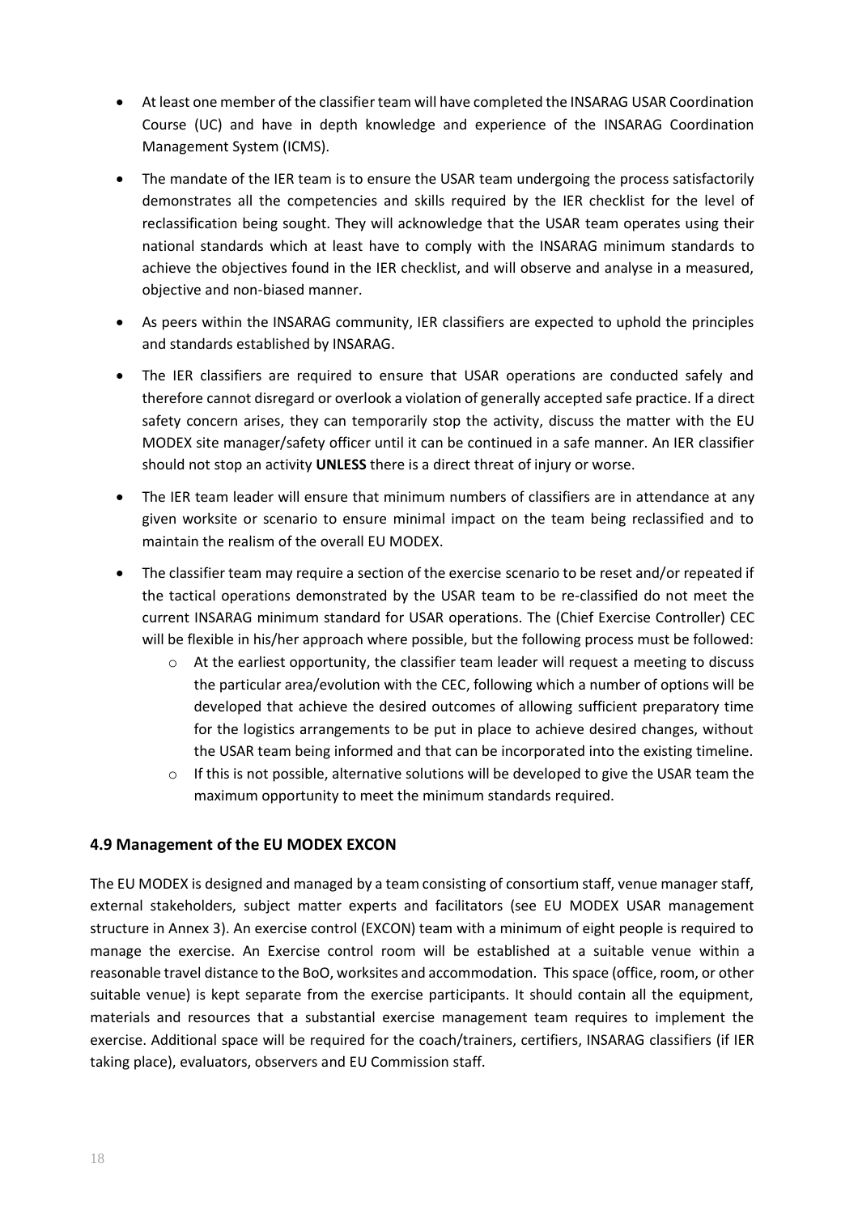- At least one member of the classifier team will have completed the INSARAG USAR Coordination Course (UC) and have in depth knowledge and experience of the INSARAG Coordination Management System (ICMS).
- The mandate of the IER team is to ensure the USAR team undergoing the process satisfactorily demonstrates all the competencies and skills required by the IER checklist for the level of reclassification being sought. They will acknowledge that the USAR team operates using their national standards which at least have to comply with the INSARAG minimum standards to achieve the objectives found in the IER checklist, and will observe and analyse in a measured, objective and non-biased manner.
- As peers within the INSARAG community, IER classifiers are expected to uphold the principles and standards established by INSARAG.
- The IER classifiers are required to ensure that USAR operations are conducted safely and therefore cannot disregard or overlook a violation of generally accepted safe practice. If a direct safety concern arises, they can temporarily stop the activity, discuss the matter with the EU MODEX site manager/safety officer until it can be continued in a safe manner. An IER classifier should not stop an activity **UNLESS** there is a direct threat of injury or worse.
- The IER team leader will ensure that minimum numbers of classifiers are in attendance at any given worksite or scenario to ensure minimal impact on the team being reclassified and to maintain the realism of the overall EU MODEX.
- The classifier team may require a section of the exercise scenario to be reset and/or repeated if the tactical operations demonstrated by the USAR team to be re-classified do not meet the current INSARAG minimum standard for USAR operations. The (Chief Exercise Controller) CEC will be flexible in his/her approach where possible, but the following process must be followed:
    - At the earliest opportunity, the classifier team leader will request a meeting to discuss the particular area/evolution with the CEC, following which a number of options will be developed that achieve the desired outcomes of allowing sufficient preparatory time for the logistics arrangements to be put in place to achieve desired changes, without the USAR team being informed and that can be incorporated into the existing timeline.
    - If this is not possible, alternative solutions will be developed to give the USAR team the maximum opportunity to meet the minimum standards required.

### 4.9 Management of the EU MODEX EXCON

The EU MODEX is designed and managed by a team consisting of consortium staff, venue manager staff, external stakeholders, subject matter experts and facilitators (see EU MODEX USAR management structure in Annex 3). An exercise control (EXCON) team with a minimum of eight people is required to manage the exercise. An Exercise control room will be established at a suitable venue within a reasonable travel distance to the BoO, worksites and accommodation. This space (office, room, or other suitable venue) is kept separate from the exercise participants. It should contain all the equipment, materials and resources that a substantial exercise management team requires to implement the exercise. Additional space will be required for the coach/trainers, certifiers, INSARAG classifiers (if IER taking place), evaluators, observers and EU Commission staff.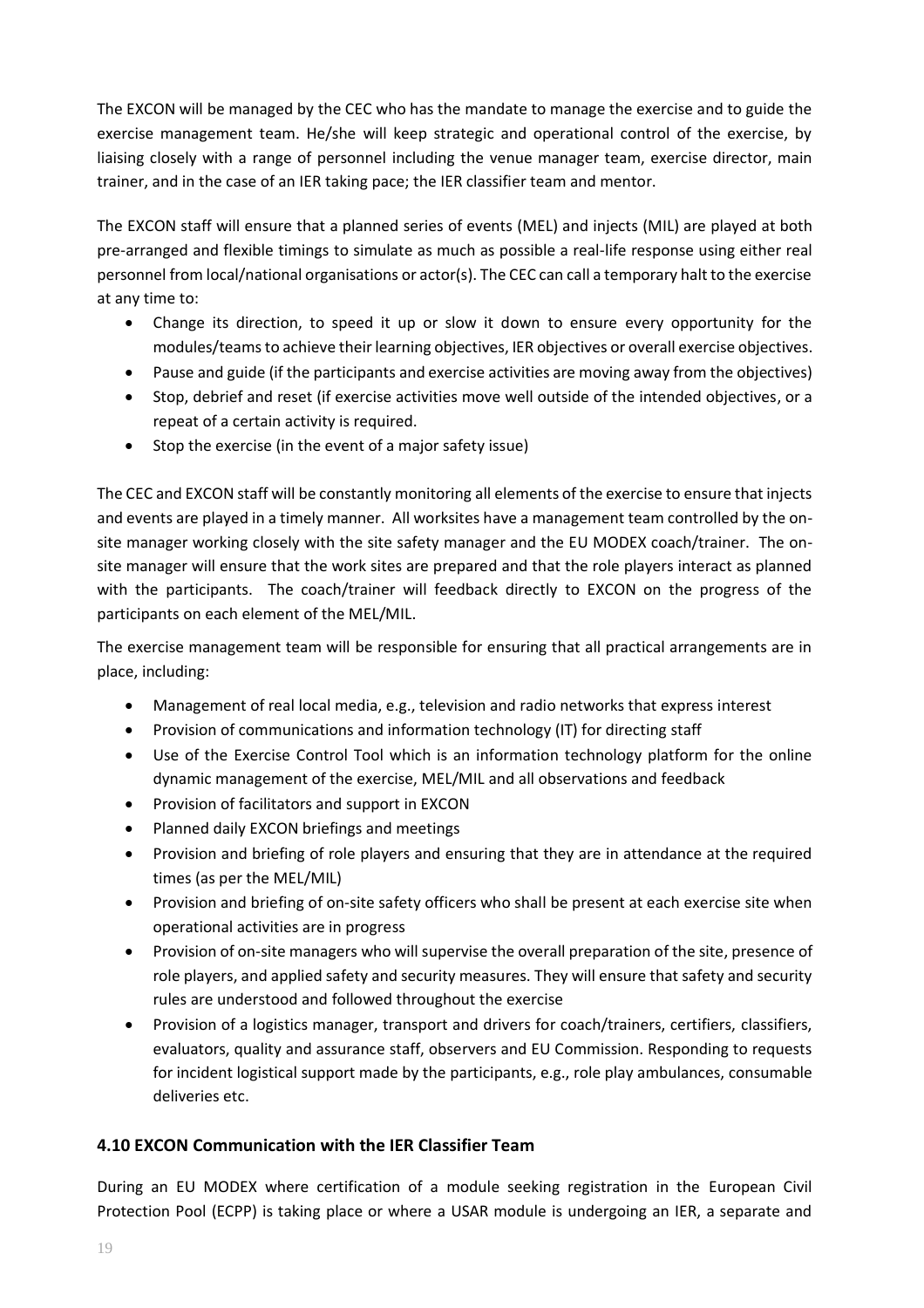The EXCON will be managed by the CEC who has the mandate to manage the exercise and to guide the exercise management team. He/she will keep strategic and operational control of the exercise, by liaising closely with a range of personnel including the venue manager team, exercise director, main trainer, and in the case of an IER taking pace; the IER classifier team and mentor.

The EXCON staff will ensure that a planned series of events (MEL) and injects (MIL) are played at both pre-arranged and flexible timings to simulate as much as possible a real-life response using either real personnel from local/national organisations or actor(s). The CEC can call a temporary halt to the exercise at any time to:

- Change its direction, to speed it up or slow it down to ensure every opportunity for the modules/teams to achieve their learning objectives, IER objectives or overall exercise objectives.
- Pause and guide (if the participants and exercise activities are moving away from the objectives)
- Stop, debrief and reset (if exercise activities move well outside of the intended objectives, or a repeat of a certain activity is required.
- Stop the exercise (in the event of a major safety issue)

The CEC and EXCON staff will be constantly monitoring all elements of the exercise to ensure that injects and events are played in a timely manner. All worksites have a management team controlled by the on-site manager working closely with the site safety manager and the EU MODEX coach/trainer. The on-site manager will ensure that the work sites are prepared and that the role players interact as planned with the participants. The coach/trainer will feedback directly to EXCON on the progress of the participants on each element of the MEL/MIL.

The exercise management team will be responsible for ensuring that all practical arrangements are in place, including:

- Management of real local media, e.g., television and radio networks that express interest
- Provision of communications and information technology (IT) for directing staff
- Use of the Exercise Control Tool which is an information technology platform for the online dynamic management of the exercise, MEL/MIL and all observations and feedback
- Provision of facilitators and support in EXCON
- Planned daily EXCON briefings and meetings
- Provision and briefing of role players and ensuring that they are in attendance at the required times (as per the MEL/MIL)
- Provision and briefing of on-site safety officers who shall be present at each exercise site when operational activities are in progress
- Provision of on-site managers who will supervise the overall preparation of the site, presence of role players, and applied safety and security measures. They will ensure that safety and security rules are understood and followed throughout the exercise
- Provision of a logistics manager, transport and drivers for coach/trainers, certifiers, classifiers, evaluators, quality and assurance staff, observers and EU Commission. Responding to requests for incident logistical support made by the participants, e.g., role play ambulances, consumable deliveries etc.

## 4.10 EXCON Communication with the IER Classifier Team

During an EU MODEX where certification of a module seeking registration in the European Civil Protection Pool (ECPP) is taking place or where a USAR module is undergoing an IER, a separate and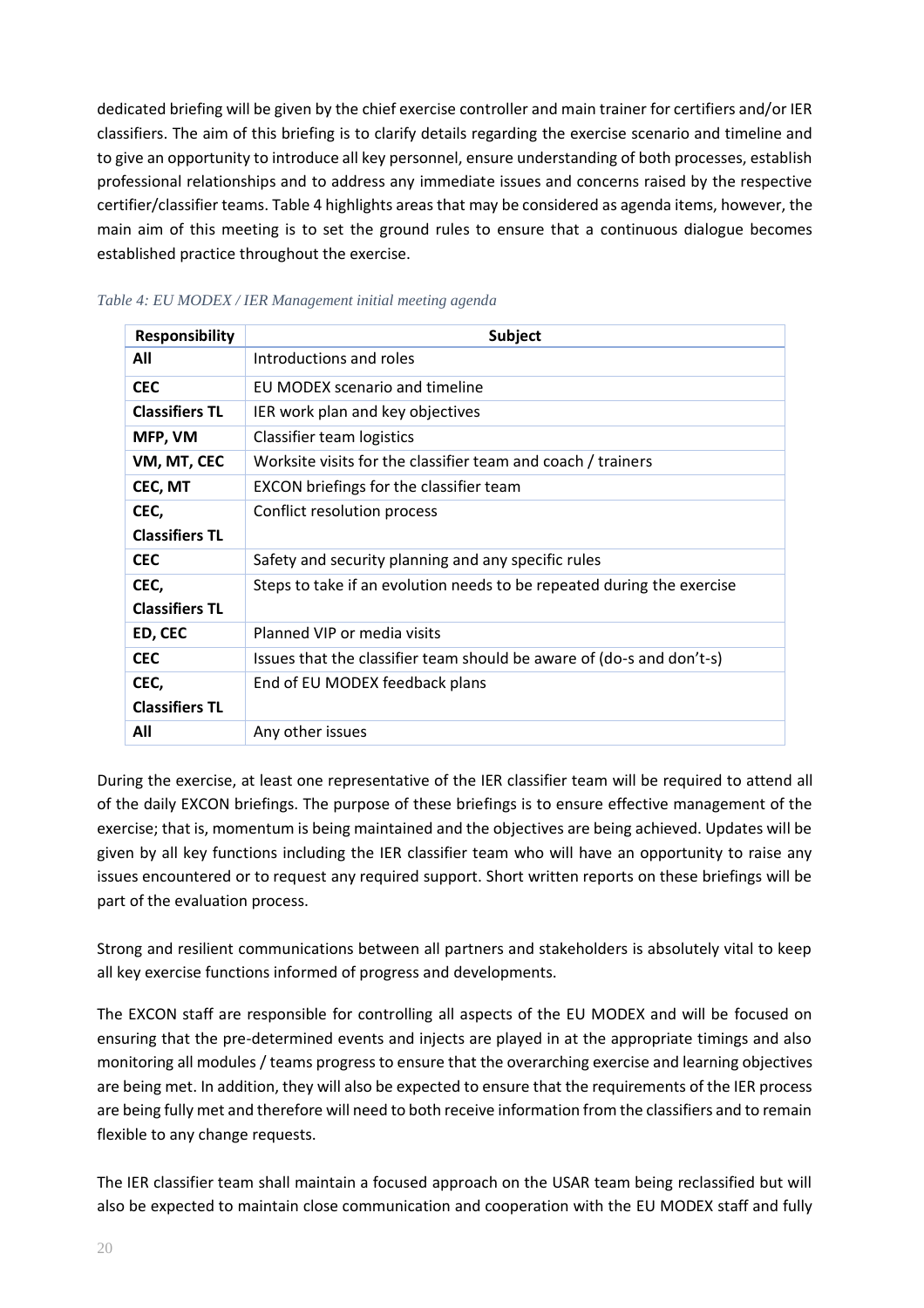dedicated briefing will be given by the chief exercise controller and main trainer for certifiers and/or IER classifiers. The aim of this briefing is to clarify details regarding the exercise scenario and timeline and to give an opportunity to introduce all key personnel, ensure understanding of both processes, establish professional relationships and to address any immediate issues and concerns raised by the respective certifier/classifier teams. Table 4 highlights areas that may be considered as agenda items, however, the main aim of this meeting is to set the ground rules to ensure that a continuous dialogue becomes established practice throughout the exercise.

*Table 4: EU MODEX / IER Management initial meeting agenda*

| Responsibility | Subject |
|---|---|
| **All** | Introductions and roles |
| **CEC** | EU MODEX scenario and timeline |
| **Classifiers TL** | IER work plan and key objectives |
| **MFP, VM** | Classifier team logistics |
| **VM, MT, CEC** | Worksite visits for the classifier team and coach / trainers |
| **CEC, MT** | EXCON briefings for the classifier team |
| **CEC, Classifiers TL** | Conflict resolution process |
| **CEC** | Safety and security planning and any specific rules |
| **CEC, Classifiers TL** | Steps to take if an evolution needs to be repeated during the exercise |
| **ED, CEC** | Planned VIP or media visits |
| **CEC** | Issues that the classifier team should be aware of (do-s and don't-s) |
| **CEC, Classifiers TL** | End of EU MODEX feedback plans |
| **All** | Any other issues |

During the exercise, at least one representative of the IER classifier team will be required to attend all of the daily EXCON briefings. The purpose of these briefings is to ensure effective management of the exercise; that is, momentum is being maintained and the objectives are being achieved. Updates will be given by all key functions including the IER classifier team who will have an opportunity to raise any issues encountered or to request any required support. Short written reports on these briefings will be part of the evaluation process.

Strong and resilient communications between all partners and stakeholders is absolutely vital to keep all key exercise functions informed of progress and developments.

The EXCON staff are responsible for controlling all aspects of the EU MODEX and will be focused on ensuring that the pre-determined events and injects are played in at the appropriate timings and also monitoring all modules / teams progress to ensure that the overarching exercise and learning objectives are being met. In addition, they will also be expected to ensure that the requirements of the IER process are being fully met and therefore will need to both receive information from the classifiers and to remain flexible to any change requests.

The IER classifier team shall maintain a focused approach on the USAR team being reclassified but will also be expected to maintain close communication and cooperation with the EU MODEX staff and fully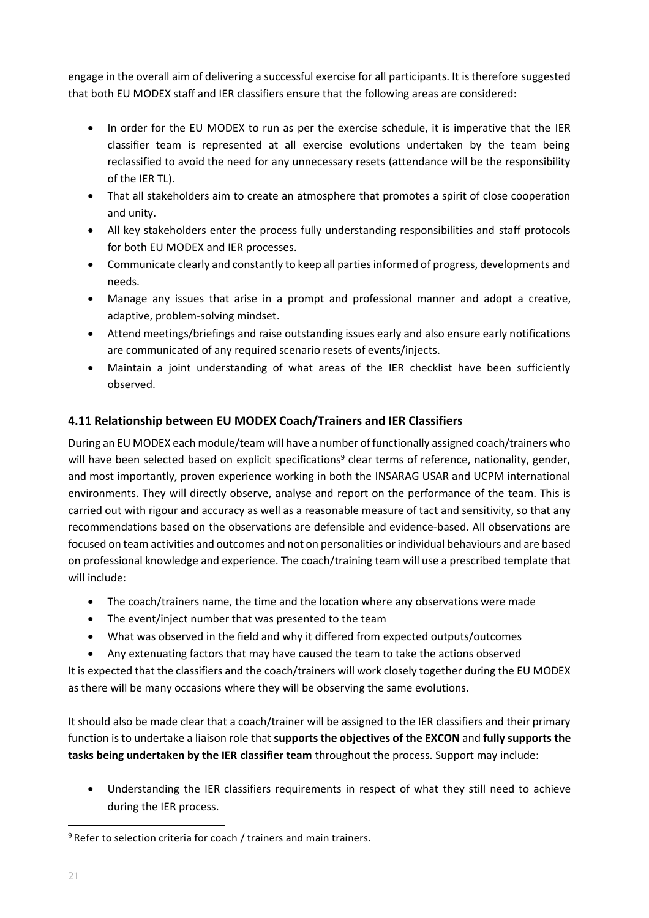engage in the overall aim of delivering a successful exercise for all participants. It is therefore suggested that both EU MODEX staff and IER classifiers ensure that the following areas are considered:

- In order for the EU MODEX to run as per the exercise schedule, it is imperative that the IER classifier team is represented at all exercise evolutions undertaken by the team being reclassified to avoid the need for any unnecessary resets (attendance will be the responsibility of the IER TL).
- That all stakeholders aim to create an atmosphere that promotes a spirit of close cooperation and unity.
- All key stakeholders enter the process fully understanding responsibilities and staff protocols for both EU MODEX and IER processes.
- Communicate clearly and constantly to keep all parties informed of progress, developments and needs.
- Manage any issues that arise in a prompt and professional manner and adopt a creative, adaptive, problem-solving mindset.
- Attend meetings/briefings and raise outstanding issues early and also ensure early notifications are communicated of any required scenario resets of events/injects.
- Maintain a joint understanding of what areas of the IER checklist have been sufficiently observed.

### 4.11 Relationship between EU MODEX Coach/Trainers and IER Classifiers

During an EU MODEX each module/team will have a number of functionally assigned coach/trainers who will have been selected based on explicit specifications[9] clear terms of reference, nationality, gender, and most importantly, proven experience working in both the INSARAG USAR and UCPM international environments. They will directly observe, analyse and report on the performance of the team. This is carried out with rigour and accuracy as well as a reasonable measure of tact and sensitivity, so that any recommendations based on the observations are defensible and evidence-based. All observations are focused on team activities and outcomes and not on personalities or individual behaviours and are based on professional knowledge and experience. The coach/training team will use a prescribed template that will include:

- The coach/trainers name, the time and the location where any observations were made
- The event/inject number that was presented to the team
- What was observed in the field and why it differed from expected outputs/outcomes
- Any extenuating factors that may have caused the team to take the actions observed

It is expected that the classifiers and the coach/trainers will work closely together during the EU MODEX as there will be many occasions where they will be observing the same evolutions.

It should also be made clear that a coach/trainer will be assigned to the IER classifiers and their primary function is to undertake a liaison role that **supports the objectives of the EXCON** and **fully supports the tasks being undertaken by the IER classifier team** throughout the process. Support may include:

- Understanding the IER classifiers requirements in respect of what they still need to achieve during the IER process.

[9] Refer to selection criteria for coach / trainers and main trainers.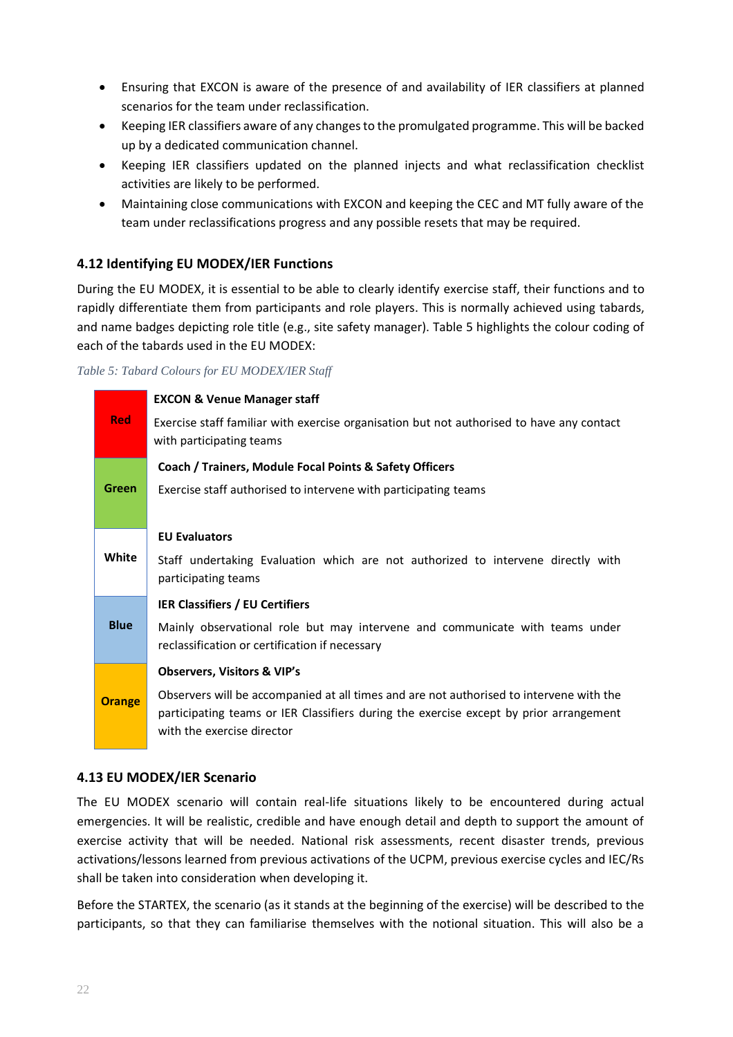- Ensuring that EXCON is aware of the presence of and availability of IER classifiers at planned scenarios for the team under reclassification.
- Keeping IER classifiers aware of any changes to the promulgated programme. This will be backed up by a dedicated communication channel.
- Keeping IER classifiers updated on the planned injects and what reclassification checklist activities are likely to be performed.
- Maintaining close communications with EXCON and keeping the CEC and MT fully aware of the team under reclassifications progress and any possible resets that may be required.

### 4.12 Identifying EU MODEX/IER Functions

During the EU MODEX, it is essential to be able to clearly identify exercise staff, their functions and to rapidly differentiate them from participants and role players. This is normally achieved using tabards, and name badges depicting role title (e.g., site safety manager). Table 5 highlights the colour coding of each of the tabards used in the EU MODEX:

*Table 5: Tabard Colours for EU MODEX/IER Staff*

| Colour | Role |
|---|---|
| **Red** | **EXCON & Venue Manager staff**<br>Exercise staff familiar with exercise organisation but not authorised to have any contact with participating teams |
| **Green** | **Coach / Trainers, Module Focal Points & Safety Officers**<br>Exercise staff authorised to intervene with participating teams |
| **White** | **EU Evaluators**<br>Staff undertaking Evaluation which are not authorized to intervene directly with participating teams |
| **Blue** | **IER Classifiers / EU Certifiers**<br>Mainly observational role but may intervene and communicate with teams under reclassification or certification if necessary |
| **Orange** | **Observers, Visitors & VIP's**<br>Observers will be accompanied at all times and are not authorised to intervene with the participating teams or IER Classifiers during the exercise except by prior arrangement with the exercise director |

### 4.13 EU MODEX/IER Scenario

The EU MODEX scenario will contain real-life situations likely to be encountered during actual emergencies. It will be realistic, credible and have enough detail and depth to support the amount of exercise activity that will be needed. National risk assessments, recent disaster trends, previous activations/lessons learned from previous activations of the UCPM, previous exercise cycles and IEC/Rs shall be taken into consideration when developing it.

Before the STARTEX, the scenario (as it stands at the beginning of the exercise) will be described to the participants, so that they can familiarise themselves with the notional situation. This will also be a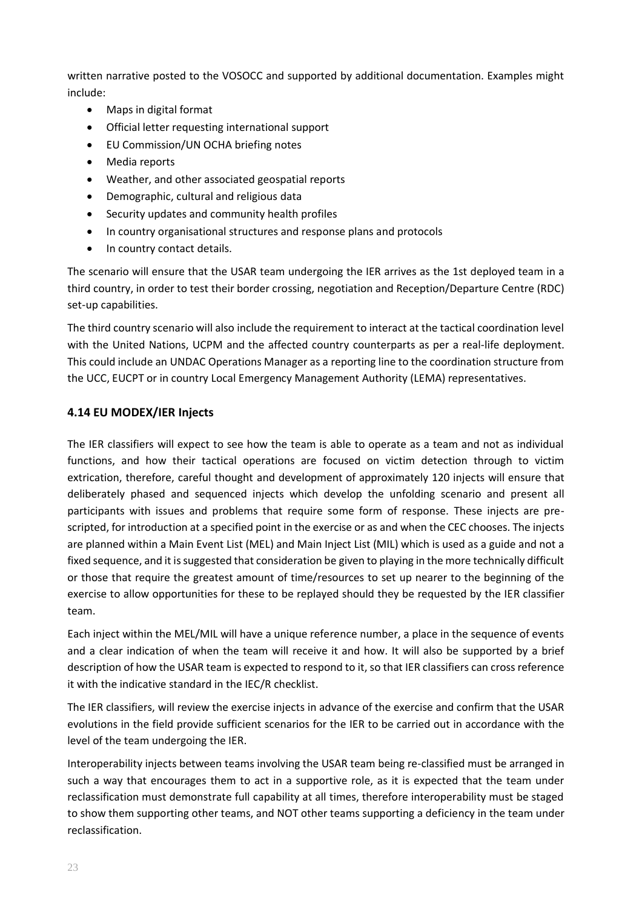written narrative posted to the VOSOCC and supported by additional documentation. Examples might include:

- Maps in digital format
- Official letter requesting international support
- EU Commission/UN OCHA briefing notes
- Media reports
- Weather, and other associated geospatial reports
- Demographic, cultural and religious data
- Security updates and community health profiles
- In country organisational structures and response plans and protocols
- In country contact details.

The scenario will ensure that the USAR team undergoing the IER arrives as the 1st deployed team in a third country, in order to test their border crossing, negotiation and Reception/Departure Centre (RDC) set-up capabilities.

The third country scenario will also include the requirement to interact at the tactical coordination level with the United Nations, UCPM and the affected country counterparts as per a real-life deployment. This could include an UNDAC Operations Manager as a reporting line to the coordination structure from the UCC, EUCPT or in country Local Emergency Management Authority (LEMA) representatives.

### 4.14 EU MODEX/IER Injects

The IER classifiers will expect to see how the team is able to operate as a team and not as individual functions, and how their tactical operations are focused on victim detection through to victim extrication, therefore, careful thought and development of approximately 120 injects will ensure that deliberately phased and sequenced injects which develop the unfolding scenario and present all participants with issues and problems that require some form of response. These injects are pre-scripted, for introduction at a specified point in the exercise or as and when the CEC chooses. The injects are planned within a Main Event List (MEL) and Main Inject List (MIL) which is used as a guide and not a fixed sequence, and it is suggested that consideration be given to playing in the more technically difficult or those that require the greatest amount of time/resources to set up nearer to the beginning of the exercise to allow opportunities for these to be replayed should they be requested by the IER classifier team.

Each inject within the MEL/MIL will have a unique reference number, a place in the sequence of events and a clear indication of when the team will receive it and how. It will also be supported by a brief description of how the USAR team is expected to respond to it, so that IER classifiers can cross reference it with the indicative standard in the IEC/R checklist.

The IER classifiers, will review the exercise injects in advance of the exercise and confirm that the USAR evolutions in the field provide sufficient scenarios for the IER to be carried out in accordance with the level of the team undergoing the IER.

Interoperability injects between teams involving the USAR team being re-classified must be arranged in such a way that encourages them to act in a supportive role, as it is expected that the team under reclassification must demonstrate full capability at all times, therefore interoperability must be staged to show them supporting other teams, and NOT other teams supporting a deficiency in the team under reclassification.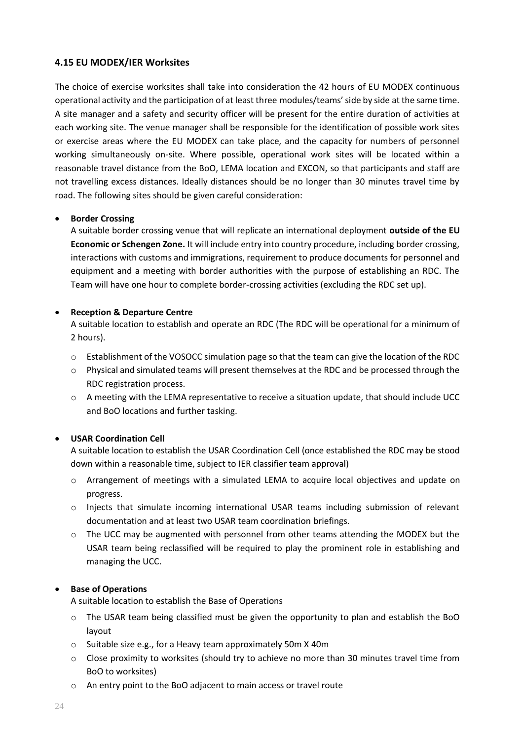### 4.15 EU MODEX/IER Worksites

The choice of exercise worksites shall take into consideration the 42 hours of EU MODEX continuous operational activity and the participation of at least three modules/teams' side by side at the same time. A site manager and a safety and security officer will be present for the entire duration of activities at each working site. The venue manager shall be responsible for the identification of possible work sites or exercise areas where the EU MODEX can take place, and the capacity for numbers of personnel working simultaneously on-site. Where possible, operational work sites will be located within a reasonable travel distance from the BoO, LEMA location and EXCON, so that participants and staff are not travelling excess distances. Ideally distances should be no longer than 30 minutes travel time by road. The following sites should be given careful consideration:

- **Border Crossing**
  A suitable border crossing venue that will replicate an international deployment **outside of the EU Economic or Schengen Zone.** It will include entry into country procedure, including border crossing, interactions with customs and immigrations, requirement to produce documents for personnel and equipment and a meeting with border authorities with the purpose of establishing an RDC. The Team will have one hour to complete border-crossing activities (excluding the RDC set up).

- **Reception & Departure Centre**
  A suitable location to establish and operate an RDC (The RDC will be operational for a minimum of 2 hours).
  - Establishment of the VOSOCC simulation page so that the team can give the location of the RDC
  - Physical and simulated teams will present themselves at the RDC and be processed through the RDC registration process.
  - A meeting with the LEMA representative to receive a situation update, that should include UCC and BoO locations and further tasking.

- **USAR Coordination Cell**
  A suitable location to establish the USAR Coordination Cell (once established the RDC may be stood down within a reasonable time, subject to IER classifier team approval)
  - Arrangement of meetings with a simulated LEMA to acquire local objectives and update on progress.
  - Injects that simulate incoming international USAR teams including submission of relevant documentation and at least two USAR team coordination briefings.
  - The UCC may be augmented with personnel from other teams attending the MODEX but the USAR team being reclassified will be required to play the prominent role in establishing and managing the UCC.

- **Base of Operations**
  A suitable location to establish the Base of Operations
  - The USAR team being classified must be given the opportunity to plan and establish the BoO layout
  - Suitable size e.g., for a Heavy team approximately 50m X 40m
  - Close proximity to worksites (should try to achieve no more than 30 minutes travel time from BoO to worksites)
  - An entry point to the BoO adjacent to main access or travel route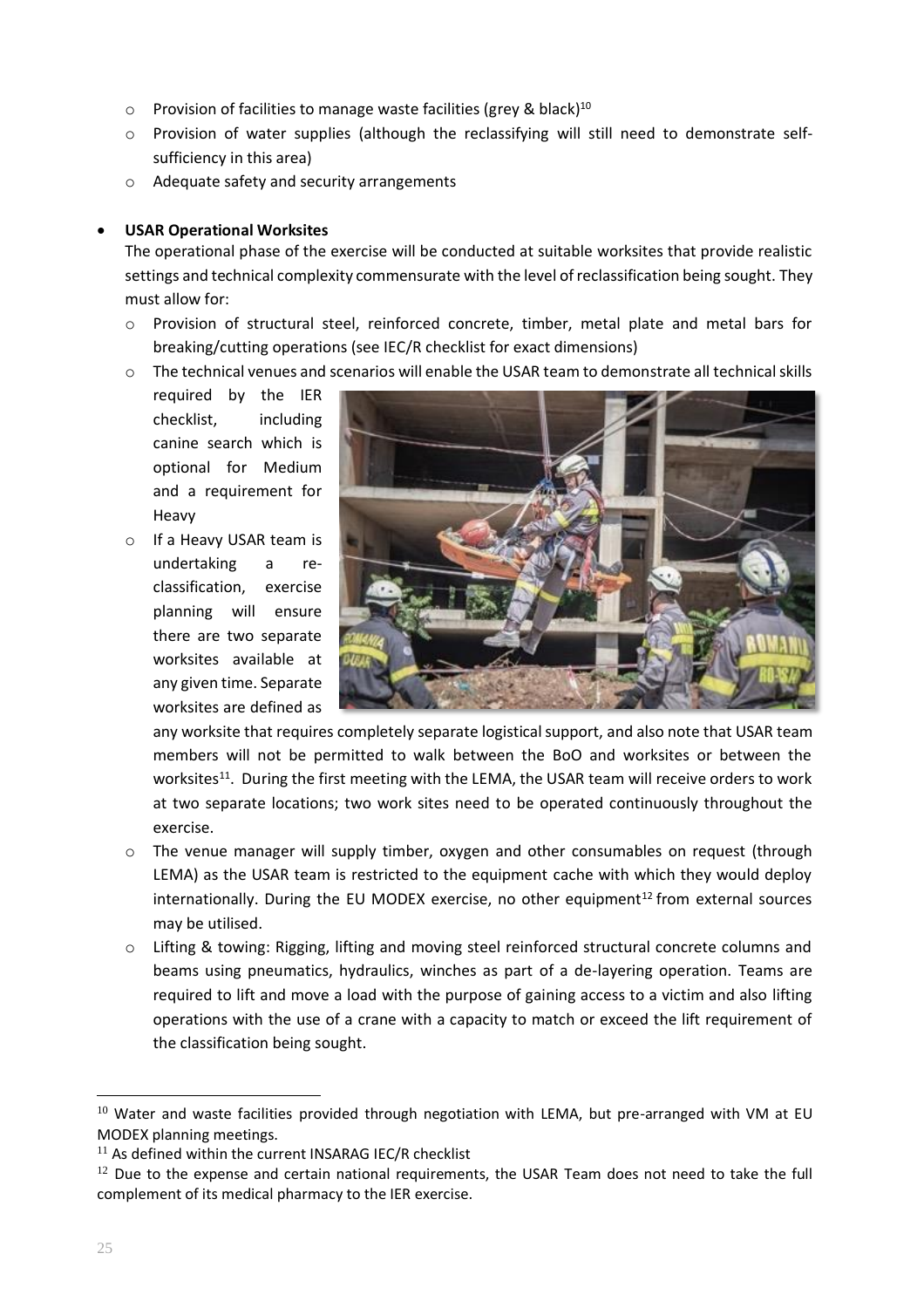- Provision of facilities to manage waste facilities (grey & black)[10]
- Provision of water supplies (although the reclassifying will still need to demonstrate self-sufficiency in this area)
- Adequate safety and security arrangements

- **USAR Operational Worksites**

  The operational phase of the exercise will be conducted at suitable worksites that provide realistic settings and technical complexity commensurate with the level of reclassification being sought. They must allow for:

  - Provision of structural steel, reinforced concrete, timber, metal plate and metal bars for breaking/cutting operations (see IEC/R checklist for exact dimensions)
  - The technical venues and scenarios will enable the USAR team to demonstrate all technical skills required by the IER checklist, including canine search which is optional for Medium and a requirement for Heavy
  - If a Heavy USAR team is undertaking a re-classification, exercise planning will ensure there are two separate worksites available at any given time. Separate worksites are defined as any worksite that requires completely separate logistical support, and also note that USAR team members will not be permitted to walk between the BoO and worksites or between the worksites[11]. During the first meeting with the LEMA, the USAR team will receive orders to work at two separate locations; two work sites need to be operated continuously throughout the exercise.
  - The venue manager will supply timber, oxygen and other consumables on request (through LEMA) as the USAR team is restricted to the equipment cache with which they would deploy internationally. During the EU MODEX exercise, no other equipment[12] from external sources may be utilised.
  - Lifting & towing: Rigging, lifting and moving steel reinforced structural concrete columns and beams using pneumatics, hydraulics, winches as part of a de-layering operation. Teams are required to lift and move a load with the purpose of gaining access to a victim and also lifting operations with the use of a crane with a capacity to match or exceed the lift requirement of the classification being sought.

---

[10] Water and waste facilities provided through negotiation with LEMA, but pre-arranged with VM at EU MODEX planning meetings.

[11] As defined within the current INSARAG IEC/R checklist

[12] Due to the expense and certain national requirements, the USAR Team does not need to take the full complement of its medical pharmacy to the IER exercise.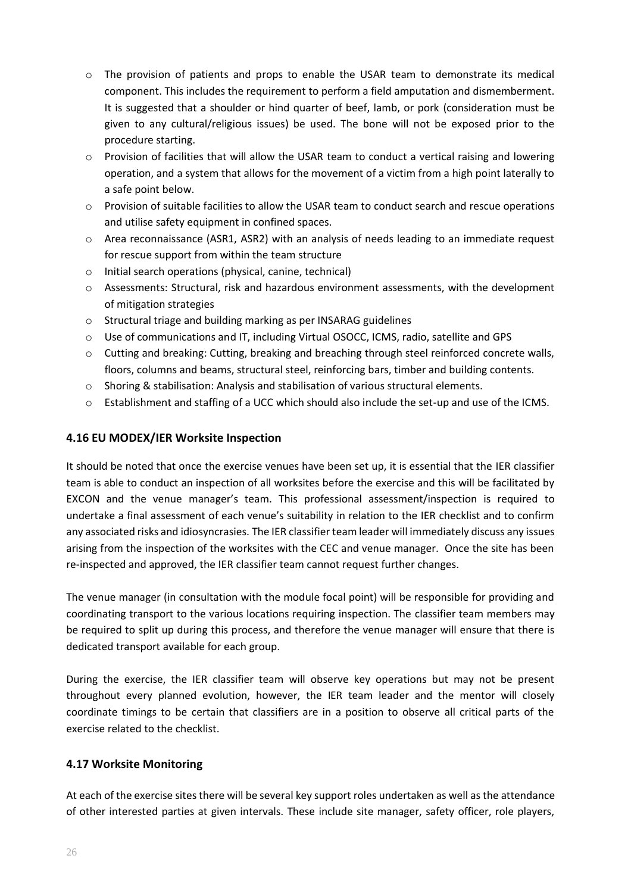- The provision of patients and props to enable the USAR team to demonstrate its medical component. This includes the requirement to perform a field amputation and dismemberment. It is suggested that a shoulder or hind quarter of beef, lamb, or pork (consideration must be given to any cultural/religious issues) be used. The bone will not be exposed prior to the procedure starting.
- Provision of facilities that will allow the USAR team to conduct a vertical raising and lowering operation, and a system that allows for the movement of a victim from a high point laterally to a safe point below.
- Provision of suitable facilities to allow the USAR team to conduct search and rescue operations and utilise safety equipment in confined spaces.
- Area reconnaissance (ASR1, ASR2) with an analysis of needs leading to an immediate request for rescue support from within the team structure
- Initial search operations (physical, canine, technical)
- Assessments: Structural, risk and hazardous environment assessments, with the development of mitigation strategies
- Structural triage and building marking as per INSARAG guidelines
- Use of communications and IT, including Virtual OSOCC, ICMS, radio, satellite and GPS
- Cutting and breaking: Cutting, breaking and breaching through steel reinforced concrete walls, floors, columns and beams, structural steel, reinforcing bars, timber and building contents.
- Shoring & stabilisation: Analysis and stabilisation of various structural elements.
- Establishment and staffing of a UCC which should also include the set-up and use of the ICMS.

### 4.16 EU MODEX/IER Worksite Inspection

It should be noted that once the exercise venues have been set up, it is essential that the IER classifier team is able to conduct an inspection of all worksites before the exercise and this will be facilitated by EXCON and the venue manager's team. This professional assessment/inspection is required to undertake a final assessment of each venue's suitability in relation to the IER checklist and to confirm any associated risks and idiosyncrasies. The IER classifier team leader will immediately discuss any issues arising from the inspection of the worksites with the CEC and venue manager. Once the site has been re-inspected and approved, the IER classifier team cannot request further changes.

The venue manager (in consultation with the module focal point) will be responsible for providing and coordinating transport to the various locations requiring inspection. The classifier team members may be required to split up during this process, and therefore the venue manager will ensure that there is dedicated transport available for each group.

During the exercise, the IER classifier team will observe key operations but may not be present throughout every planned evolution, however, the IER team leader and the mentor will closely coordinate timings to be certain that classifiers are in a position to observe all critical parts of the exercise related to the checklist.

### 4.17 Worksite Monitoring

At each of the exercise sites there will be several key support roles undertaken as well as the attendance of other interested parties at given intervals. These include site manager, safety officer, role players,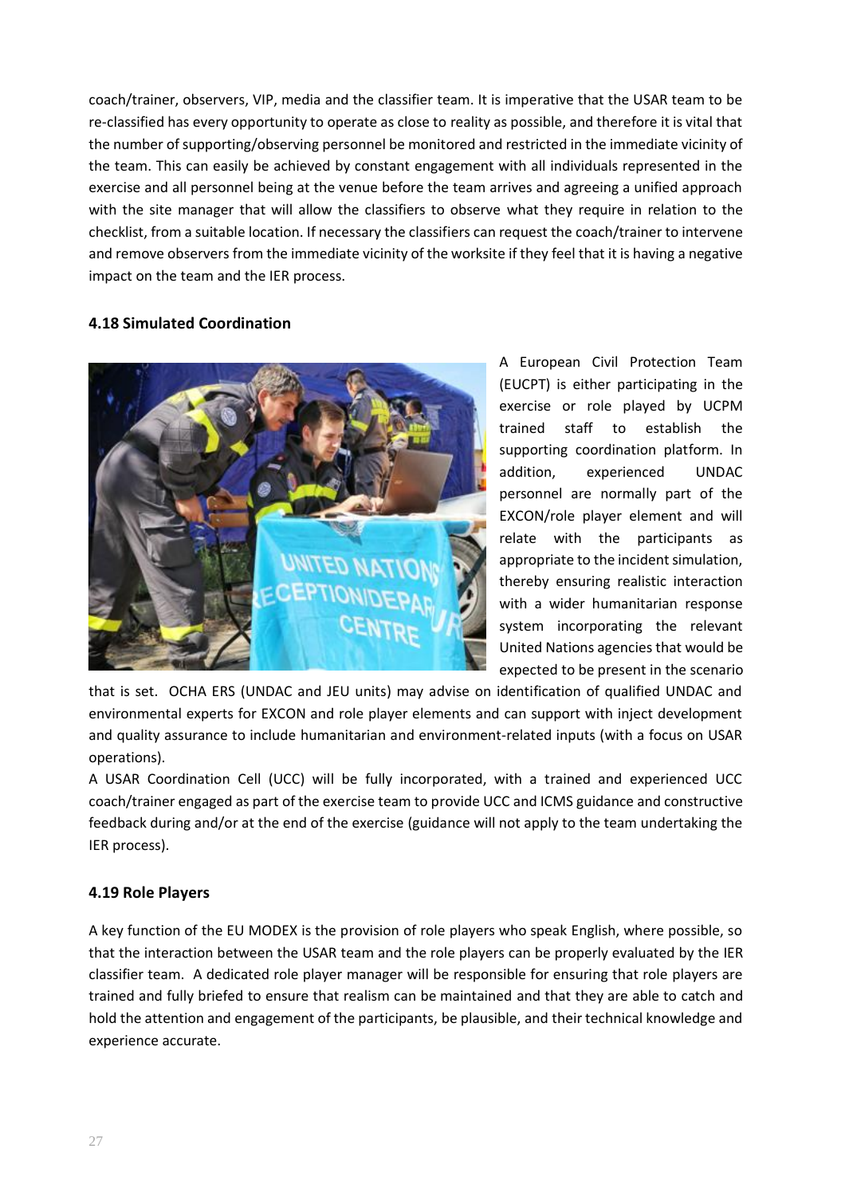coach/trainer, observers, VIP, media and the classifier team. It is imperative that the USAR team to be re-classified has every opportunity to operate as close to reality as possible, and therefore it is vital that the number of supporting/observing personnel be monitored and restricted in the immediate vicinity of the team. This can easily be achieved by constant engagement with all individuals represented in the exercise and all personnel being at the venue before the team arrives and agreeing a unified approach with the site manager that will allow the classifiers to observe what they require in relation to the checklist, from a suitable location. If necessary the classifiers can request the coach/trainer to intervene and remove observers from the immediate vicinity of the worksite if they feel that it is having a negative impact on the team and the IER process.

### 4.18 Simulated Coordination

A European Civil Protection Team (EUCPT) is either participating in the exercise or role played by UCPM trained staff to establish the supporting coordination platform. In addition, experienced UNDAC personnel are normally part of the EXCON/role player element and will relate with the participants as appropriate to the incident simulation, thereby ensuring realistic interaction with a wider humanitarian response system incorporating the relevant United Nations agencies that would be expected to be present in the scenario that is set. OCHA ERS (UNDAC and JEU units) may advise on identification of qualified UNDAC and environmental experts for EXCON and role player elements and can support with inject development and quality assurance to include humanitarian and environment-related inputs (with a focus on USAR operations).

A USAR Coordination Cell (UCC) will be fully incorporated, with a trained and experienced UCC coach/trainer engaged as part of the exercise team to provide UCC and ICMS guidance and constructive feedback during and/or at the end of the exercise (guidance will not apply to the team undertaking the IER process).

### 4.19 Role Players

A key function of the EU MODEX is the provision of role players who speak English, where possible, so that the interaction between the USAR team and the role players can be properly evaluated by the IER classifier team. A dedicated role player manager will be responsible for ensuring that role players are trained and fully briefed to ensure that realism can be maintained and that they are able to catch and hold the attention and engagement of the participants, be plausible, and their technical knowledge and experience accurate.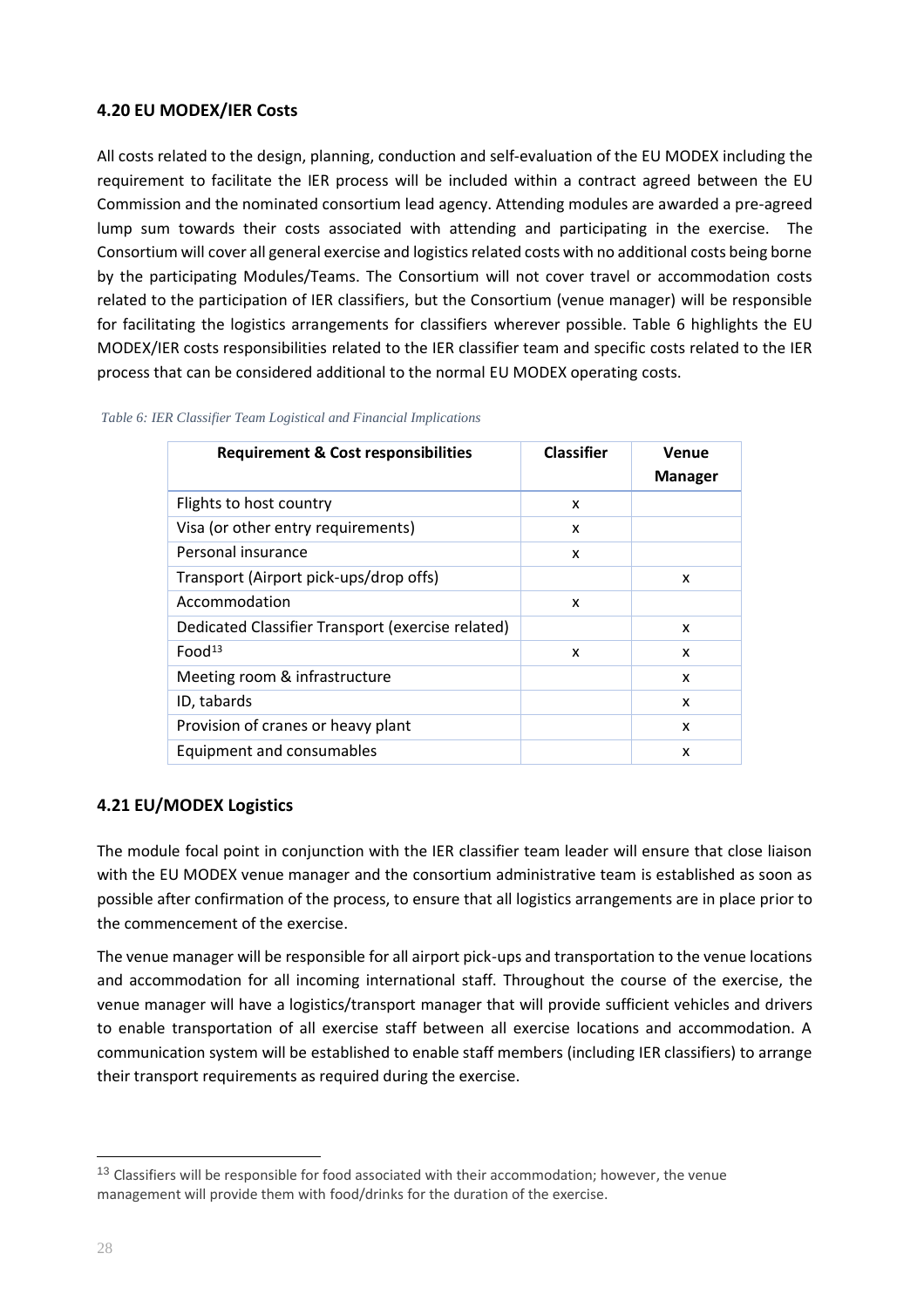### 4.20 EU MODEX/IER Costs

All costs related to the design, planning, conduction and self-evaluation of the EU MODEX including the requirement to facilitate the IER process will be included within a contract agreed between the EU Commission and the nominated consortium lead agency. Attending modules are awarded a pre-agreed lump sum towards their costs associated with attending and participating in the exercise. The Consortium will cover all general exercise and logistics related costs with no additional costs being borne by the participating Modules/Teams. The Consortium will not cover travel or accommodation costs related to the participation of IER classifiers, but the Consortium (venue manager) will be responsible for facilitating the logistics arrangements for classifiers wherever possible. Table 6 highlights the EU MODEX/IER costs responsibilities related to the IER classifier team and specific costs related to the IER process that can be considered additional to the normal EU MODEX operating costs.

*Table 6: IER Classifier Team Logistical and Financial Implications*

| Requirement & Cost responsibilities | Classifier | Venue Manager |
|---|---|---|
| Flights to host country | x | |
| Visa (or other entry requirements) | x | |
| Personal insurance | x | |
| Transport (Airport pick-ups/drop offs) | | x |
| Accommodation | x | |
| Dedicated Classifier Transport (exercise related) | | x |
| Food[13] | x | x |
| Meeting room & infrastructure | | x |
| ID, tabards | | x |
| Provision of cranes or heavy plant | | x |
| Equipment and consumables | | x |

### 4.21 EU/MODEX Logistics

The module focal point in conjunction with the IER classifier team leader will ensure that close liaison with the EU MODEX venue manager and the consortium administrative team is established as soon as possible after confirmation of the process, to ensure that all logistics arrangements are in place prior to the commencement of the exercise.

The venue manager will be responsible for all airport pick-ups and transportation to the venue locations and accommodation for all incoming international staff. Throughout the course of the exercise, the venue manager will have a logistics/transport manager that will provide sufficient vehicles and drivers to enable transportation of all exercise staff between all exercise locations and accommodation. A communication system will be established to enable staff members (including IER classifiers) to arrange their transport requirements as required during the exercise.

[13] Classifiers will be responsible for food associated with their accommodation; however, the venue management will provide them with food/drinks for the duration of the exercise.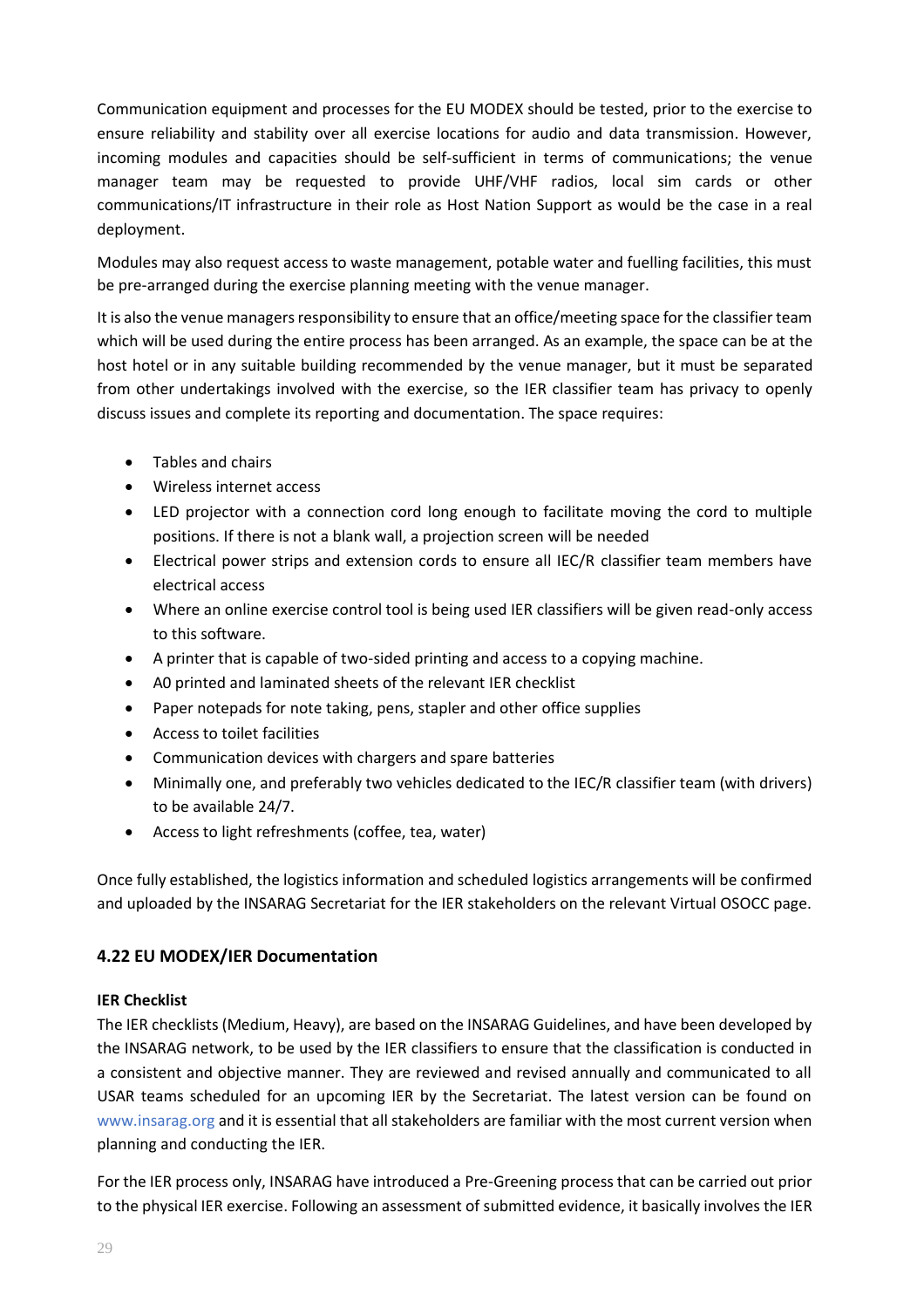Communication equipment and processes for the EU MODEX should be tested, prior to the exercise to ensure reliability and stability over all exercise locations for audio and data transmission. However, incoming modules and capacities should be self-sufficient in terms of communications; the venue manager team may be requested to provide UHF/VHF radios, local sim cards or other communications/IT infrastructure in their role as Host Nation Support as would be the case in a real deployment.

Modules may also request access to waste management, potable water and fuelling facilities, this must be pre-arranged during the exercise planning meeting with the venue manager.

It is also the venue managers responsibility to ensure that an office/meeting space for the classifier team which will be used during the entire process has been arranged. As an example, the space can be at the host hotel or in any suitable building recommended by the venue manager, but it must be separated from other undertakings involved with the exercise, so the IER classifier team has privacy to openly discuss issues and complete its reporting and documentation. The space requires:

- Tables and chairs
- Wireless internet access
- LED projector with a connection cord long enough to facilitate moving the cord to multiple positions. If there is not a blank wall, a projection screen will be needed
- Electrical power strips and extension cords to ensure all IEC/R classifier team members have electrical access
- Where an online exercise control tool is being used IER classifiers will be given read-only access to this software.
- A printer that is capable of two-sided printing and access to a copying machine.
- A0 printed and laminated sheets of the relevant IER checklist
- Paper notepads for note taking, pens, stapler and other office supplies
- Access to toilet facilities
- Communication devices with chargers and spare batteries
- Minimally one, and preferably two vehicles dedicated to the IEC/R classifier team (with drivers) to be available 24/7.
- Access to light refreshments (coffee, tea, water)

Once fully established, the logistics information and scheduled logistics arrangements will be confirmed and uploaded by the INSARAG Secretariat for the IER stakeholders on the relevant Virtual OSOCC page.

### 4.22 EU MODEX/IER Documentation

**IER Checklist**

The IER checklists (Medium, Heavy), are based on the INSARAG Guidelines, and have been developed by the INSARAG network, to be used by the IER classifiers to ensure that the classification is conducted in a consistent and objective manner. They are reviewed and revised annually and communicated to all USAR teams scheduled for an upcoming IER by the Secretariat. The latest version can be found on www.insarag.org and it is essential that all stakeholders are familiar with the most current version when planning and conducting the IER.

For the IER process only, INSARAG have introduced a Pre-Greening process that can be carried out prior to the physical IER exercise. Following an assessment of submitted evidence, it basically involves the IER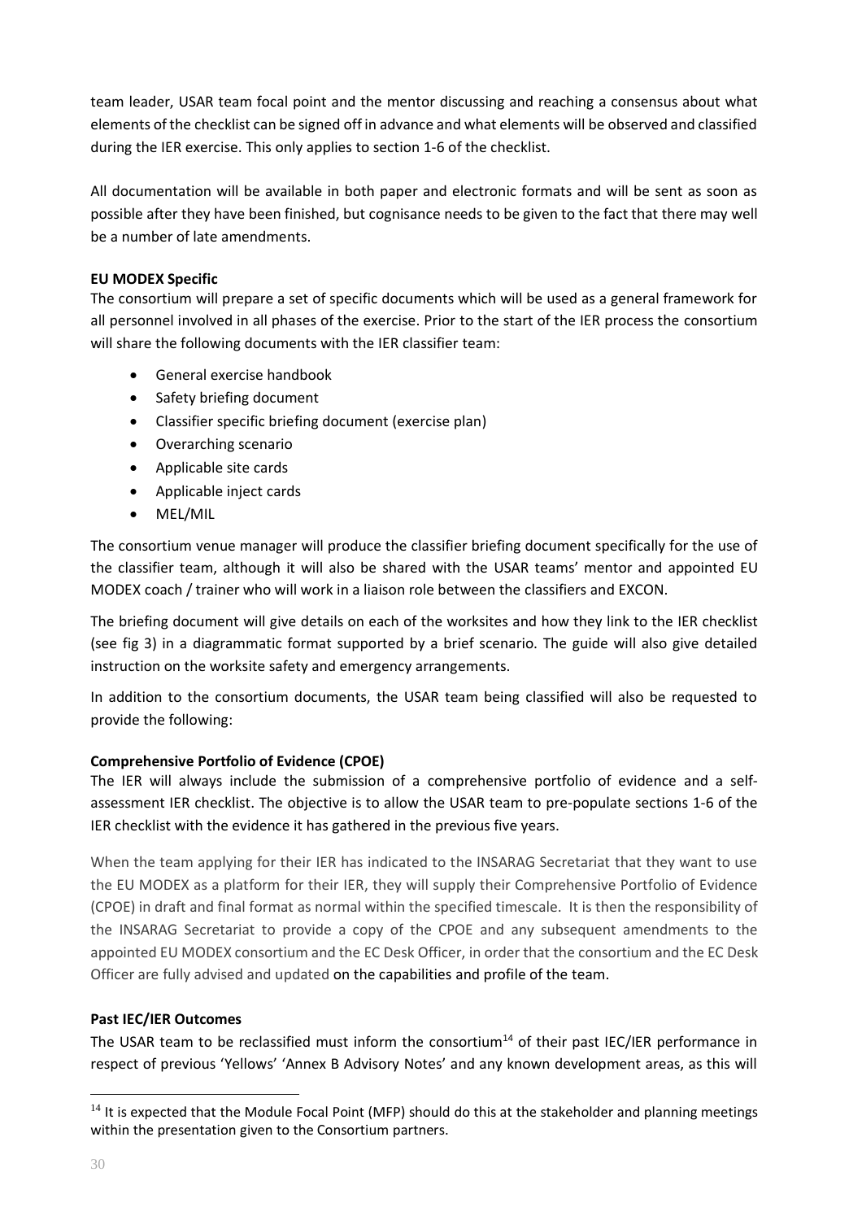team leader, USAR team focal point and the mentor discussing and reaching a consensus about what elements of the checklist can be signed off in advance and what elements will be observed and classified during the IER exercise. This only applies to section 1-6 of the checklist.

All documentation will be available in both paper and electronic formats and will be sent as soon as possible after they have been finished, but cognisance needs to be given to the fact that there may well be a number of late amendments.

**EU MODEX Specific**

The consortium will prepare a set of specific documents which will be used as a general framework for all personnel involved in all phases of the exercise. Prior to the start of the IER process the consortium will share the following documents with the IER classifier team:

- General exercise handbook
- Safety briefing document
- Classifier specific briefing document (exercise plan)
- Overarching scenario
- Applicable site cards
- Applicable inject cards
- MEL/MIL

The consortium venue manager will produce the classifier briefing document specifically for the use of the classifier team, although it will also be shared with the USAR teams' mentor and appointed EU MODEX coach / trainer who will work in a liaison role between the classifiers and EXCON.

The briefing document will give details on each of the worksites and how they link to the IER checklist (see fig 3) in a diagrammatic format supported by a brief scenario. The guide will also give detailed instruction on the worksite safety and emergency arrangements.

In addition to the consortium documents, the USAR team being classified will also be requested to provide the following:

**Comprehensive Portfolio of Evidence (CPOE)**

The IER will always include the submission of a comprehensive portfolio of evidence and a self-assessment IER checklist. The objective is to allow the USAR team to pre-populate sections 1-6 of the IER checklist with the evidence it has gathered in the previous five years.

When the team applying for their IER has indicated to the INSARAG Secretariat that they want to use the EU MODEX as a platform for their IER, they will supply their Comprehensive Portfolio of Evidence (CPOE) in draft and final format as normal within the specified timescale. It is then the responsibility of the INSARAG Secretariat to provide a copy of the CPOE and any subsequent amendments to the appointed EU MODEX consortium and the EC Desk Officer, in order that the consortium and the EC Desk Officer are fully advised and updated on the capabilities and profile of the team.

**Past IEC/IER Outcomes**

The USAR team to be reclassified must inform the consortium[14] of their past IEC/IER performance in respect of previous 'Yellows' 'Annex B Advisory Notes' and any known development areas, as this will

[14] It is expected that the Module Focal Point (MFP) should do this at the stakeholder and planning meetings within the presentation given to the Consortium partners.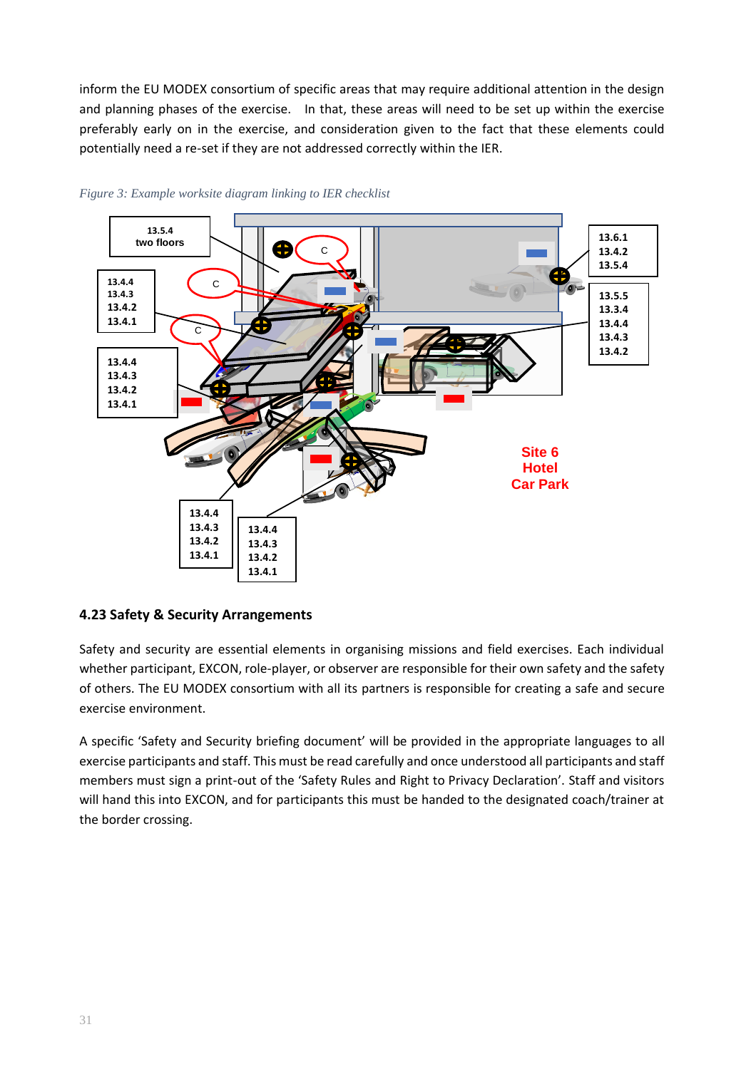inform the EU MODEX consortium of specific areas that may require additional attention in the design and planning phases of the exercise. In that, these areas will need to be set up within the exercise preferably early on in the exercise, and consideration given to the fact that these elements could potentially need a re-set if they are not addressed correctly within the IER.

*Figure 3: Example worksite diagram linking to IER checklist*

## 4.23 Safety & Security Arrangements

Safety and security are essential elements in organising missions and field exercises. Each individual whether participant, EXCON, role-player, or observer are responsible for their own safety and the safety of others. The EU MODEX consortium with all its partners is responsible for creating a safe and secure exercise environment.

A specific 'Safety and Security briefing document' will be provided in the appropriate languages to all exercise participants and staff. This must be read carefully and once understood all participants and staff members must sign a print-out of the 'Safety Rules and Right to Privacy Declaration'. Staff and visitors will hand this into EXCON, and for participants this must be handed to the designated coach/trainer at the border crossing.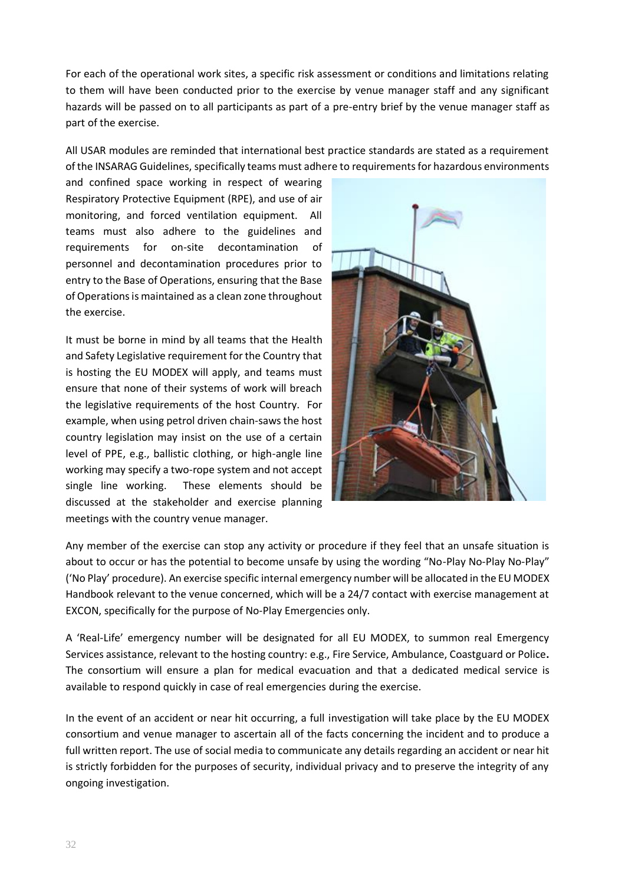For each of the operational work sites, a specific risk assessment or conditions and limitations relating to them will have been conducted prior to the exercise by venue manager staff and any significant hazards will be passed on to all participants as part of a pre-entry brief by the venue manager staff as part of the exercise.

All USAR modules are reminded that international best practice standards are stated as a requirement of the INSARAG Guidelines, specifically teams must adhere to requirements for hazardous environments and confined space working in respect of wearing Respiratory Protective Equipment (RPE), and use of air monitoring, and forced ventilation equipment. All teams must also adhere to the guidelines and requirements for on-site decontamination of personnel and decontamination procedures prior to entry to the Base of Operations, ensuring that the Base of Operations is maintained as a clean zone throughout the exercise.

It must be borne in mind by all teams that the Health and Safety Legislative requirement for the Country that is hosting the EU MODEX will apply, and teams must ensure that none of their systems of work will breach the legislative requirements of the host Country. For example, when using petrol driven chain-saws the host country legislation may insist on the use of a certain level of PPE, e.g., ballistic clothing, or high-angle line working may specify a two-rope system and not accept single line working. These elements should be discussed at the stakeholder and exercise planning meetings with the country venue manager.

Any member of the exercise can stop any activity or procedure if they feel that an unsafe situation is about to occur or has the potential to become unsafe by using the wording "No-Play No-Play No-Play" ('No Play' procedure). An exercise specific internal emergency number will be allocated in the EU MODEX Handbook relevant to the venue concerned, which will be a 24/7 contact with exercise management at EXCON, specifically for the purpose of No-Play Emergencies only.

A 'Real-Life' emergency number will be designated for all EU MODEX, to summon real Emergency Services assistance, relevant to the hosting country: e.g., Fire Service, Ambulance, Coastguard or Police**.** The consortium will ensure a plan for medical evacuation and that a dedicated medical service is available to respond quickly in case of real emergencies during the exercise.

In the event of an accident or near hit occurring, a full investigation will take place by the EU MODEX consortium and venue manager to ascertain all of the facts concerning the incident and to produce a full written report. The use of social media to communicate any details regarding an accident or near hit is strictly forbidden for the purposes of security, individual privacy and to preserve the integrity of any ongoing investigation.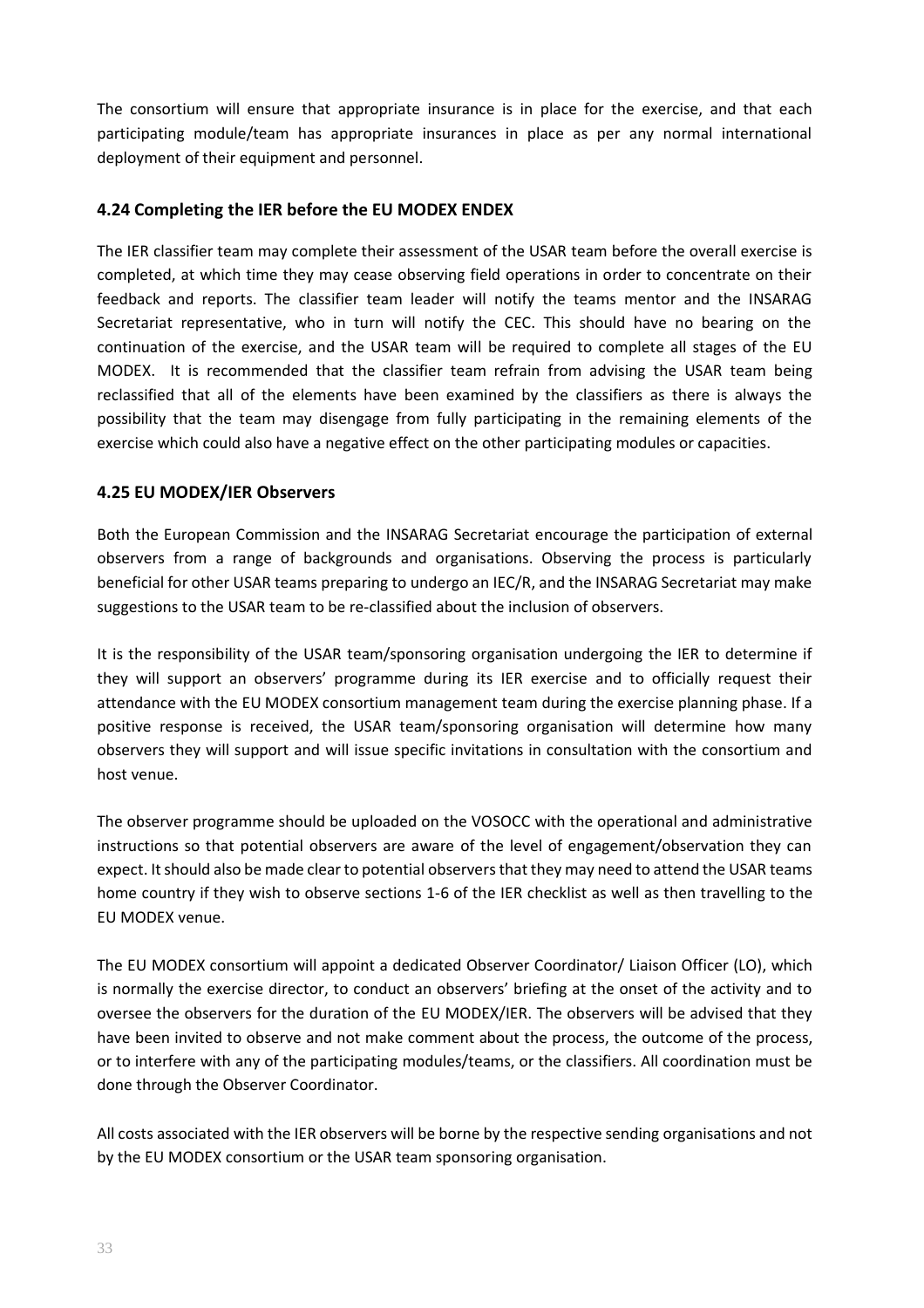The consortium will ensure that appropriate insurance is in place for the exercise, and that each participating module/team has appropriate insurances in place as per any normal international deployment of their equipment and personnel.

### 4.24 Completing the IER before the EU MODEX ENDEX

The IER classifier team may complete their assessment of the USAR team before the overall exercise is completed, at which time they may cease observing field operations in order to concentrate on their feedback and reports. The classifier team leader will notify the teams mentor and the INSARAG Secretariat representative, who in turn will notify the CEC. This should have no bearing on the continuation of the exercise, and the USAR team will be required to complete all stages of the EU MODEX. It is recommended that the classifier team refrain from advising the USAR team being reclassified that all of the elements have been examined by the classifiers as there is always the possibility that the team may disengage from fully participating in the remaining elements of the exercise which could also have a negative effect on the other participating modules or capacities.

### 4.25 EU MODEX/IER Observers

Both the European Commission and the INSARAG Secretariat encourage the participation of external observers from a range of backgrounds and organisations. Observing the process is particularly beneficial for other USAR teams preparing to undergo an IEC/R, and the INSARAG Secretariat may make suggestions to the USAR team to be re-classified about the inclusion of observers.

It is the responsibility of the USAR team/sponsoring organisation undergoing the IER to determine if they will support an observers' programme during its IER exercise and to officially request their attendance with the EU MODEX consortium management team during the exercise planning phase. If a positive response is received, the USAR team/sponsoring organisation will determine how many observers they will support and will issue specific invitations in consultation with the consortium and host venue.

The observer programme should be uploaded on the VOSOCC with the operational and administrative instructions so that potential observers are aware of the level of engagement/observation they can expect. It should also be made clear to potential observers that they may need to attend the USAR teams home country if they wish to observe sections 1-6 of the IER checklist as well as then travelling to the EU MODEX venue.

The EU MODEX consortium will appoint a dedicated Observer Coordinator/ Liaison Officer (LO), which is normally the exercise director, to conduct an observers' briefing at the onset of the activity and to oversee the observers for the duration of the EU MODEX/IER. The observers will be advised that they have been invited to observe and not make comment about the process, the outcome of the process, or to interfere with any of the participating modules/teams, or the classifiers. All coordination must be done through the Observer Coordinator.

All costs associated with the IER observers will be borne by the respective sending organisations and not by the EU MODEX consortium or the USAR team sponsoring organisation.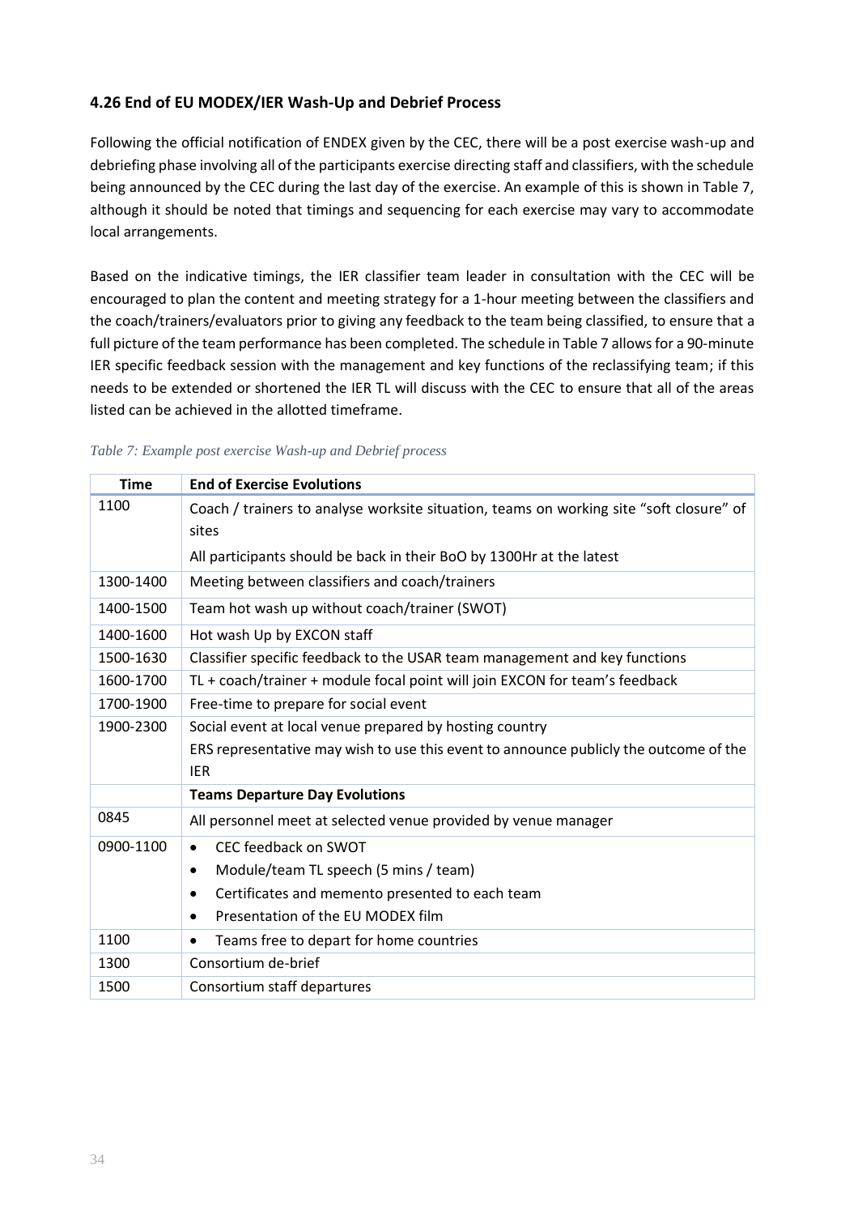### 4.26 End of EU MODEX/IER Wash-Up and Debrief Process

Following the official notification of ENDEX given by the CEC, there will be a post exercise wash-up and debriefing phase involving all of the participants exercise directing staff and classifiers, with the schedule being announced by the CEC during the last day of the exercise. An example of this is shown in Table 7, although it should be noted that timings and sequencing for each exercise may vary to accommodate local arrangements.

Based on the indicative timings, the IER classifier team leader in consultation with the CEC will be encouraged to plan the content and meeting strategy for a 1-hour meeting between the classifiers and the coach/trainers/evaluators prior to giving any feedback to the team being classified, to ensure that a full picture of the team performance has been completed. The schedule in Table 7 allows for a 90-minute IER specific feedback session with the management and key functions of the reclassifying team; if this needs to be extended or shortened the IER TL will discuss with the CEC to ensure that all of the areas listed can be achieved in the allotted timeframe.

*Table 7: Example post exercise Wash-up and Debrief process*

| Time | End of Exercise Evolutions |
|---|---|
| 1100 | Coach / trainers to analyse worksite situation, teams on working site "soft closure" of sites<br>All participants should be back in their BoO by 1300Hr at the latest |
| 1300-1400 | Meeting between classifiers and coach/trainers |
| 1400-1500 | Team hot wash up without coach/trainer (SWOT) |
| 1400-1600 | Hot wash Up by EXCON staff |
| 1500-1630 | Classifier specific feedback to the USAR team management and key functions |
| 1600-1700 | TL + coach/trainer + module focal point will join EXCON for team's feedback |
| 1700-1900 | Free-time to prepare for social event |
| 1900-2300 | Social event at local venue prepared by hosting country<br>ERS representative may wish to use this event to announce publicly the outcome of the IER |
| | **Teams Departure Day Evolutions** |
| 0845 | All personnel meet at selected venue provided by venue manager |
| 0900-1100 | • CEC feedback on SWOT<br>• Module/team TL speech (5 mins / team)<br>• Certificates and memento presented to each team<br>• Presentation of the EU MODEX film |
| 1100 | • Teams free to depart for home countries |
| 1300 | Consortium de-brief |
| 1500 | Consortium staff departures |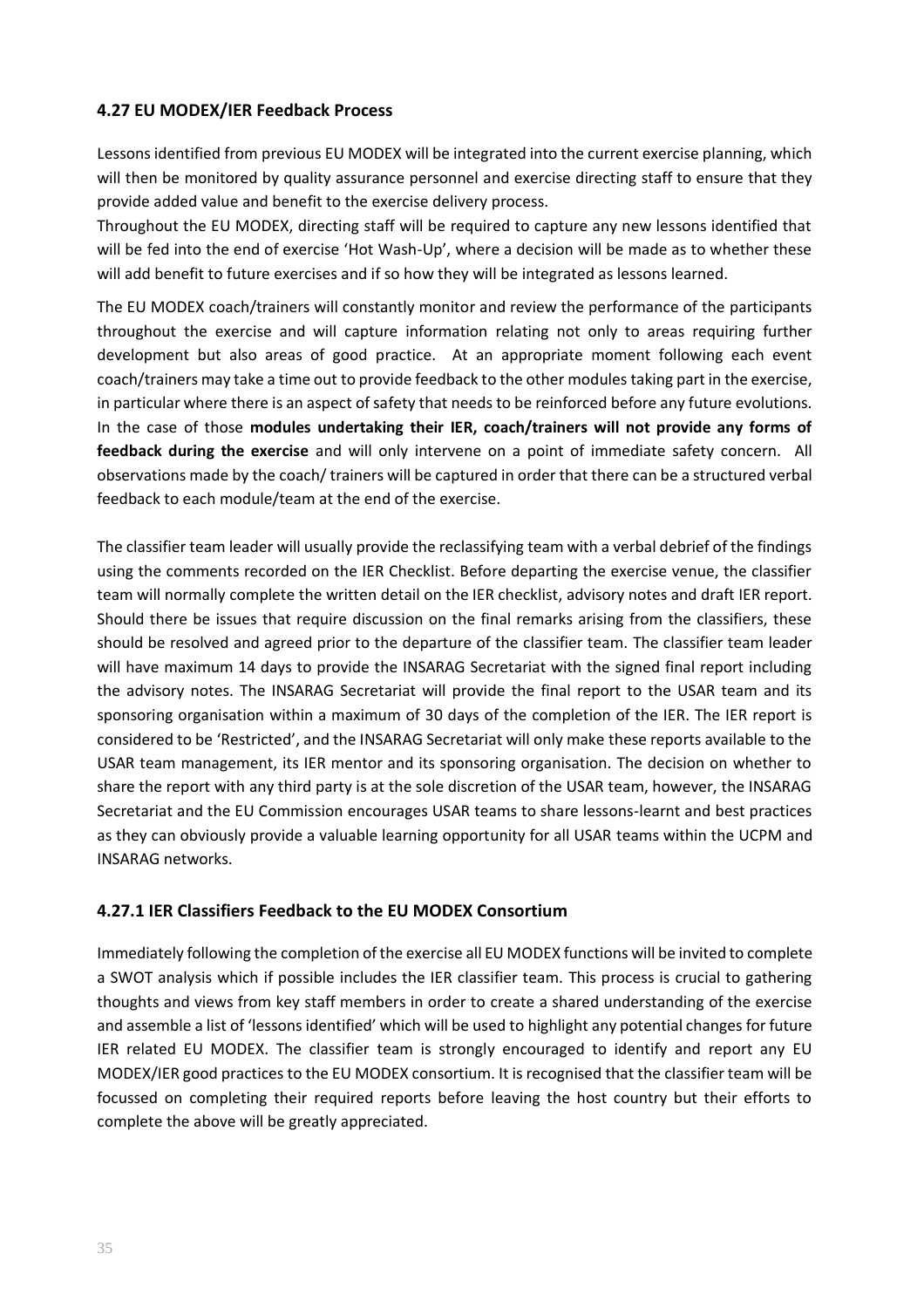## 4.27 EU MODEX/IER Feedback Process

Lessons identified from previous EU MODEX will be integrated into the current exercise planning, which will then be monitored by quality assurance personnel and exercise directing staff to ensure that they provide added value and benefit to the exercise delivery process.

Throughout the EU MODEX, directing staff will be required to capture any new lessons identified that will be fed into the end of exercise 'Hot Wash-Up', where a decision will be made as to whether these will add benefit to future exercises and if so how they will be integrated as lessons learned.

The EU MODEX coach/trainers will constantly monitor and review the performance of the participants throughout the exercise and will capture information relating not only to areas requiring further development but also areas of good practice. At an appropriate moment following each event coach/trainers may take a time out to provide feedback to the other modules taking part in the exercise, in particular where there is an aspect of safety that needs to be reinforced before any future evolutions. In the case of those **modules undertaking their IER, coach/trainers will not provide any forms of feedback during the exercise** and will only intervene on a point of immediate safety concern. All observations made by the coach/ trainers will be captured in order that there can be a structured verbal feedback to each module/team at the end of the exercise.

The classifier team leader will usually provide the reclassifying team with a verbal debrief of the findings using the comments recorded on the IER Checklist. Before departing the exercise venue, the classifier team will normally complete the written detail on the IER checklist, advisory notes and draft IER report. Should there be issues that require discussion on the final remarks arising from the classifiers, these should be resolved and agreed prior to the departure of the classifier team. The classifier team leader will have maximum 14 days to provide the INSARAG Secretariat with the signed final report including the advisory notes. The INSARAG Secretariat will provide the final report to the USAR team and its sponsoring organisation within a maximum of 30 days of the completion of the IER. The IER report is considered to be 'Restricted', and the INSARAG Secretariat will only make these reports available to the USAR team management, its IER mentor and its sponsoring organisation. The decision on whether to share the report with any third party is at the sole discretion of the USAR team, however, the INSARAG Secretariat and the EU Commission encourages USAR teams to share lessons-learnt and best practices as they can obviously provide a valuable learning opportunity for all USAR teams within the UCPM and INSARAG networks.

### 4.27.1 IER Classifiers Feedback to the EU MODEX Consortium

Immediately following the completion of the exercise all EU MODEX functions will be invited to complete a SWOT analysis which if possible includes the IER classifier team. This process is crucial to gathering thoughts and views from key staff members in order to create a shared understanding of the exercise and assemble a list of 'lessons identified' which will be used to highlight any potential changes for future IER related EU MODEX. The classifier team is strongly encouraged to identify and report any EU MODEX/IER good practices to the EU MODEX consortium. It is recognised that the classifier team will be focussed on completing their required reports before leaving the host country but their efforts to complete the above will be greatly appreciated.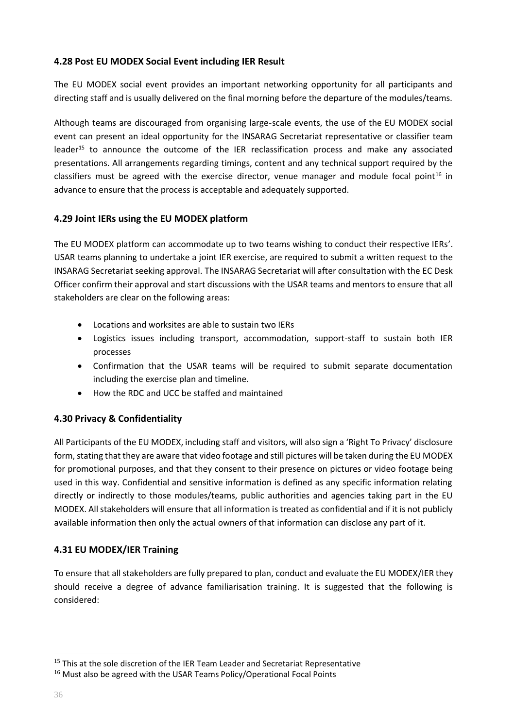### 4.28 Post EU MODEX Social Event including IER Result

The EU MODEX social event provides an important networking opportunity for all participants and directing staff and is usually delivered on the final morning before the departure of the modules/teams.

Although teams are discouraged from organising large-scale events, the use of the EU MODEX social event can present an ideal opportunity for the INSARAG Secretariat representative or classifier team leader[15] to announce the outcome of the IER reclassification process and make any associated presentations. All arrangements regarding timings, content and any technical support required by the classifiers must be agreed with the exercise director, venue manager and module focal point[16] in advance to ensure that the process is acceptable and adequately supported.

### 4.29 Joint IERs using the EU MODEX platform

The EU MODEX platform can accommodate up to two teams wishing to conduct their respective IERs'. USAR teams planning to undertake a joint IER exercise, are required to submit a written request to the INSARAG Secretariat seeking approval. The INSARAG Secretariat will after consultation with the EC Desk Officer confirm their approval and start discussions with the USAR teams and mentors to ensure that all stakeholders are clear on the following areas:

- Locations and worksites are able to sustain two IERs
- Logistics issues including transport, accommodation, support-staff to sustain both IER processes
- Confirmation that the USAR teams will be required to submit separate documentation including the exercise plan and timeline.
- How the RDC and UCC be staffed and maintained

### 4.30 Privacy & Confidentiality

All Participants of the EU MODEX, including staff and visitors, will also sign a 'Right To Privacy' disclosure form, stating that they are aware that video footage and still pictures will be taken during the EU MODEX for promotional purposes, and that they consent to their presence on pictures or video footage being used in this way. Confidential and sensitive information is defined as any specific information relating directly or indirectly to those modules/teams, public authorities and agencies taking part in the EU MODEX. All stakeholders will ensure that all information is treated as confidential and if it is not publicly available information then only the actual owners of that information can disclose any part of it.

### 4.31 EU MODEX/IER Training

To ensure that all stakeholders are fully prepared to plan, conduct and evaluate the EU MODEX/IER they should receive a degree of advance familiarisation training. It is suggested that the following is considered:

---

[15] This at the sole discretion of the IER Team Leader and Secretariat Representative

[16] Must also be agreed with the USAR Teams Policy/Operational Focal Points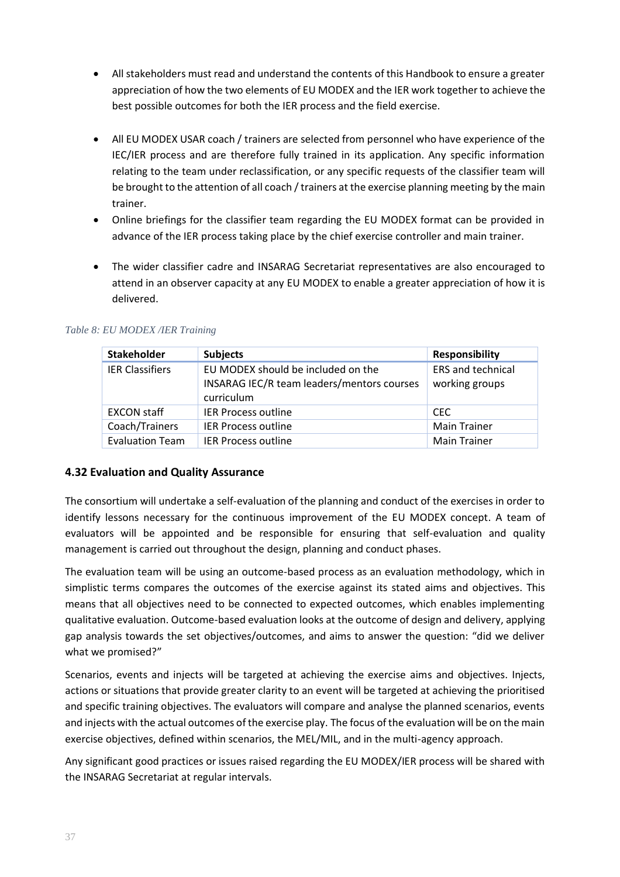- All stakeholders must read and understand the contents of this Handbook to ensure a greater appreciation of how the two elements of EU MODEX and the IER work together to achieve the best possible outcomes for both the IER process and the field exercise.
- All EU MODEX USAR coach / trainers are selected from personnel who have experience of the IEC/IER process and are therefore fully trained in its application. Any specific information relating to the team under reclassification, or any specific requests of the classifier team will be brought to the attention of all coach / trainers at the exercise planning meeting by the main trainer.
- Online briefings for the classifier team regarding the EU MODEX format can be provided in advance of the IER process taking place by the chief exercise controller and main trainer.
- The wider classifier cadre and INSARAG Secretariat representatives are also encouraged to attend in an observer capacity at any EU MODEX to enable a greater appreciation of how it is delivered.

*Table 8: EU MODEX /IER Training*

| Stakeholder | Subjects | Responsibility |
| --- | --- | --- |
| IER Classifiers | EU MODEX should be included on the INSARAG IEC/R team leaders/mentors courses curriculum | ERS and technical working groups |
| EXCON staff | IER Process outline | CEC |
| Coach/Trainers | IER Process outline | Main Trainer |
| Evaluation Team | IER Process outline | Main Trainer |

### 4.32 Evaluation and Quality Assurance

The consortium will undertake a self-evaluation of the planning and conduct of the exercises in order to identify lessons necessary for the continuous improvement of the EU MODEX concept. A team of evaluators will be appointed and be responsible for ensuring that self-evaluation and quality management is carried out throughout the design, planning and conduct phases.

The evaluation team will be using an outcome-based process as an evaluation methodology, which in simplistic terms compares the outcomes of the exercise against its stated aims and objectives. This means that all objectives need to be connected to expected outcomes, which enables implementing qualitative evaluation. Outcome-based evaluation looks at the outcome of design and delivery, applying gap analysis towards the set objectives/outcomes, and aims to answer the question: "did we deliver what we promised?"

Scenarios, events and injects will be targeted at achieving the exercise aims and objectives. Injects, actions or situations that provide greater clarity to an event will be targeted at achieving the prioritised and specific training objectives. The evaluators will compare and analyse the planned scenarios, events and injects with the actual outcomes of the exercise play. The focus of the evaluation will be on the main exercise objectives, defined within scenarios, the MEL/MIL, and in the multi-agency approach.

Any significant good practices or issues raised regarding the EU MODEX/IER process will be shared with the INSARAG Secretariat at regular intervals.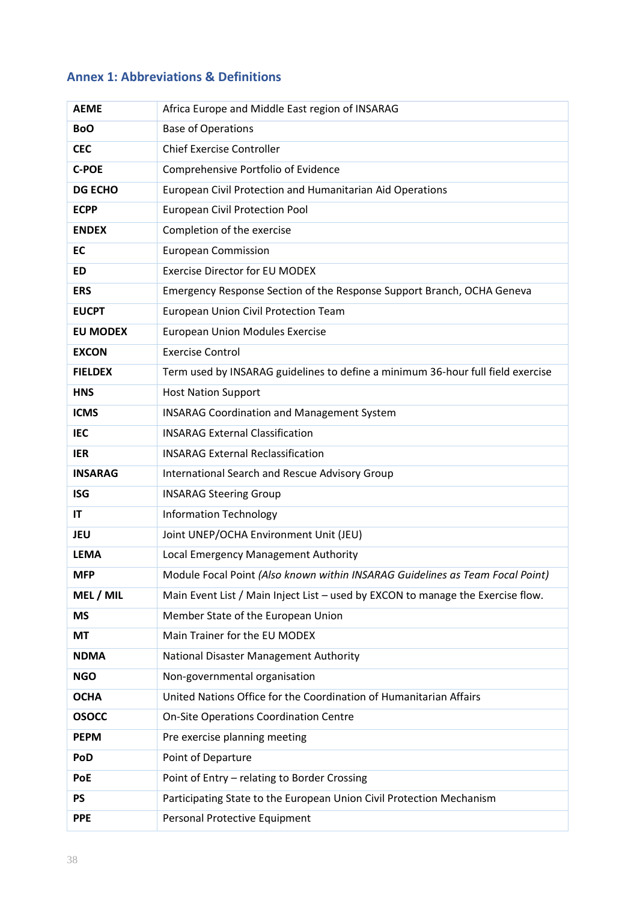## Annex 1: Abbreviations & Definitions

| | |
|---|---|
| **AEME** | Africa Europe and Middle East region of INSARAG |
| **BoO** | Base of Operations |
| **CEC** | Chief Exercise Controller |
| **C-POE** | Comprehensive Portfolio of Evidence |
| **DG ECHO** | European Civil Protection and Humanitarian Aid Operations |
| **ECPP** | European Civil Protection Pool |
| **ENDEX** | Completion of the exercise |
| **EC** | European Commission |
| **ED** | Exercise Director for EU MODEX |
| **ERS** | Emergency Response Section of the Response Support Branch, OCHA Geneva |
| **EUCPT** | European Union Civil Protection Team |
| **EU MODEX** | European Union Modules Exercise |
| **EXCON** | Exercise Control |
| **FIELDEX** | Term used by INSARAG guidelines to define a minimum 36-hour full field exercise |
| **HNS** | Host Nation Support |
| **ICMS** | INSARAG Coordination and Management System |
| **IEC** | INSARAG External Classification |
| **IER** | INSARAG External Reclassification |
| **INSARAG** | International Search and Rescue Advisory Group |
| **ISG** | INSARAG Steering Group |
| **IT** | Information Technology |
| **JEU** | Joint UNEP/OCHA Environment Unit (JEU) |
| **LEMA** | Local Emergency Management Authority |
| **MFP** | Module Focal Point *(Also known within INSARAG Guidelines as Team Focal Point)* |
| **MEL / MIL** | Main Event List / Main Inject List – used by EXCON to manage the Exercise flow. |
| **MS** | Member State of the European Union |
| **MT** | Main Trainer for the EU MODEX |
| **NDMA** | National Disaster Management Authority |
| **NGO** | Non-governmental organisation |
| **OCHA** | United Nations Office for the Coordination of Humanitarian Affairs |
| **OSOCC** | On-Site Operations Coordination Centre |
| **PEPM** | Pre exercise planning meeting |
| **PoD** | Point of Departure |
| **PoE** | Point of Entry – relating to Border Crossing |
| **PS** | Participating State to the European Union Civil Protection Mechanism |
| **PPE** | Personal Protective Equipment |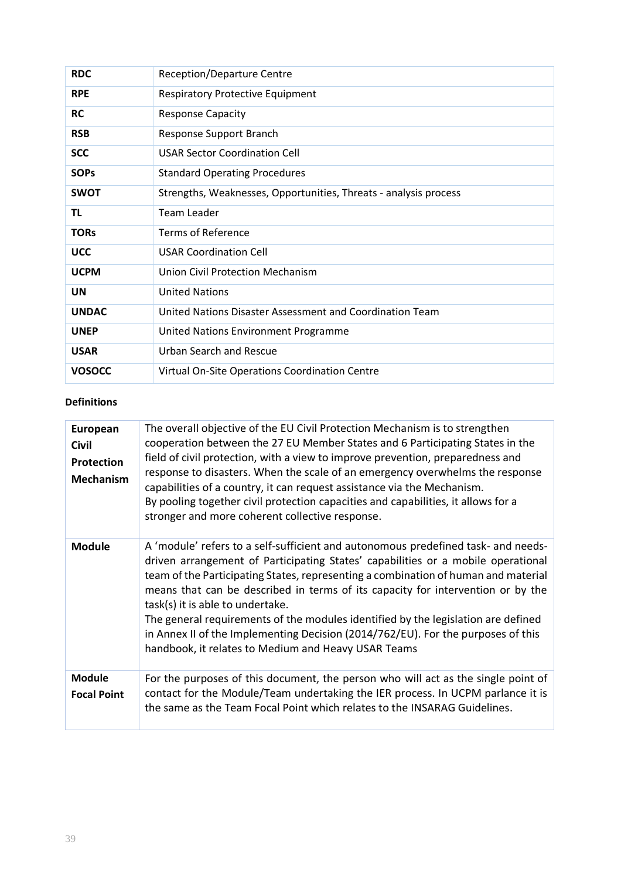| | |
|---|---|
| **RDC** | Reception/Departure Centre |
| **RPE** | Respiratory Protective Equipment |
| **RC** | Response Capacity |
| **RSB** | Response Support Branch |
| **SCC** | USAR Sector Coordination Cell |
| **SOPs** | Standard Operating Procedures |
| **SWOT** | Strengths, Weaknesses, Opportunities, Threats - analysis process |
| **TL** | Team Leader |
| **TORs** | Terms of Reference |
| **UCC** | USAR Coordination Cell |
| **UCPM** | Union Civil Protection Mechanism |
| **UN** | United Nations |
| **UNDAC** | United Nations Disaster Assessment and Coordination Team |
| **UNEP** | United Nations Environment Programme |
| **USAR** | Urban Search and Rescue |
| **VOSOCC** | Virtual On-Site Operations Coordination Centre |

**Definitions**

| | |
|---|---|
| **European Civil Protection Mechanism** | The overall objective of the EU Civil Protection Mechanism is to strengthen cooperation between the 27 EU Member States and 6 Participating States in the field of civil protection, with a view to improve prevention, preparedness and response to disasters. When the scale of an emergency overwhelms the response capabilities of a country, it can request assistance via the Mechanism. By pooling together civil protection capacities and capabilities, it allows for a stronger and more coherent collective response. |
| **Module** | A 'module' refers to a self-sufficient and autonomous predefined task- and needs-driven arrangement of Participating States' capabilities or a mobile operational team of the Participating States, representing a combination of human and material means that can be described in terms of its capacity for intervention or by the task(s) it is able to undertake. The general requirements of the modules identified by the legislation are defined in Annex II of the Implementing Decision (2014/762/EU). For the purposes of this handbook, it relates to Medium and Heavy USAR Teams |
| **Module Focal Point** | For the purposes of this document, the person who will act as the single point of contact for the Module/Team undertaking the IER process. In UCPM parlance it is the same as the Team Focal Point which relates to the INSARAG Guidelines. |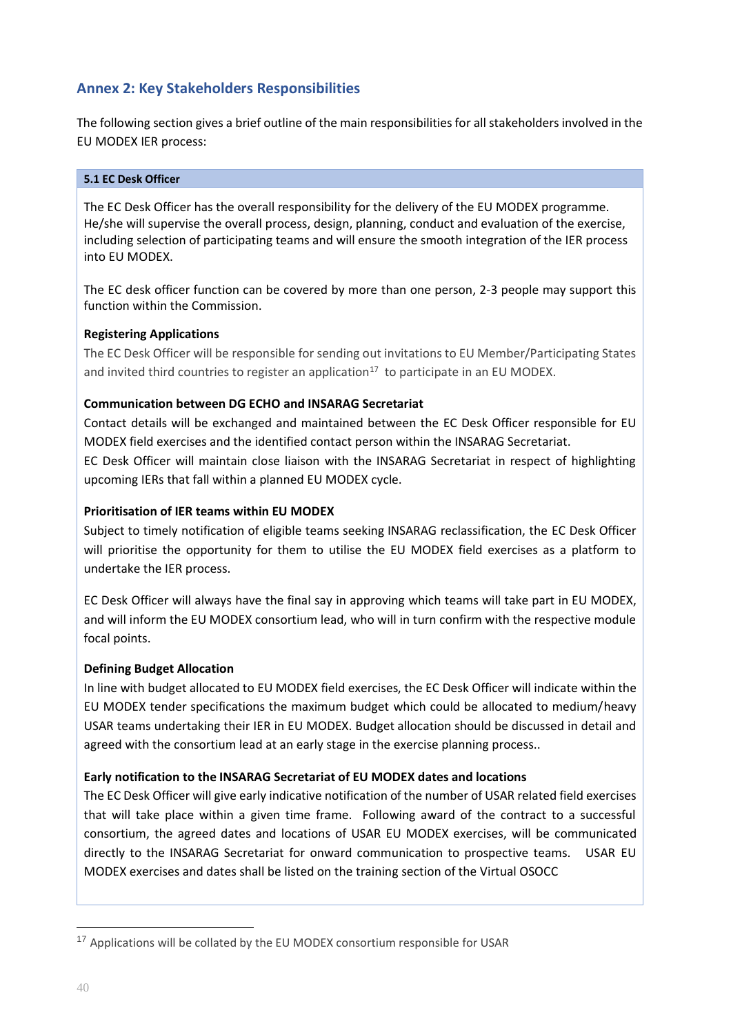## Annex 2: Key Stakeholders Responsibilities

The following section gives a brief outline of the main responsibilities for all stakeholders involved in the EU MODEX IER process:

### 5.1 EC Desk Officer

The EC Desk Officer has the overall responsibility for the delivery of the EU MODEX programme. He/she will supervise the overall process, design, planning, conduct and evaluation of the exercise, including selection of participating teams and will ensure the smooth integration of the IER process into EU MODEX.

The EC desk officer function can be covered by more than one person, 2-3 people may support this function within the Commission.

**Registering Applications**

The EC Desk Officer will be responsible for sending out invitations to EU Member/Participating States and invited third countries to register an application[17] to participate in an EU MODEX.

**Communication between DG ECHO and INSARAG Secretariat**

Contact details will be exchanged and maintained between the EC Desk Officer responsible for EU MODEX field exercises and the identified contact person within the INSARAG Secretariat.
EC Desk Officer will maintain close liaison with the INSARAG Secretariat in respect of highlighting upcoming IERs that fall within a planned EU MODEX cycle.

**Prioritisation of IER teams within EU MODEX**

Subject to timely notification of eligible teams seeking INSARAG reclassification, the EC Desk Officer will prioritise the opportunity for them to utilise the EU MODEX field exercises as a platform to undertake the IER process.

EC Desk Officer will always have the final say in approving which teams will take part in EU MODEX, and will inform the EU MODEX consortium lead, who will in turn confirm with the respective module focal points.

**Defining Budget Allocation**

In line with budget allocated to EU MODEX field exercises, the EC Desk Officer will indicate within the EU MODEX tender specifications the maximum budget which could be allocated to medium/heavy USAR teams undertaking their IER in EU MODEX. Budget allocation should be discussed in detail and agreed with the consortium lead at an early stage in the exercise planning process..

**Early notification to the INSARAG Secretariat of EU MODEX dates and locations**

The EC Desk Officer will give early indicative notification of the number of USAR related field exercises that will take place within a given time frame. Following award of the contract to a successful consortium, the agreed dates and locations of USAR EU MODEX exercises, will be communicated directly to the INSARAG Secretariat for onward communication to prospective teams. USAR EU MODEX exercises and dates shall be listed on the training section of the Virtual OSOCC

---

[17] Applications will be collated by the EU MODEX consortium responsible for USAR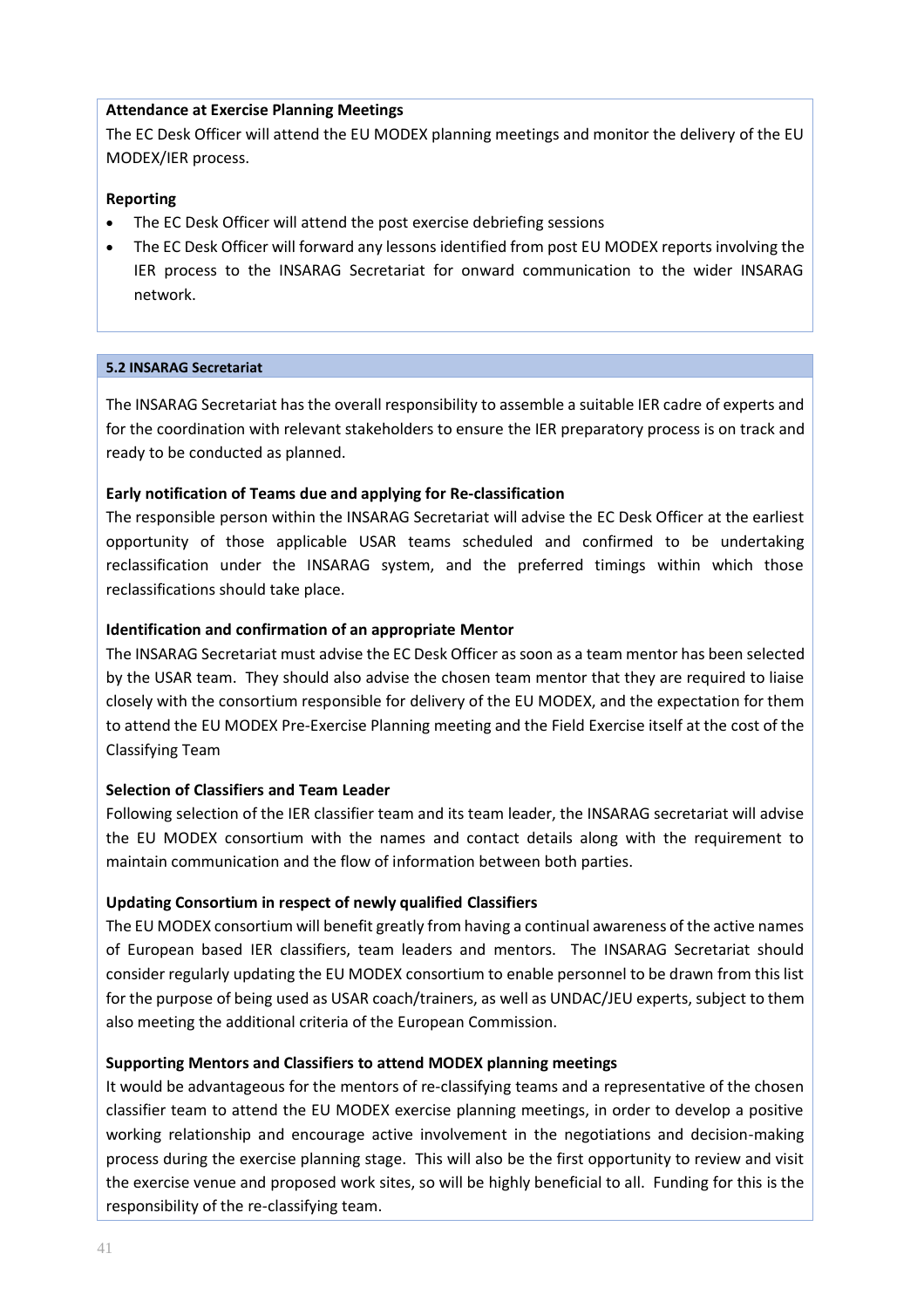**Attendance at Exercise Planning Meetings**

The EC Desk Officer will attend the EU MODEX planning meetings and monitor the delivery of the EU MODEX/IER process.

**Reporting**

- The EC Desk Officer will attend the post exercise debriefing sessions
- The EC Desk Officer will forward any lessons identified from post EU MODEX reports involving the IER process to the INSARAG Secretariat for onward communication to the wider INSARAG network.

### 5.2 INSARAG Secretariat

The INSARAG Secretariat has the overall responsibility to assemble a suitable IER cadre of experts and for the coordination with relevant stakeholders to ensure the IER preparatory process is on track and ready to be conducted as planned.

**Early notification of Teams due and applying for Re-classification**

The responsible person within the INSARAG Secretariat will advise the EC Desk Officer at the earliest opportunity of those applicable USAR teams scheduled and confirmed to be undertaking reclassification under the INSARAG system, and the preferred timings within which those reclassifications should take place.

**Identification and confirmation of an appropriate Mentor**

The INSARAG Secretariat must advise the EC Desk Officer as soon as a team mentor has been selected by the USAR team. They should also advise the chosen team mentor that they are required to liaise closely with the consortium responsible for delivery of the EU MODEX, and the expectation for them to attend the EU MODEX Pre-Exercise Planning meeting and the Field Exercise itself at the cost of the Classifying Team

**Selection of Classifiers and Team Leader**

Following selection of the IER classifier team and its team leader, the INSARAG secretariat will advise the EU MODEX consortium with the names and contact details along with the requirement to maintain communication and the flow of information between both parties.

**Updating Consortium in respect of newly qualified Classifiers**

The EU MODEX consortium will benefit greatly from having a continual awareness of the active names of European based IER classifiers, team leaders and mentors. The INSARAG Secretariat should consider regularly updating the EU MODEX consortium to enable personnel to be drawn from this list for the purpose of being used as USAR coach/trainers, as well as UNDAC/JEU experts, subject to them also meeting the additional criteria of the European Commission.

**Supporting Mentors and Classifiers to attend MODEX planning meetings**

It would be advantageous for the mentors of re-classifying teams and a representative of the chosen classifier team to attend the EU MODEX exercise planning meetings, in order to develop a positive working relationship and encourage active involvement in the negotiations and decision-making process during the exercise planning stage. This will also be the first opportunity to review and visit the exercise venue and proposed work sites, so will be highly beneficial to all. Funding for this is the responsibility of the re-classifying team.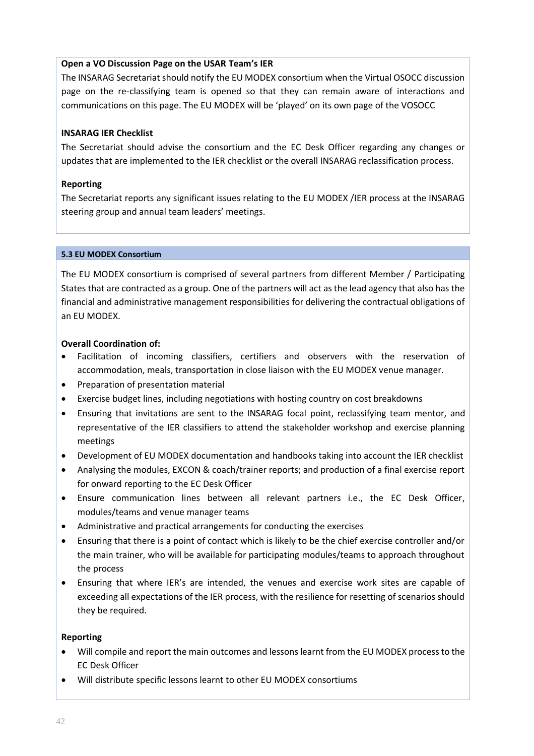**Open a VO Discussion Page on the USAR Team's IER**

The INSARAG Secretariat should notify the EU MODEX consortium when the Virtual OSOCC discussion page on the re-classifying team is opened so that they can remain aware of interactions and communications on this page. The EU MODEX will be 'played' on its own page of the VOSOCC

**INSARAG IER Checklist**

The Secretariat should advise the consortium and the EC Desk Officer regarding any changes or updates that are implemented to the IER checklist or the overall INSARAG reclassification process.

**Reporting**

The Secretariat reports any significant issues relating to the EU MODEX /IER process at the INSARAG steering group and annual team leaders' meetings.

#### 5.3 EU MODEX Consortium

The EU MODEX consortium is comprised of several partners from different Member / Participating States that are contracted as a group. One of the partners will act as the lead agency that also has the financial and administrative management responsibilities for delivering the contractual obligations of an EU MODEX.

**Overall Coordination of:**

- Facilitation of incoming classifiers, certifiers and observers with the reservation of accommodation, meals, transportation in close liaison with the EU MODEX venue manager.
- Preparation of presentation material
- Exercise budget lines, including negotiations with hosting country on cost breakdowns
- Ensuring that invitations are sent to the INSARAG focal point, reclassifying team mentor, and representative of the IER classifiers to attend the stakeholder workshop and exercise planning meetings
- Development of EU MODEX documentation and handbooks taking into account the IER checklist
- Analysing the modules, EXCON & coach/trainer reports; and production of a final exercise report for onward reporting to the EC Desk Officer
- Ensure communication lines between all relevant partners i.e., the EC Desk Officer, modules/teams and venue manager teams
- Administrative and practical arrangements for conducting the exercises
- Ensuring that there is a point of contact which is likely to be the chief exercise controller and/or the main trainer, who will be available for participating modules/teams to approach throughout the process
- Ensuring that where IER's are intended, the venues and exercise work sites are capable of exceeding all expectations of the IER process, with the resilience for resetting of scenarios should they be required.

**Reporting**

- Will compile and report the main outcomes and lessons learnt from the EU MODEX process to the EC Desk Officer
- Will distribute specific lessons learnt to other EU MODEX consortiums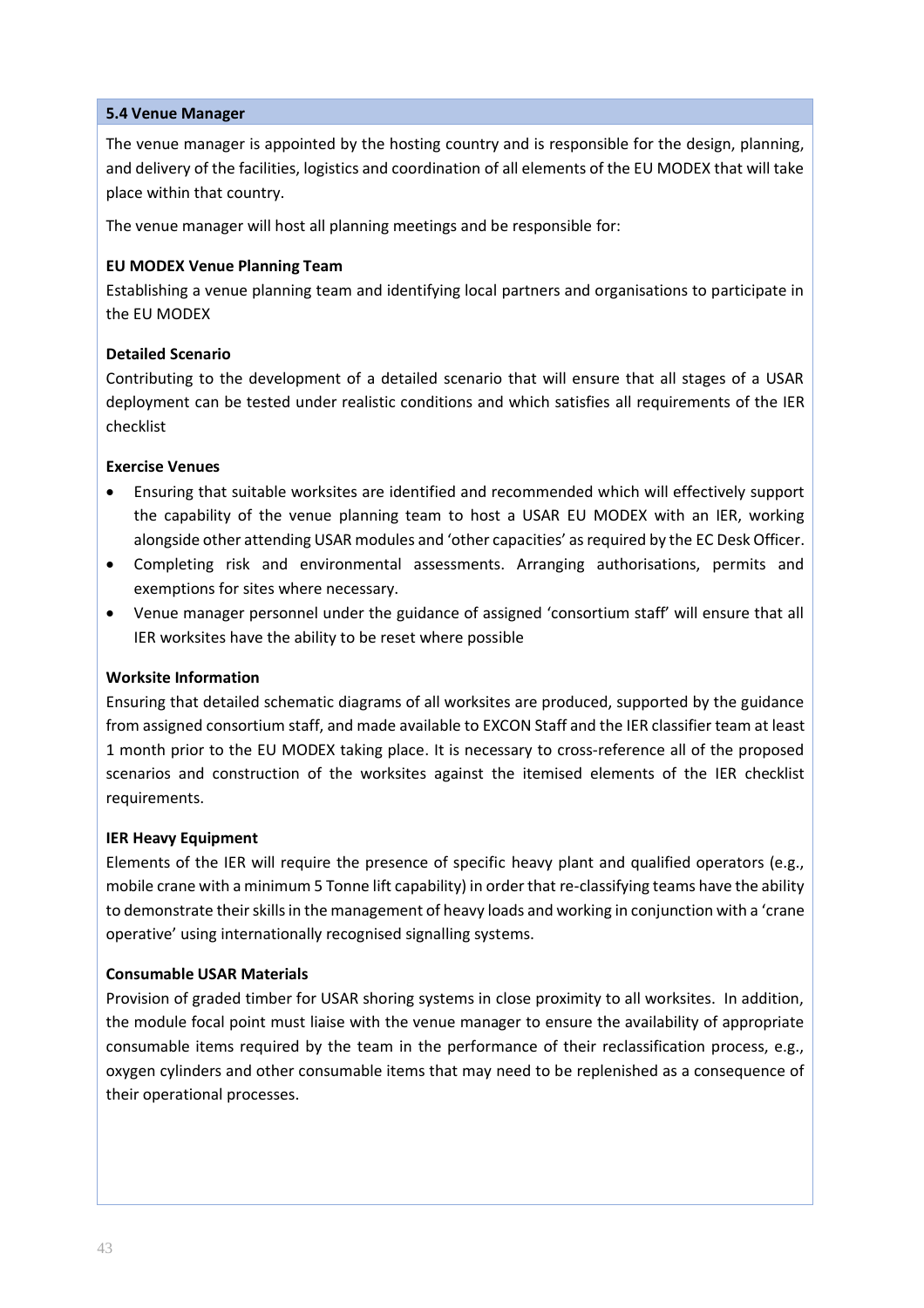### 5.4 Venue Manager

The venue manager is appointed by the hosting country and is responsible for the design, planning, and delivery of the facilities, logistics and coordination of all elements of the EU MODEX that will take place within that country.

The venue manager will host all planning meetings and be responsible for:

**EU MODEX Venue Planning Team**

Establishing a venue planning team and identifying local partners and organisations to participate in the EU MODEX

**Detailed Scenario**

Contributing to the development of a detailed scenario that will ensure that all stages of a USAR deployment can be tested under realistic conditions and which satisfies all requirements of the IER checklist

**Exercise Venues**

- Ensuring that suitable worksites are identified and recommended which will effectively support the capability of the venue planning team to host a USAR EU MODEX with an IER, working alongside other attending USAR modules and 'other capacities' as required by the EC Desk Officer.
- Completing risk and environmental assessments. Arranging authorisations, permits and exemptions for sites where necessary.
- Venue manager personnel under the guidance of assigned 'consortium staff' will ensure that all IER worksites have the ability to be reset where possible

**Worksite Information**

Ensuring that detailed schematic diagrams of all worksites are produced, supported by the guidance from assigned consortium staff, and made available to EXCON Staff and the IER classifier team at least 1 month prior to the EU MODEX taking place. It is necessary to cross-reference all of the proposed scenarios and construction of the worksites against the itemised elements of the IER checklist requirements.

**IER Heavy Equipment**

Elements of the IER will require the presence of specific heavy plant and qualified operators (e.g., mobile crane with a minimum 5 Tonne lift capability) in order that re-classifying teams have the ability to demonstrate their skills in the management of heavy loads and working in conjunction with a 'crane operative' using internationally recognised signalling systems.

**Consumable USAR Materials**

Provision of graded timber for USAR shoring systems in close proximity to all worksites. In addition, the module focal point must liaise with the venue manager to ensure the availability of appropriate consumable items required by the team in the performance of their reclassification process, e.g., oxygen cylinders and other consumable items that may need to be replenished as a consequence of their operational processes.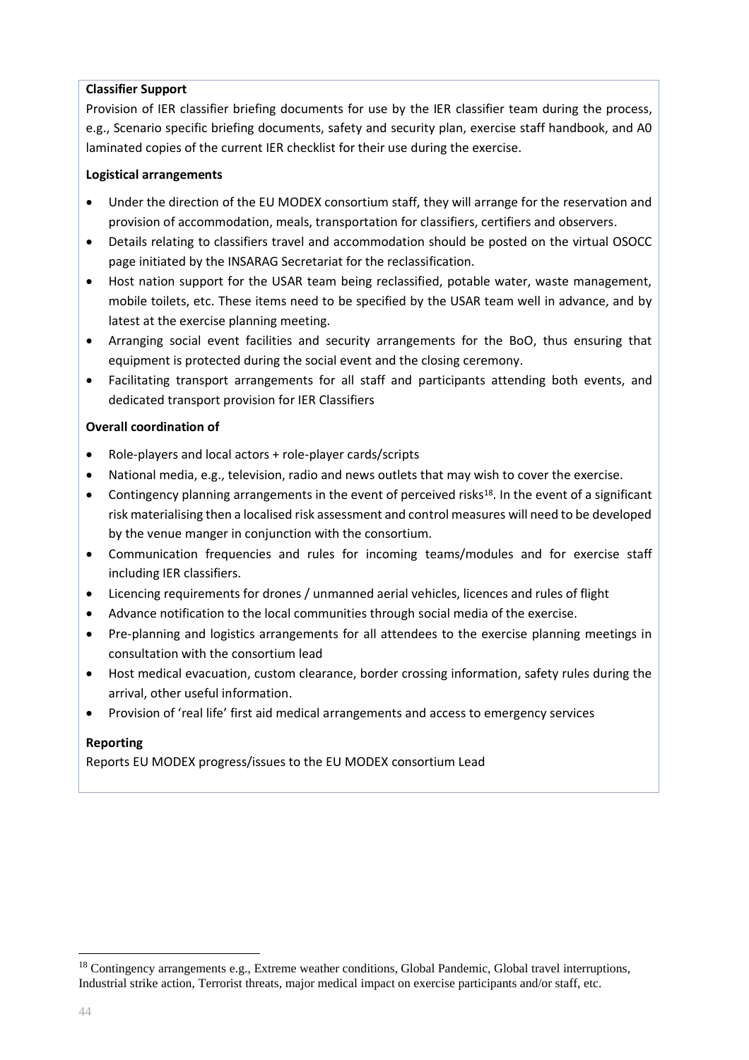**Classifier Support**

Provision of IER classifier briefing documents for use by the IER classifier team during the process, e.g., Scenario specific briefing documents, safety and security plan, exercise staff handbook, and A0 laminated copies of the current IER checklist for their use during the exercise.

**Logistical arrangements**

- Under the direction of the EU MODEX consortium staff, they will arrange for the reservation and provision of accommodation, meals, transportation for classifiers, certifiers and observers.
- Details relating to classifiers travel and accommodation should be posted on the virtual OSOCC page initiated by the INSARAG Secretariat for the reclassification.
- Host nation support for the USAR team being reclassified, potable water, waste management, mobile toilets, etc. These items need to be specified by the USAR team well in advance, and by latest at the exercise planning meeting.
- Arranging social event facilities and security arrangements for the BoO, thus ensuring that equipment is protected during the social event and the closing ceremony.
- Facilitating transport arrangements for all staff and participants attending both events, and dedicated transport provision for IER Classifiers

**Overall coordination of**

- Role-players and local actors + role-player cards/scripts
- National media, e.g., television, radio and news outlets that may wish to cover the exercise.
- Contingency planning arrangements in the event of perceived risks[18]. In the event of a significant risk materialising then a localised risk assessment and control measures will need to be developed by the venue manger in conjunction with the consortium.
- Communication frequencies and rules for incoming teams/modules and for exercise staff including IER classifiers.
- Licencing requirements for drones / unmanned aerial vehicles, licences and rules of flight
- Advance notification to the local communities through social media of the exercise.
- Pre-planning and logistics arrangements for all attendees to the exercise planning meetings in consultation with the consortium lead
- Host medical evacuation, custom clearance, border crossing information, safety rules during the arrival, other useful information.
- Provision of 'real life' first aid medical arrangements and access to emergency services

**Reporting**

Reports EU MODEX progress/issues to the EU MODEX consortium Lead

[18] Contingency arrangements e.g., Extreme weather conditions, Global Pandemic, Global travel interruptions, Industrial strike action, Terrorist threats, major medical impact on exercise participants and/or staff, etc.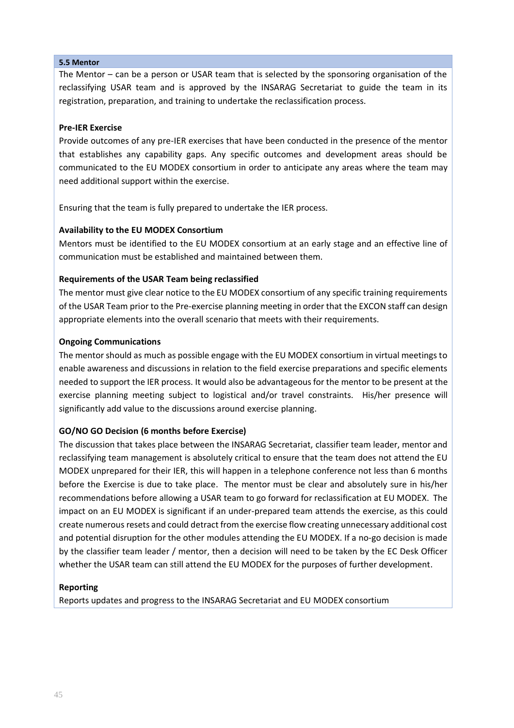### 5.5 Mentor

The Mentor – can be a person or USAR team that is selected by the sponsoring organisation of the reclassifying USAR team and is approved by the INSARAG Secretariat to guide the team in its registration, preparation, and training to undertake the reclassification process.

**Pre-IER Exercise**

Provide outcomes of any pre-IER exercises that have been conducted in the presence of the mentor that establishes any capability gaps. Any specific outcomes and development areas should be communicated to the EU MODEX consortium in order to anticipate any areas where the team may need additional support within the exercise.

Ensuring that the team is fully prepared to undertake the IER process.

**Availability to the EU MODEX Consortium**

Mentors must be identified to the EU MODEX consortium at an early stage and an effective line of communication must be established and maintained between them.

**Requirements of the USAR Team being reclassified**

The mentor must give clear notice to the EU MODEX consortium of any specific training requirements of the USAR Team prior to the Pre-exercise planning meeting in order that the EXCON staff can design appropriate elements into the overall scenario that meets with their requirements.

**Ongoing Communications**

The mentor should as much as possible engage with the EU MODEX consortium in virtual meetings to enable awareness and discussions in relation to the field exercise preparations and specific elements needed to support the IER process. It would also be advantageous for the mentor to be present at the exercise planning meeting subject to logistical and/or travel constraints. His/her presence will significantly add value to the discussions around exercise planning.

**GO/NO GO Decision (6 months before Exercise)**

The discussion that takes place between the INSARAG Secretariat, classifier team leader, mentor and reclassifying team management is absolutely critical to ensure that the team does not attend the EU MODEX unprepared for their IER, this will happen in a telephone conference not less than 6 months before the Exercise is due to take place. The mentor must be clear and absolutely sure in his/her recommendations before allowing a USAR team to go forward for reclassification at EU MODEX. The impact on an EU MODEX is significant if an under-prepared team attends the exercise, as this could create numerous resets and could detract from the exercise flow creating unnecessary additional cost and potential disruption for the other modules attending the EU MODEX. If a no-go decision is made by the classifier team leader / mentor, then a decision will need to be taken by the EC Desk Officer whether the USAR team can still attend the EU MODEX for the purposes of further development.

**Reporting**

Reports updates and progress to the INSARAG Secretariat and EU MODEX consortium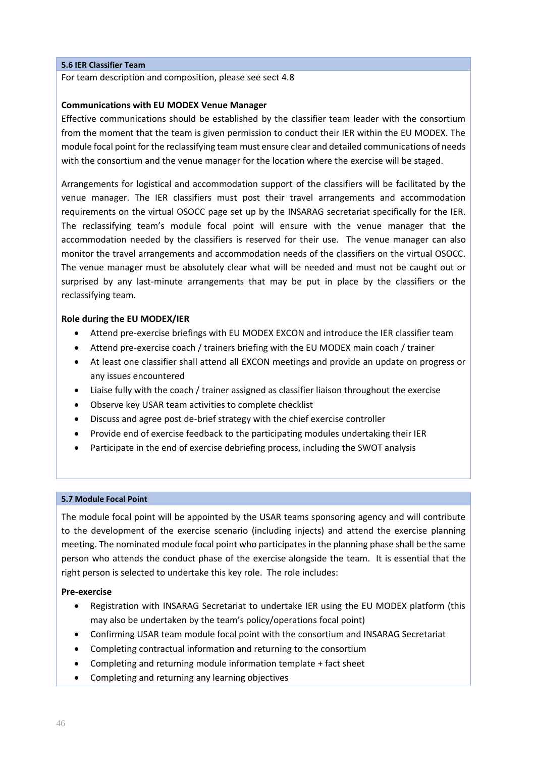### 5.6 IER Classifier Team

For team description and composition, please see sect 4.8

**Communications with EU MODEX Venue Manager**

Effective communications should be established by the classifier team leader with the consortium from the moment that the team is given permission to conduct their IER within the EU MODEX. The module focal point for the reclassifying team must ensure clear and detailed communications of needs with the consortium and the venue manager for the location where the exercise will be staged.

Arrangements for logistical and accommodation support of the classifiers will be facilitated by the venue manager. The IER classifiers must post their travel arrangements and accommodation requirements on the virtual OSOCC page set up by the INSARAG secretariat specifically for the IER. The reclassifying team's module focal point will ensure with the venue manager that the accommodation needed by the classifiers is reserved for their use. The venue manager can also monitor the travel arrangements and accommodation needs of the classifiers on the virtual OSOCC. The venue manager must be absolutely clear what will be needed and must not be caught out or surprised by any last-minute arrangements that may be put in place by the classifiers or the reclassifying team.

**Role during the EU MODEX/IER**

- Attend pre-exercise briefings with EU MODEX EXCON and introduce the IER classifier team
- Attend pre-exercise coach / trainers briefing with the EU MODEX main coach / trainer
- At least one classifier shall attend all EXCON meetings and provide an update on progress or any issues encountered
- Liaise fully with the coach / trainer assigned as classifier liaison throughout the exercise
- Observe key USAR team activities to complete checklist
- Discuss and agree post de-brief strategy with the chief exercise controller
- Provide end of exercise feedback to the participating modules undertaking their IER
- Participate in the end of exercise debriefing process, including the SWOT analysis

### 5.7 Module Focal Point

The module focal point will be appointed by the USAR teams sponsoring agency and will contribute to the development of the exercise scenario (including injects) and attend the exercise planning meeting. The nominated module focal point who participates in the planning phase shall be the same person who attends the conduct phase of the exercise alongside the team. It is essential that the right person is selected to undertake this key role. The role includes:

**Pre-exercise**

- Registration with INSARAG Secretariat to undertake IER using the EU MODEX platform (this may also be undertaken by the team's policy/operations focal point)
- Confirming USAR team module focal point with the consortium and INSARAG Secretariat
- Completing contractual information and returning to the consortium
- Completing and returning module information template + fact sheet
- Completing and returning any learning objectives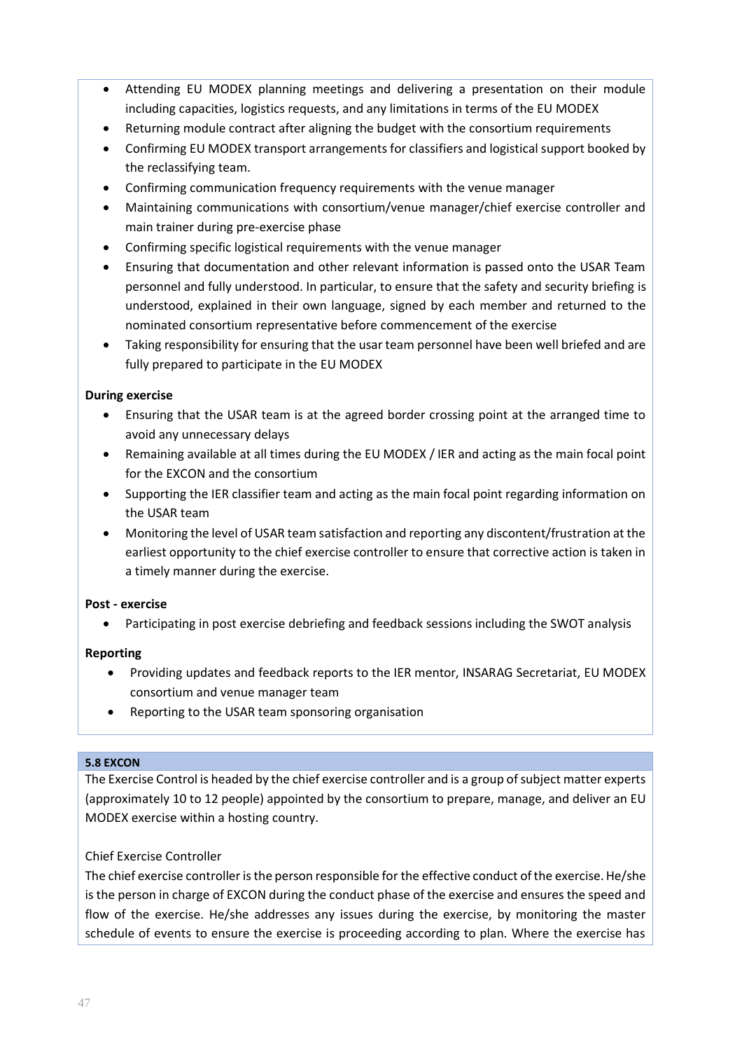- Attending EU MODEX planning meetings and delivering a presentation on their module including capacities, logistics requests, and any limitations in terms of the EU MODEX
- Returning module contract after aligning the budget with the consortium requirements
- Confirming EU MODEX transport arrangements for classifiers and logistical support booked by the reclassifying team.
- Confirming communication frequency requirements with the venue manager
- Maintaining communications with consortium/venue manager/chief exercise controller and main trainer during pre-exercise phase
- Confirming specific logistical requirements with the venue manager
- Ensuring that documentation and other relevant information is passed onto the USAR Team personnel and fully understood. In particular, to ensure that the safety and security briefing is understood, explained in their own language, signed by each member and returned to the nominated consortium representative before commencement of the exercise
- Taking responsibility for ensuring that the usar team personnel have been well briefed and are fully prepared to participate in the EU MODEX

**During exercise**

- Ensuring that the USAR team is at the agreed border crossing point at the arranged time to avoid any unnecessary delays
- Remaining available at all times during the EU MODEX / IER and acting as the main focal point for the EXCON and the consortium
- Supporting the IER classifier team and acting as the main focal point regarding information on the USAR team
- Monitoring the level of USAR team satisfaction and reporting any discontent/frustration at the earliest opportunity to the chief exercise controller to ensure that corrective action is taken in a timely manner during the exercise.

**Post - exercise**

- Participating in post exercise debriefing and feedback sessions including the SWOT analysis

**Reporting**

- Providing updates and feedback reports to the IER mentor, INSARAG Secretariat, EU MODEX consortium and venue manager team
- Reporting to the USAR team sponsoring organisation

**5.8 EXCON**

The Exercise Control is headed by the chief exercise controller and is a group of subject matter experts (approximately 10 to 12 people) appointed by the consortium to prepare, manage, and deliver an EU MODEX exercise within a hosting country.

Chief Exercise Controller

The chief exercise controller is the person responsible for the effective conduct of the exercise. He/she is the person in charge of EXCON during the conduct phase of the exercise and ensures the speed and flow of the exercise. He/she addresses any issues during the exercise, by monitoring the master schedule of events to ensure the exercise is proceeding according to plan. Where the exercise has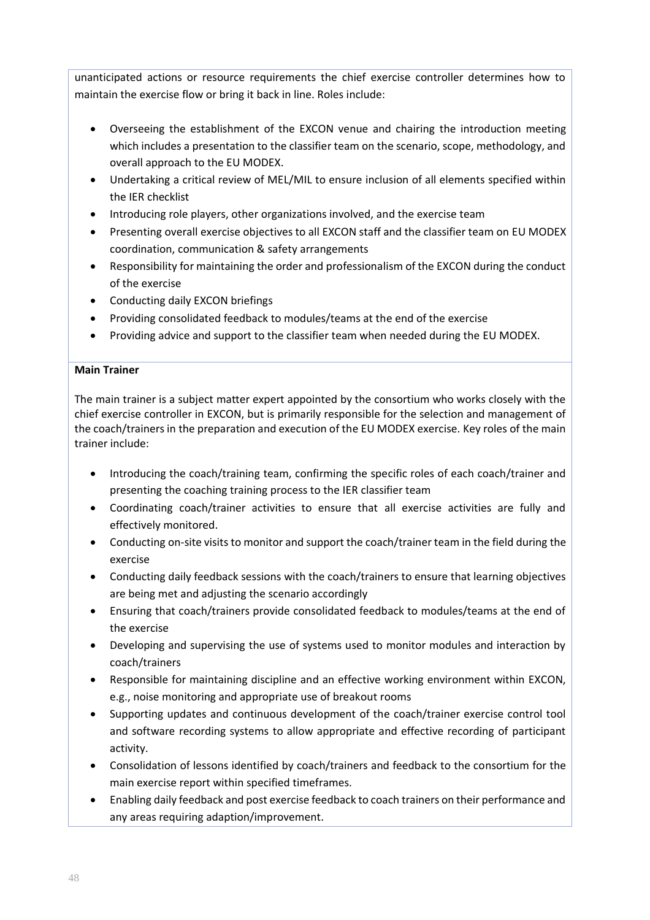unanticipated actions or resource requirements the chief exercise controller determines how to maintain the exercise flow or bring it back in line. Roles include:

- Overseeing the establishment of the EXCON venue and chairing the introduction meeting which includes a presentation to the classifier team on the scenario, scope, methodology, and overall approach to the EU MODEX.
- Undertaking a critical review of MEL/MIL to ensure inclusion of all elements specified within the IER checklist
- Introducing role players, other organizations involved, and the exercise team
- Presenting overall exercise objectives to all EXCON staff and the classifier team on EU MODEX coordination, communication & safety arrangements
- Responsibility for maintaining the order and professionalism of the EXCON during the conduct of the exercise
- Conducting daily EXCON briefings
- Providing consolidated feedback to modules/teams at the end of the exercise
- Providing advice and support to the classifier team when needed during the EU MODEX.

**Main Trainer**

The main trainer is a subject matter expert appointed by the consortium who works closely with the chief exercise controller in EXCON, but is primarily responsible for the selection and management of the coach/trainers in the preparation and execution of the EU MODEX exercise. Key roles of the main trainer include:

- Introducing the coach/training team, confirming the specific roles of each coach/trainer and presenting the coaching training process to the IER classifier team
- Coordinating coach/trainer activities to ensure that all exercise activities are fully and effectively monitored.
- Conducting on-site visits to monitor and support the coach/trainer team in the field during the exercise
- Conducting daily feedback sessions with the coach/trainers to ensure that learning objectives are being met and adjusting the scenario accordingly
- Ensuring that coach/trainers provide consolidated feedback to modules/teams at the end of the exercise
- Developing and supervising the use of systems used to monitor modules and interaction by coach/trainers
- Responsible for maintaining discipline and an effective working environment within EXCON, e.g., noise monitoring and appropriate use of breakout rooms
- Supporting updates and continuous development of the coach/trainer exercise control tool and software recording systems to allow appropriate and effective recording of participant activity.
- Consolidation of lessons identified by coach/trainers and feedback to the consortium for the main exercise report within specified timeframes.
- Enabling daily feedback and post exercise feedback to coach trainers on their performance and any areas requiring adaption/improvement.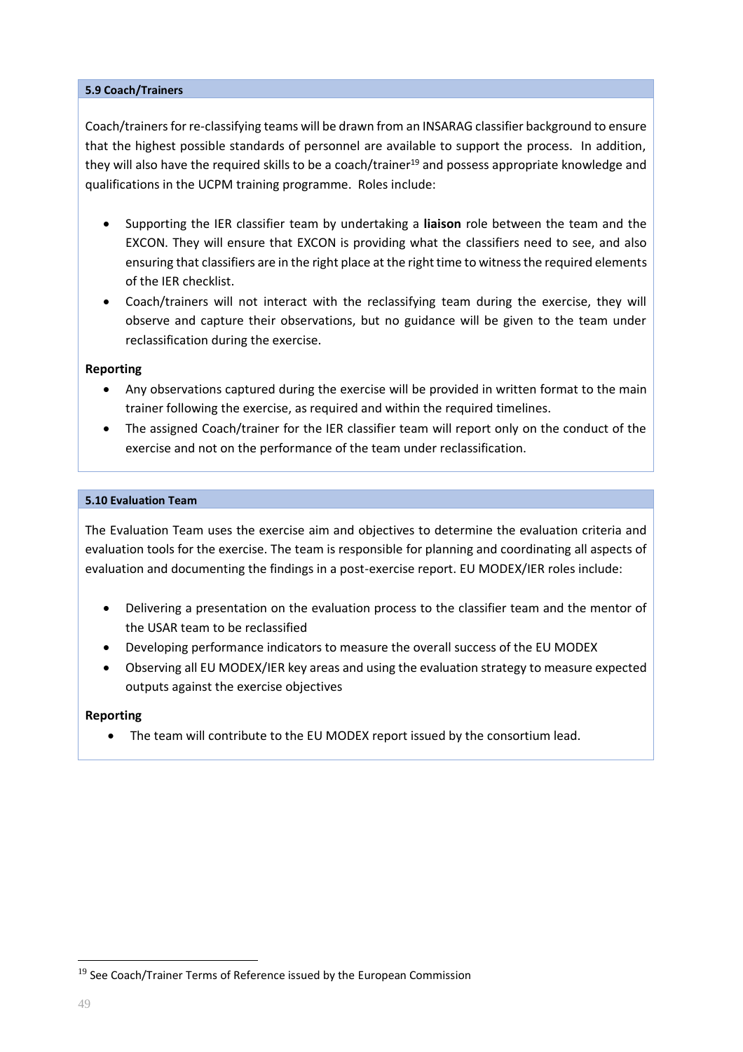### 5.9 Coach/Trainers

Coach/trainers for re-classifying teams will be drawn from an INSARAG classifier background to ensure that the highest possible standards of personnel are available to support the process. In addition, they will also have the required skills to be a coach/trainer[19] and possess appropriate knowledge and qualifications in the UCPM training programme. Roles include:

- Supporting the IER classifier team by undertaking a **liaison** role between the team and the EXCON. They will ensure that EXCON is providing what the classifiers need to see, and also ensuring that classifiers are in the right place at the right time to witness the required elements of the IER checklist.
- Coach/trainers will not interact with the reclassifying team during the exercise, they will observe and capture their observations, but no guidance will be given to the team under reclassification during the exercise.

**Reporting**

- Any observations captured during the exercise will be provided in written format to the main trainer following the exercise, as required and within the required timelines.
- The assigned Coach/trainer for the IER classifier team will report only on the conduct of the exercise and not on the performance of the team under reclassification.

### 5.10 Evaluation Team

The Evaluation Team uses the exercise aim and objectives to determine the evaluation criteria and evaluation tools for the exercise. The team is responsible for planning and coordinating all aspects of evaluation and documenting the findings in a post-exercise report. EU MODEX/IER roles include:

- Delivering a presentation on the evaluation process to the classifier team and the mentor of the USAR team to be reclassified
- Developing performance indicators to measure the overall success of the EU MODEX
- Observing all EU MODEX/IER key areas and using the evaluation strategy to measure expected outputs against the exercise objectives

**Reporting**

- The team will contribute to the EU MODEX report issued by the consortium lead.

---

[19] See Coach/Trainer Terms of Reference issued by the European Commission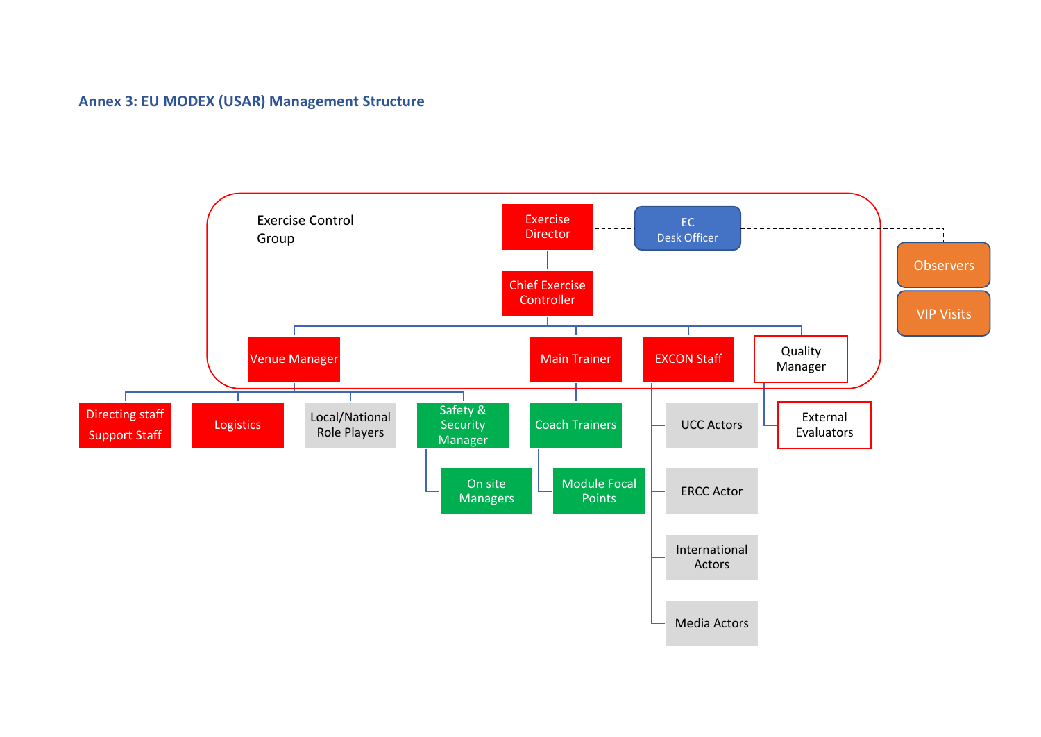### Annex 3: EU MODEX (USAR) Management Structure

- **Exercise Control Group**
  - Exercise Director (linked to EC Desk Officer)
    - Chief Exercise Controller
      - Venue Manager
        - Directing staff / Support Staff
        - Logistics
        - Local/National Role Players
        - Safety & Security Manager
          - On site Managers
      - Main Trainer
        - Coach Trainers
          - Module Focal Points
      - EXCON Staff
        - UCC Actors
        - ERCC Actor
        - International Actors
        - Media Actors
      - Quality Manager
        - External Evaluators
- EC Desk Officer (linked to Observers and VIP Visits)
  - Observers
  - VIP Visits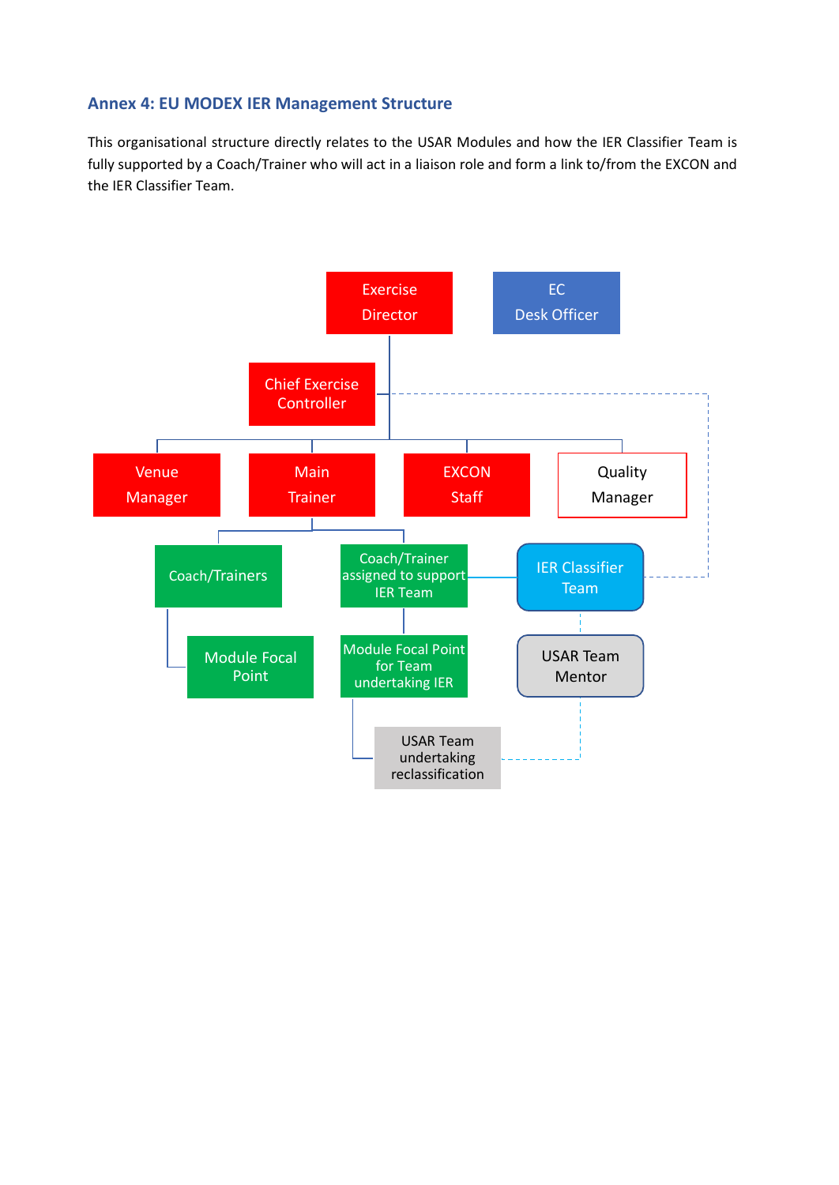## Annex 4: EU MODEX IER Management Structure

This organisational structure directly relates to the USAR Modules and how the IER Classifier Team is fully supported by a Coach/Trainer who will act in a liaison role and form a link to/from the EXCON and the IER Classifier Team.

Exercise Director

EC Desk Officer

Chief Exercise Controller

Venue Manager

Main Trainer

EXCON Staff

Quality Manager

Coach/Trainers

Coach/Trainer assigned to support IER Team

IER Classifier Team

Module Focal Point

Module Focal Point for Team undertaking IER

USAR Team Mentor

USAR Team undertaking reclassification